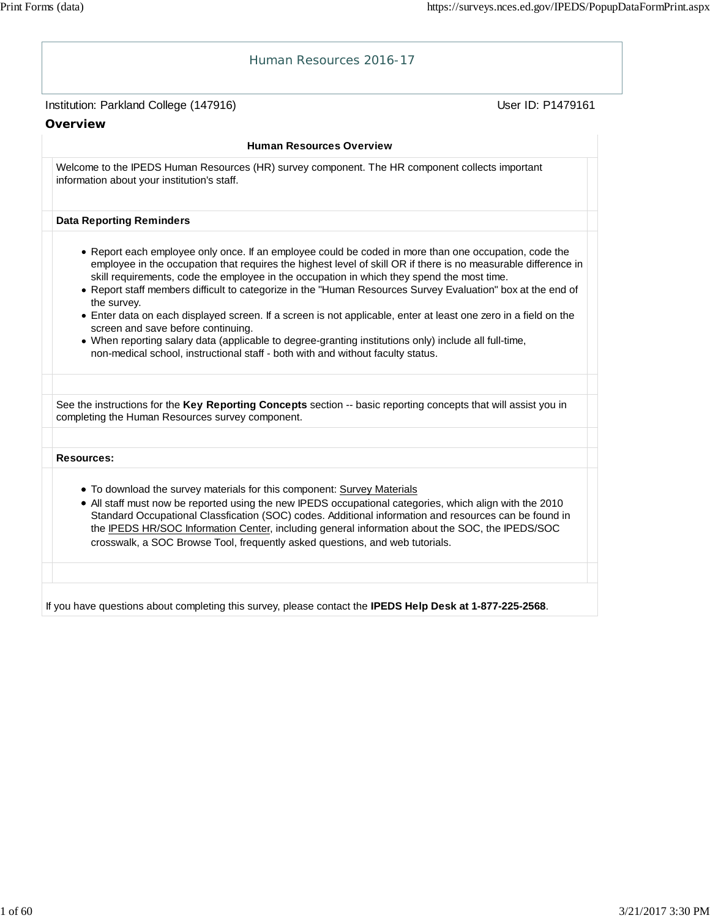# Human Resources 2016-17

Institution: Parkland College (147916) User ID: P1479161

## Overview

### Human Resources Overview

Welcome to the IPEDS Human Resources (HR) survey component. The HR component collects important information about your institution's staff.

**Data Reporting Reminders**

- Report each employee only once. If an employee could be coded in more than one occupation, code the employee in the occupation that requires the highest level of skill OR if there is no measurable difference in skill requirements, code the employee in the occupation in which they spend the most time.
- Report staff members difficult to categorize in the "Human Resources Survey Evaluation" box at the end of the survey.
- Enter data on each displayed screen. If a screen is not applicable, enter at least one zero in a field on the screen and save before continuing.
- When reporting salary data (applicable to degree-granting institutions only) include all full-time, non-medical school, instructional staff - both with and without faculty status.

See the instructions for the **Key Reporting Concepts** section -- basic reporting concepts that will assist you in completing the Human Resources survey component.

**Resources:**

- To download the survey materials for this component: Survey Materials
- All staff must now be reported using the new IPEDS occupational categories, which align with the 2010 Standard Occupational Classfication (SOC) codes. Additional information and resources can be found in the IPEDS HR/SOC Information Center, including general information about the SOC, the IPEDS/SOC crosswalk, a SOC Browse Tool, frequently asked questions, and web tutorials.

If you have questions about completing this survey, please contact the **IPEDS Help Desk at 1-877-225-2568**.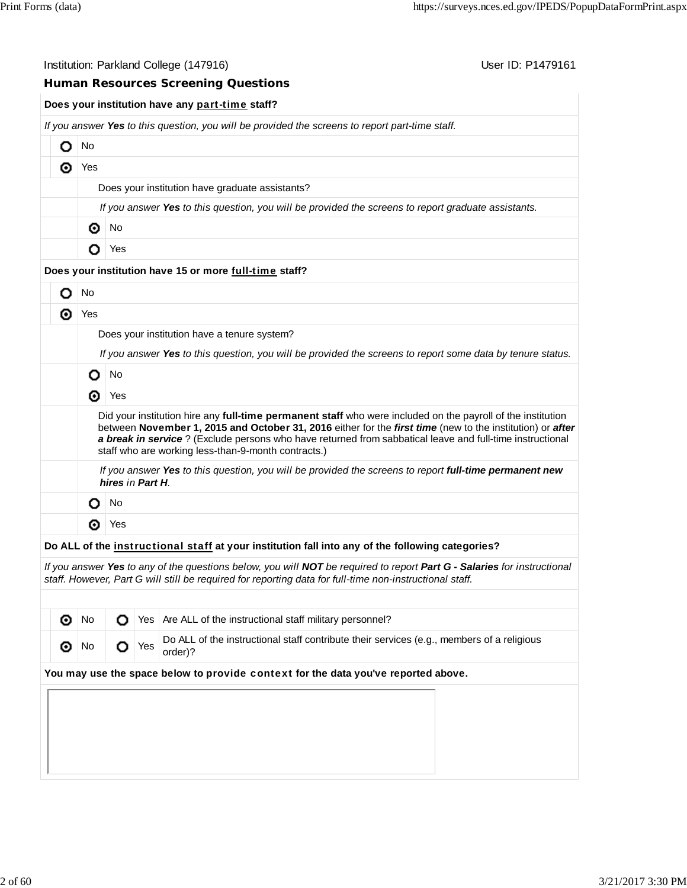Institution: Parkland College (147916)

User ID: P1479161

## Human Resources Screening Questions

**Does your institution have any part-time staff?**

*If you answer **Yes** to this question, you will be provided the screens to report part-time staff.*

- ○ No
- ◉ Yes

  Does your institution have graduate assistants?

  *If you answer **Yes** to this question, you will be provided the screens to report graduate assistants.*

  - ◉ No
  - ○ Yes

**Does your institution have 15 or more full-time staff?**

- ○ No
- ◉ Yes

  Does your institution have a tenure system?

  *If you answer **Yes** to this question, you will be provided the screens to report some data by tenure status.*

  - ○ No
  - ◉ Yes

  Did your institution hire any **full-time permanent staff** who were included on the payroll of the institution between **November 1, 2015 and October 31, 2016** either for the ***first time*** (new to the institution) or ***after a break in service*** ? (Exclude persons who have returned from sabbatical leave and full-time instructional staff who are working less-than-9-month contracts.)

  *If you answer **Yes** to this question, you will be provided the screens to report **full-time permanent new hires** in **Part H**.*

  - ○ No
  - ◉ Yes

**Do ALL of the instructional staff at your institution fall into any of the following categories?**

*If you answer **Yes** to any of the questions below, you will **NOT** be required to report **Part G - Salaries** for instructional staff. However, Part G will still be required for reporting data for full-time non-instructional staff.*

| No | Yes | Question |
|---|---|---|
| ◉ No | ○ Yes | Are ALL of the instructional staff military personnel? |
| ◉ No | ○ Yes | Do ALL of the instructional staff contribute their services (e.g., members of a religious order)? |

**You may use the space below to provide context for the data you've reported above.**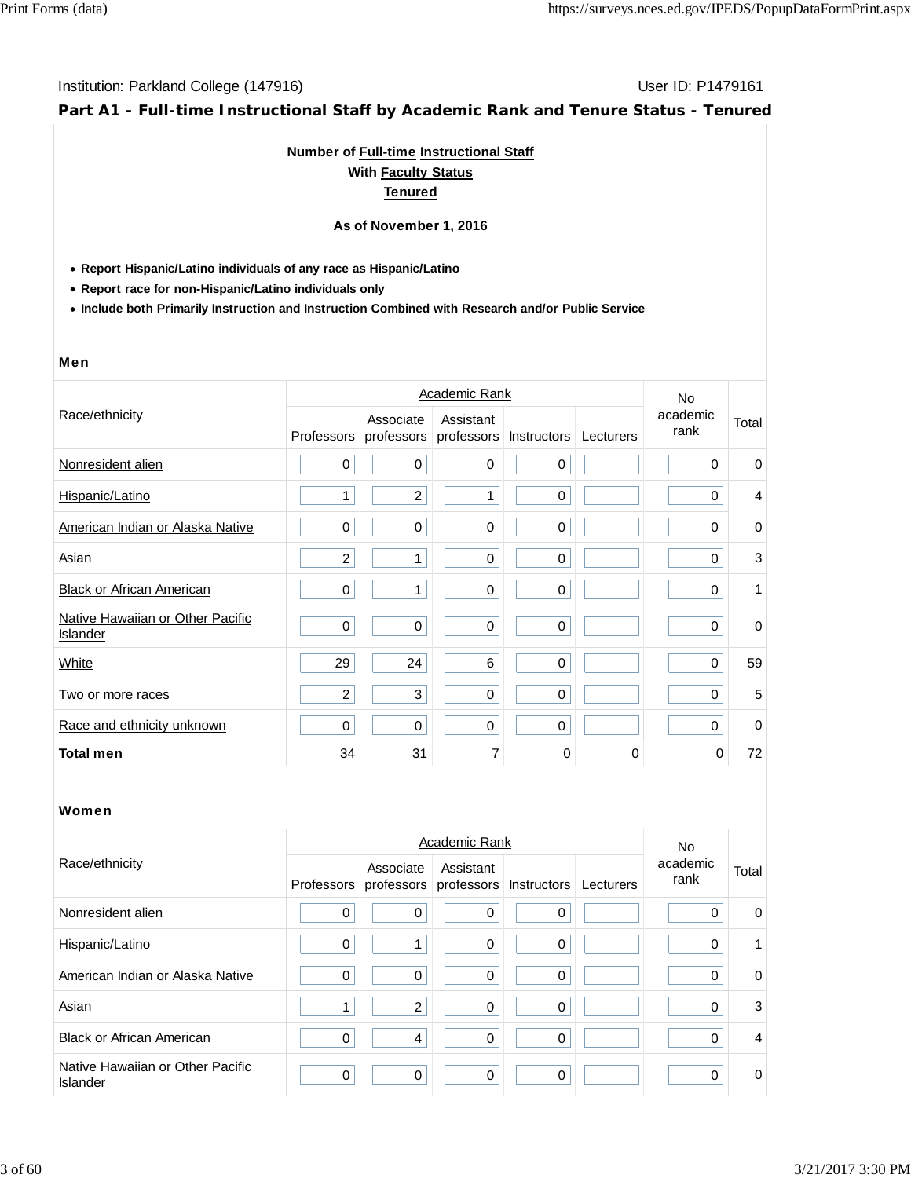Institution: Parkland College (147916) User ID: P1479161

## Part A1 - Full-time Instructional Staff by Academic Rank and Tenure Status - Tenured

**Number of Full-time Instructional Staff**
**With Faculty Status**
**Tenured**

**As of November 1, 2016**

- **Report Hispanic/Latino individuals of any race as Hispanic/Latino**
- **Report race for non-Hispanic/Latino individuals only**
- **Include both Primarily Instruction and Instruction Combined with Research and/or Public Service**

### Men

| Race/ethnicity | Academic Rank | | | | | No academic rank | Total |
|---|---|---|---|---|---|---|---|
| | Professors | Associate professors | Assistant professors | Instructors | Lecturers | | |
| Nonresident alien | 0 | 0 | 0 | 0 | | 0 | 0 |
| Hispanic/Latino | 1 | 2 | 1 | 0 | | 0 | 4 |
| American Indian or Alaska Native | 0 | 0 | 0 | 0 | | 0 | 0 |
| Asian | 2 | 1 | 0 | 0 | | 0 | 3 |
| Black or African American | 0 | 1 | 0 | 0 | | 0 | 1 |
| Native Hawaiian or Other Pacific Islander | 0 | 0 | 0 | 0 | | 0 | 0 |
| White | 29 | 24 | 6 | 0 | | 0 | 59 |
| Two or more races | 2 | 3 | 0 | 0 | | 0 | 5 |
| Race and ethnicity unknown | 0 | 0 | 0 | 0 | | 0 | 0 |
| **Total men** | 34 | 31 | 7 | 0 | 0 | 0 | 72 |

### Women

| Race/ethnicity | Academic Rank | | | | | No academic rank | Total |
|---|---|---|---|---|---|---|---|
| | Professors | Associate professors | Assistant professors | Instructors | Lecturers | | |
| Nonresident alien | 0 | 0 | 0 | 0 | | 0 | 0 |
| Hispanic/Latino | 0 | 1 | 0 | 0 | | 0 | 1 |
| American Indian or Alaska Native | 0 | 0 | 0 | 0 | | 0 | 0 |
| Asian | 1 | 2 | 0 | 0 | | 0 | 3 |
| Black or African American | 0 | 4 | 0 | 0 | | 0 | 4 |
| Native Hawaiian or Other Pacific Islander | 0 | 0 | 0 | 0 | | 0 | 0 |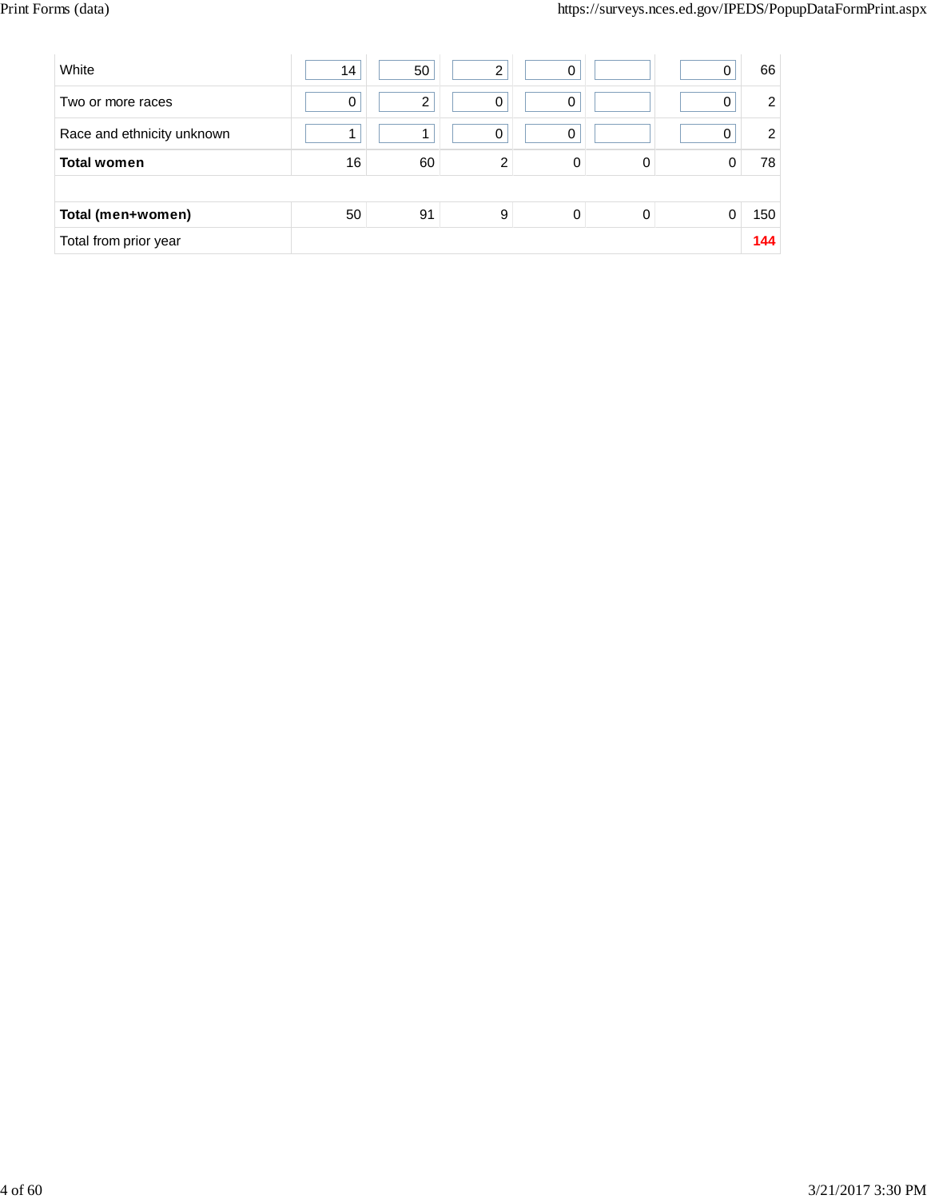| | | | | | | | |
|---|---|---|---|---|---|---|---|
| White | 14 | 50 | 2 | 0 | | 0 | 66 |
| Two or more races | 0 | 2 | 0 | 0 | | 0 | 2 |
| Race and ethnicity unknown | 1 | 1 | 0 | 0 | | 0 | 2 |
| **Total women** | 16 | 60 | 2 | 0 | 0 | 0 | 78 |
| | | | | | | | |
| **Total (men+women)** | 50 | 91 | 9 | 0 | 0 | 0 | 150 |
| Total from prior year | | | | | | | **144** |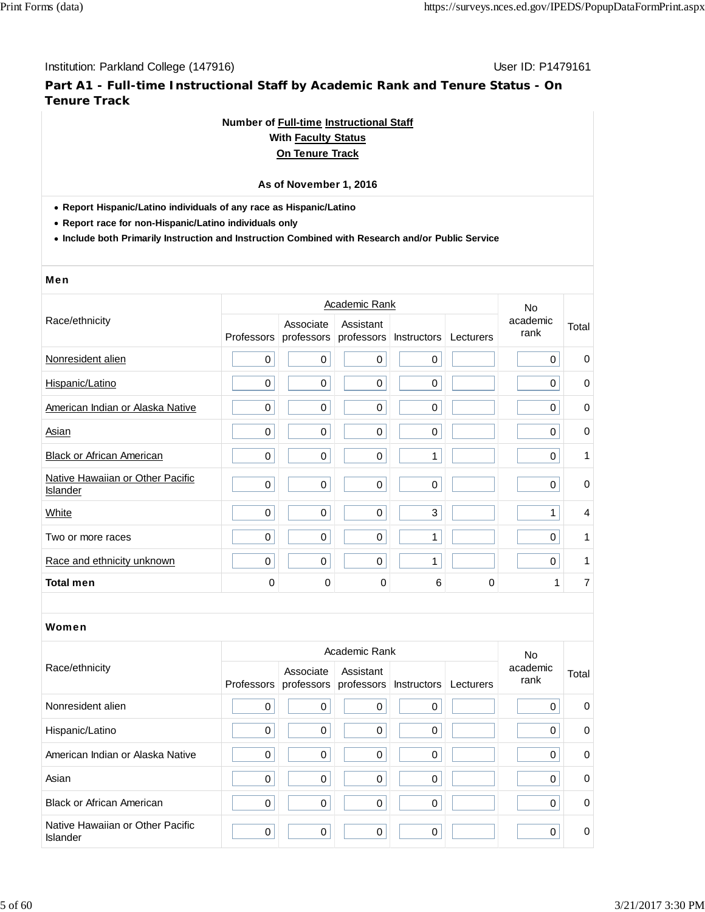Institution: Parkland College (147916)

User ID: P1479161

## Part A1 - Full-time Instructional Staff by Academic Rank and Tenure Status - On Tenure Track

**Number of Full-time Instructional Staff**
**With Faculty Status**
**On Tenure Track**

**As of November 1, 2016**

- **Report Hispanic/Latino individuals of any race as Hispanic/Latino**
- **Report race for non-Hispanic/Latino individuals only**
- **Include both Primarily Instruction and Instruction Combined with Research and/or Public Service**

### Men

| Race/ethnicity | Academic Rank | | | | | No academic rank | Total |
|---|---|---|---|---|---|---|---|
| | Professors | Associate professors | Assistant professors | Instructors | Lecturers | | |
| Nonresident alien | 0 | 0 | 0 | 0 | | 0 | 0 |
| Hispanic/Latino | 0 | 0 | 0 | 0 | | 0 | 0 |
| American Indian or Alaska Native | 0 | 0 | 0 | 0 | | 0 | 0 |
| Asian | 0 | 0 | 0 | 0 | | 0 | 0 |
| Black or African American | 0 | 0 | 0 | 1 | | 0 | 1 |
| Native Hawaiian or Other Pacific Islander | 0 | 0 | 0 | 0 | | 0 | 0 |
| White | 0 | 0 | 0 | 3 | | 1 | 4 |
| Two or more races | 0 | 0 | 0 | 1 | | 0 | 1 |
| Race and ethnicity unknown | 0 | 0 | 0 | 1 | | 0 | 1 |
| **Total men** | 0 | 0 | 0 | 6 | 0 | 1 | 7 |

### Women

| Race/ethnicity | Academic Rank | | | | | No academic rank | Total |
|---|---|---|---|---|---|---|---|
| | Professors | Associate professors | Assistant professors | Instructors | Lecturers | | |
| Nonresident alien | 0 | 0 | 0 | 0 | | 0 | 0 |
| Hispanic/Latino | 0 | 0 | 0 | 0 | | 0 | 0 |
| American Indian or Alaska Native | 0 | 0 | 0 | 0 | | 0 | 0 |
| Asian | 0 | 0 | 0 | 0 | | 0 | 0 |
| Black or African American | 0 | 0 | 0 | 0 | | 0 | 0 |
| Native Hawaiian or Other Pacific Islander | 0 | 0 | 0 | 0 | | 0 | 0 |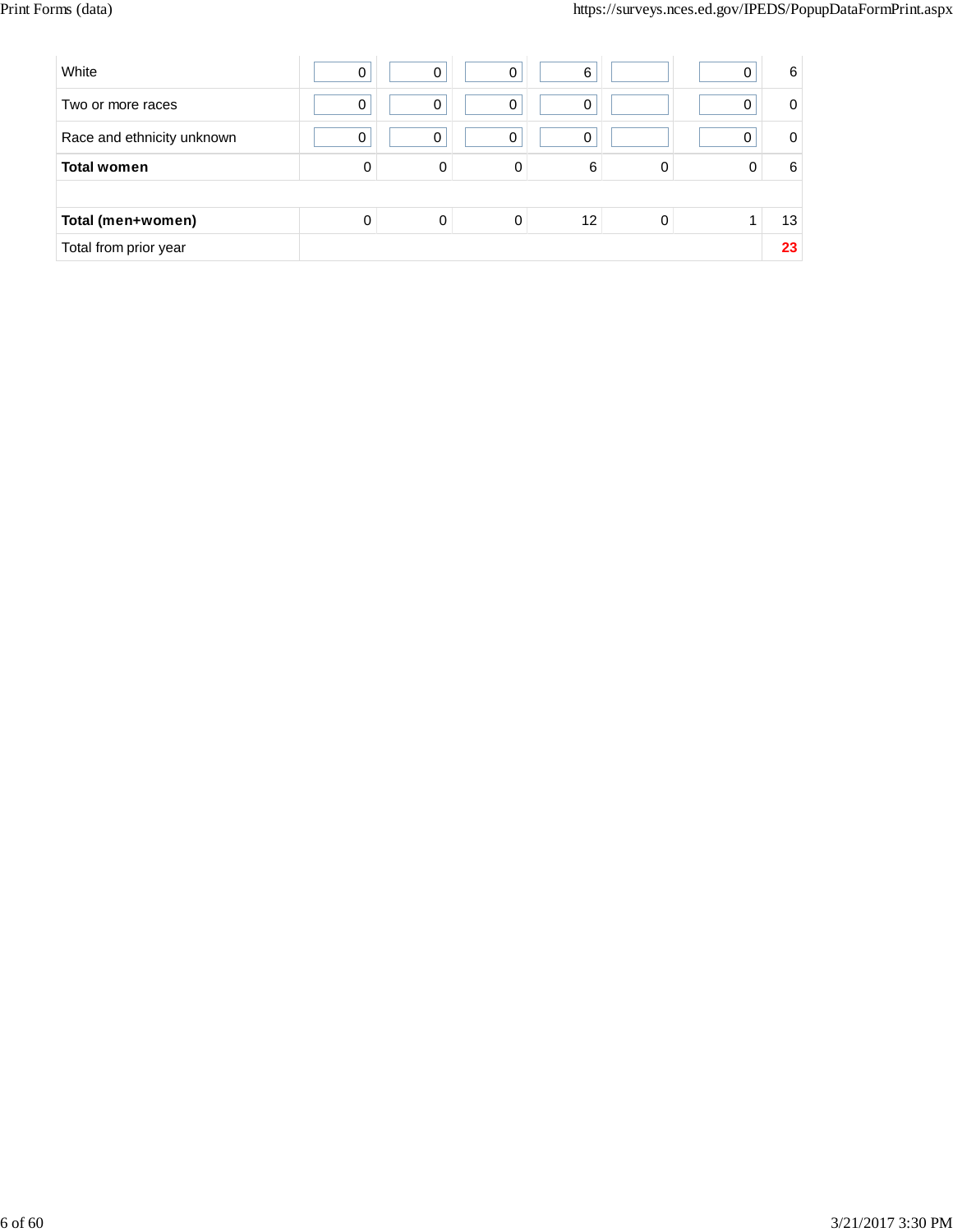| | | | | | | | |
|---|---|---|---|---|---|---|---|
| White | 0 | 0 | 0 | 6 | | 0 | 6 |
| Two or more races | 0 | 0 | 0 | 0 | | 0 | 0 |
| Race and ethnicity unknown | 0 | 0 | 0 | 0 | | 0 | 0 |
| **Total women** | 0 | 0 | 0 | 6 | 0 | 0 | 6 |
| | | | | | | | |
| **Total (men+women)** | 0 | 0 | 0 | 12 | 0 | 1 | 13 |
| Total from prior year | | | | | | | **23** |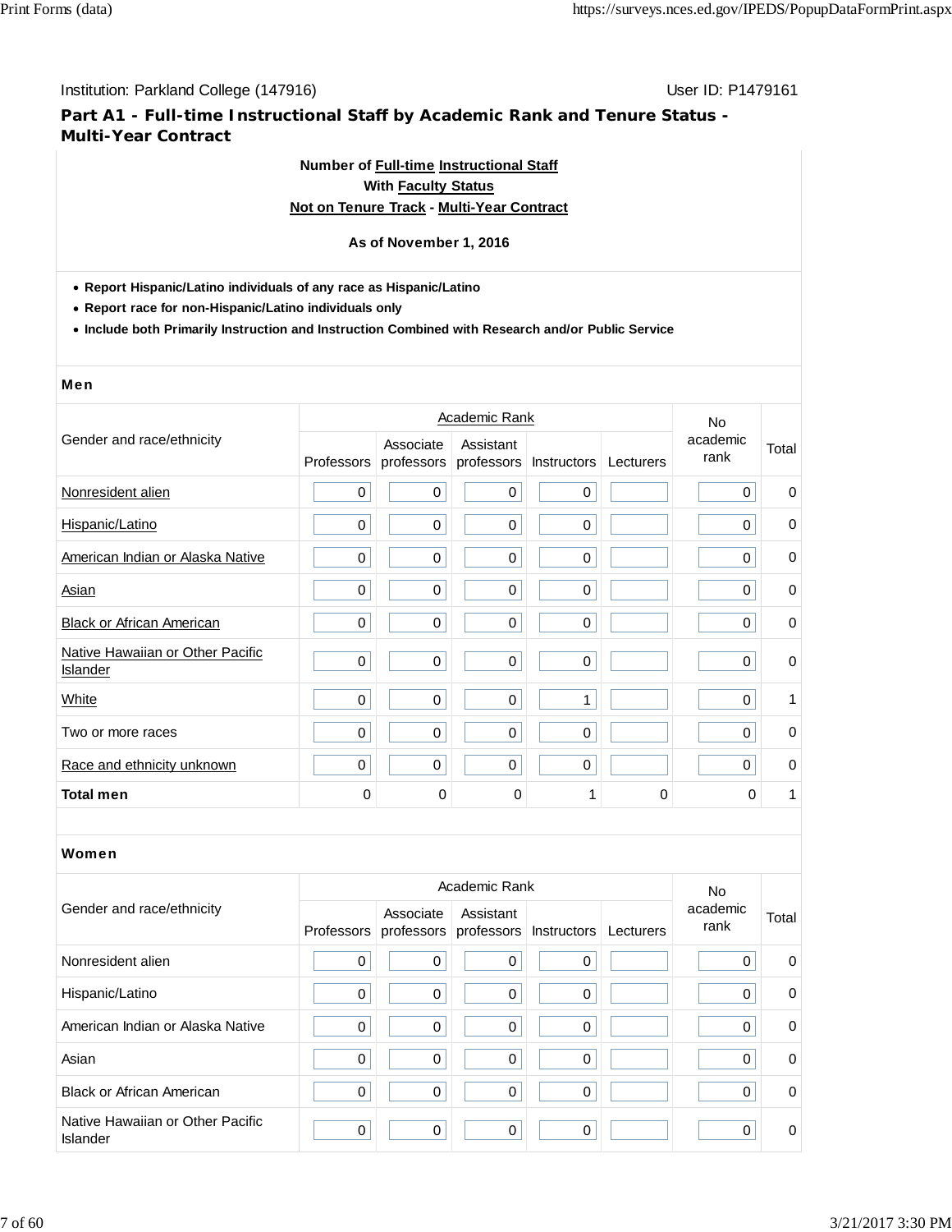Institution: Parkland College (147916)

User ID: P1479161

## Part A1 - Full-time Instructional Staff by Academic Rank and Tenure Status - Multi-Year Contract

**Number of Full-time Instructional Staff**
**With Faculty Status**
**Not on Tenure Track - Multi-Year Contract**

**As of November 1, 2016**

- **Report Hispanic/Latino individuals of any race as Hispanic/Latino**
- **Report race for non-Hispanic/Latino individuals only**
- **Include both Primarily Instruction and Instruction Combined with Research and/or Public Service**

### Men

| Gender and race/ethnicity | Academic Rank | | | | | No academic rank | Total |
|---|---|---|---|---|---|---|---|
| | Professors | Associate professors | Assistant professors | Instructors | Lecturers | | |
| Nonresident alien | 0 | 0 | 0 | 0 | | 0 | 0 |
| Hispanic/Latino | 0 | 0 | 0 | 0 | | 0 | 0 |
| American Indian or Alaska Native | 0 | 0 | 0 | 0 | | 0 | 0 |
| Asian | 0 | 0 | 0 | 0 | | 0 | 0 |
| Black or African American | 0 | 0 | 0 | 0 | | 0 | 0 |
| Native Hawaiian or Other Pacific Islander | 0 | 0 | 0 | 0 | | 0 | 0 |
| White | 0 | 0 | 0 | 1 | | 0 | 1 |
| Two or more races | 0 | 0 | 0 | 0 | | 0 | 0 |
| Race and ethnicity unknown | 0 | 0 | 0 | 0 | | 0 | 0 |
| **Total men** | 0 | 0 | 0 | 1 | 0 | 0 | 1 |

### Women

| Gender and race/ethnicity | Academic Rank | | | | | No academic rank | Total |
|---|---|---|---|---|---|---|---|
| | Professors | Associate professors | Assistant professors | Instructors | Lecturers | | |
| Nonresident alien | 0 | 0 | 0 | 0 | | 0 | 0 |
| Hispanic/Latino | 0 | 0 | 0 | 0 | | 0 | 0 |
| American Indian or Alaska Native | 0 | 0 | 0 | 0 | | 0 | 0 |
| Asian | 0 | 0 | 0 | 0 | | 0 | 0 |
| Black or African American | 0 | 0 | 0 | 0 | | 0 | 0 |
| Native Hawaiian or Other Pacific Islander | 0 | 0 | 0 | 0 | | 0 | 0 |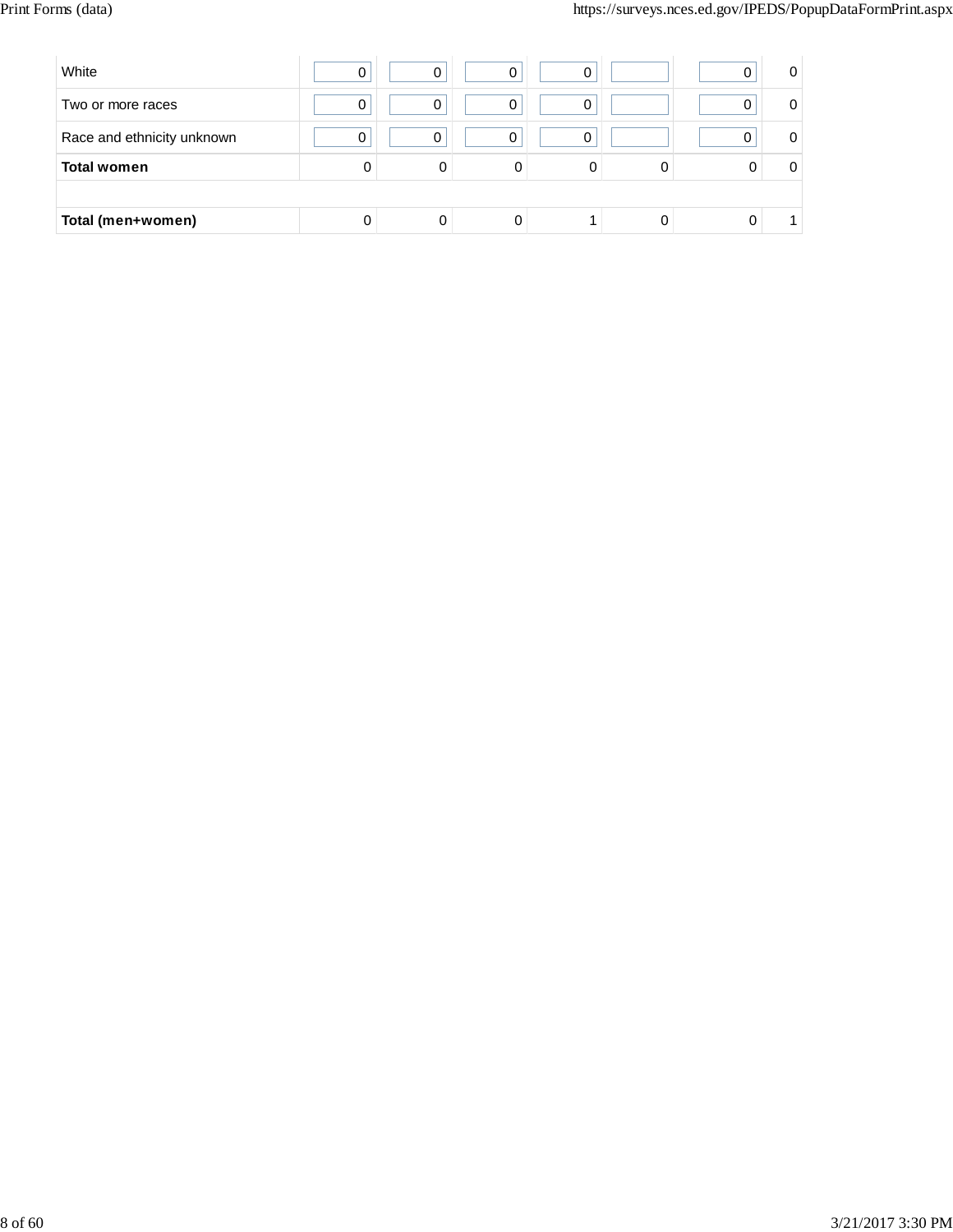| | | | | | | | |
|---|---|---|---|---|---|---|---|
| White | 0 | 0 | 0 | 0 | | 0 | 0 |
| Two or more races | 0 | 0 | 0 | 0 | | 0 | 0 |
| Race and ethnicity unknown | 0 | 0 | 0 | 0 | | 0 | 0 |
| **Total women** | 0 | 0 | 0 | 0 | 0 | 0 | 0 |
| | | | | | | | |
| **Total (men+women)** | 0 | 0 | 0 | 1 | 0 | 0 | 1 |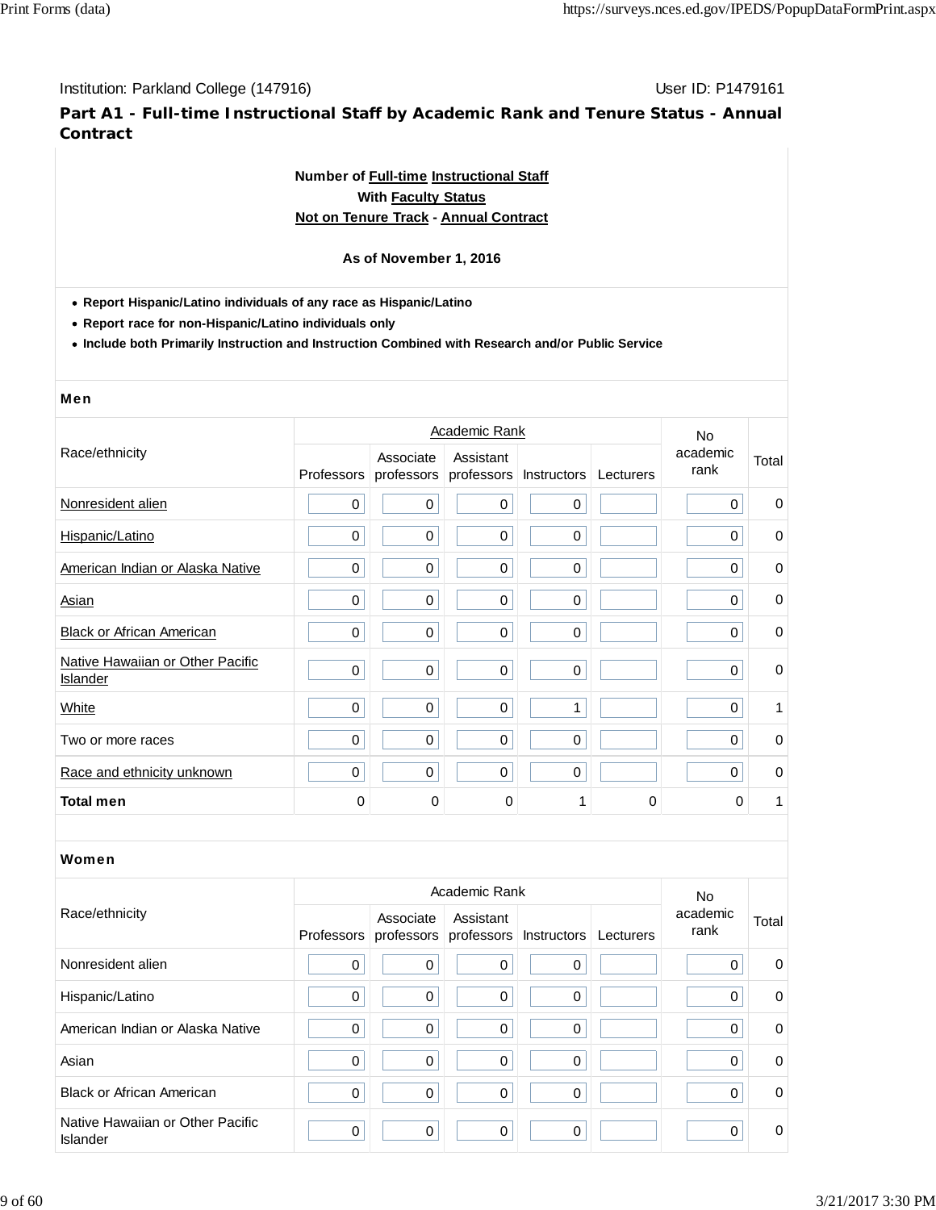Institution: Parkland College (147916) User ID: P1479161

## Part A1 - Full-time Instructional Staff by Academic Rank and Tenure Status - Annual Contract

**Number of Full-time Instructional Staff**
**With Faculty Status**
**Not on Tenure Track - Annual Contract**

**As of November 1, 2016**

- **Report Hispanic/Latino individuals of any race as Hispanic/Latino**
- **Report race for non-Hispanic/Latino individuals only**
- **Include both Primarily Instruction and Instruction Combined with Research and/or Public Service**

### Men

| Race/ethnicity | Academic Rank | | | | | No academic rank | Total |
|---|---|---|---|---|---|---|---|
| | Professors | Associate professors | Assistant professors | Instructors | Lecturers | | |
| Nonresident alien | 0 | 0 | 0 | 0 | | 0 | 0 |
| Hispanic/Latino | 0 | 0 | 0 | 0 | | 0 | 0 |
| American Indian or Alaska Native | 0 | 0 | 0 | 0 | | 0 | 0 |
| Asian | 0 | 0 | 0 | 0 | | 0 | 0 |
| Black or African American | 0 | 0 | 0 | 0 | | 0 | 0 |
| Native Hawaiian or Other Pacific Islander | 0 | 0 | 0 | 0 | | 0 | 0 |
| White | 0 | 0 | 0 | 1 | | 0 | 1 |
| Two or more races | 0 | 0 | 0 | 0 | | 0 | 0 |
| Race and ethnicity unknown | 0 | 0 | 0 | 0 | | 0 | 0 |
| **Total men** | 0 | 0 | 0 | 1 | 0 | 0 | 1 |

### Women

| Race/ethnicity | Academic Rank | | | | | No academic rank | Total |
|---|---|---|---|---|---|---|---|
| | Professors | Associate professors | Assistant professors | Instructors | Lecturers | | |
| Nonresident alien | 0 | 0 | 0 | 0 | | 0 | 0 |
| Hispanic/Latino | 0 | 0 | 0 | 0 | | 0 | 0 |
| American Indian or Alaska Native | 0 | 0 | 0 | 0 | | 0 | 0 |
| Asian | 0 | 0 | 0 | 0 | | 0 | 0 |
| Black or African American | 0 | 0 | 0 | 0 | | 0 | 0 |
| Native Hawaiian or Other Pacific Islander | 0 | 0 | 0 | 0 | | 0 | 0 |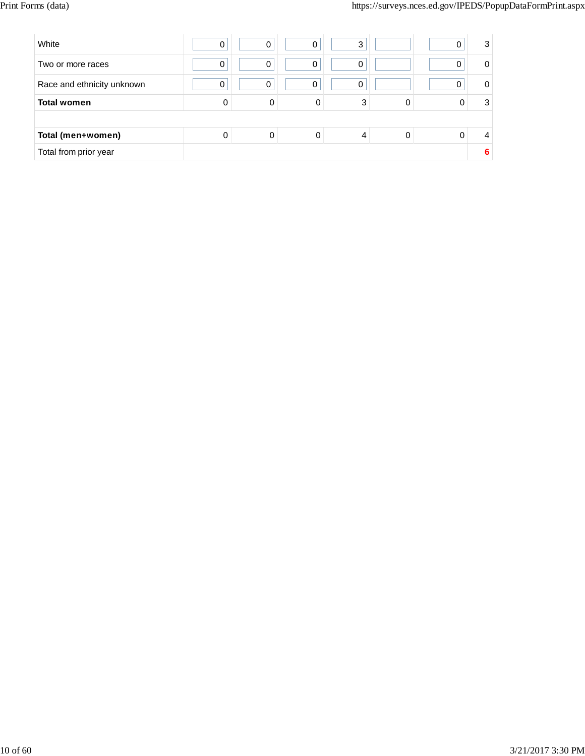| | | | | | | | |
|---|---|---|---|---|---|---|---|
| White | 0 | 0 | 0 | 3 | | 0 | 3 |
| Two or more races | 0 | 0 | 0 | 0 | | 0 | 0 |
| Race and ethnicity unknown | 0 | 0 | 0 | 0 | | 0 | 0 |
| **Total women** | 0 | 0 | 0 | 3 | 0 | 0 | 3 |
| | | | | | | | |
| **Total (men+women)** | 0 | 0 | 0 | 4 | 0 | 0 | 4 |
| Total from prior year | | | | | | | **6** |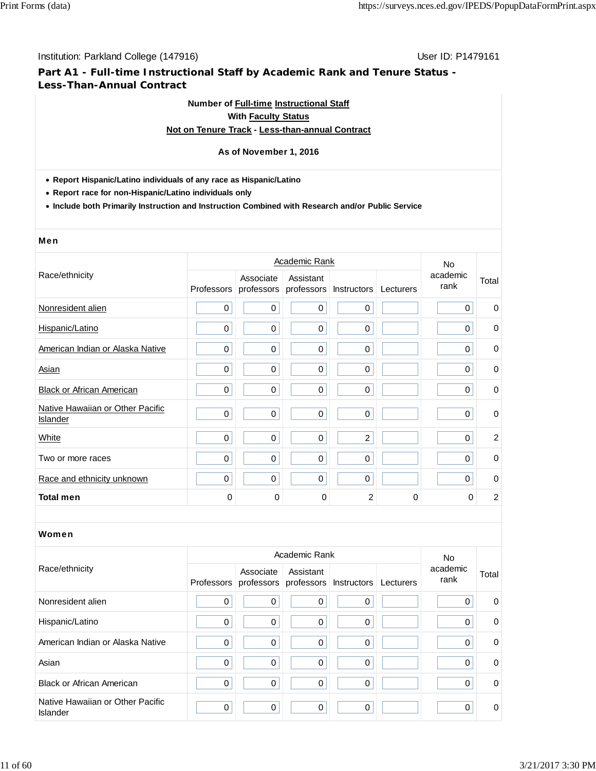Institution: Parkland College (147916) User ID: P1479161

## Part A1 - Full-time Instructional Staff by Academic Rank and Tenure Status - Less-Than-Annual Contract

**Number of Full-time Instructional Staff**
**With Faculty Status**
**Not on Tenure Track - Less-than-annual Contract**

**As of November 1, 2016**

- **Report Hispanic/Latino individuals of any race as Hispanic/Latino**
- **Report race for non-Hispanic/Latino individuals only**
- **Include both Primarily Instruction and Instruction Combined with Research and/or Public Service**

### Men

| Race/ethnicity | Academic Rank | | | | | No academic rank | Total |
|---|---|---|---|---|---|---|---|
| | Professors | Associate professors | Assistant professors | Instructors | Lecturers | | |
| Nonresident alien | 0 | 0 | 0 | 0 | | 0 | 0 |
| Hispanic/Latino | 0 | 0 | 0 | 0 | | 0 | 0 |
| American Indian or Alaska Native | 0 | 0 | 0 | 0 | | 0 | 0 |
| Asian | 0 | 0 | 0 | 0 | | 0 | 0 |
| Black or African American | 0 | 0 | 0 | 0 | | 0 | 0 |
| Native Hawaiian or Other Pacific Islander | 0 | 0 | 0 | 0 | | 0 | 0 |
| White | 0 | 0 | 0 | 2 | | 0 | 2 |
| Two or more races | 0 | 0 | 0 | 0 | | 0 | 0 |
| Race and ethnicity unknown | 0 | 0 | 0 | 0 | | 0 | 0 |
| **Total men** | 0 | 0 | 0 | 2 | 0 | 0 | 2 |

### Women

| Race/ethnicity | Academic Rank | | | | | No academic rank | Total |
|---|---|---|---|---|---|---|---|
| | Professors | Associate professors | Assistant professors | Instructors | Lecturers | | |
| Nonresident alien | 0 | 0 | 0 | 0 | | 0 | 0 |
| Hispanic/Latino | 0 | 0 | 0 | 0 | | 0 | 0 |
| American Indian or Alaska Native | 0 | 0 | 0 | 0 | | 0 | 0 |
| Asian | 0 | 0 | 0 | 0 | | 0 | 0 |
| Black or African American | 0 | 0 | 0 | 0 | | 0 | 0 |
| Native Hawaiian or Other Pacific Islander | 0 | 0 | 0 | 0 | | 0 | 0 |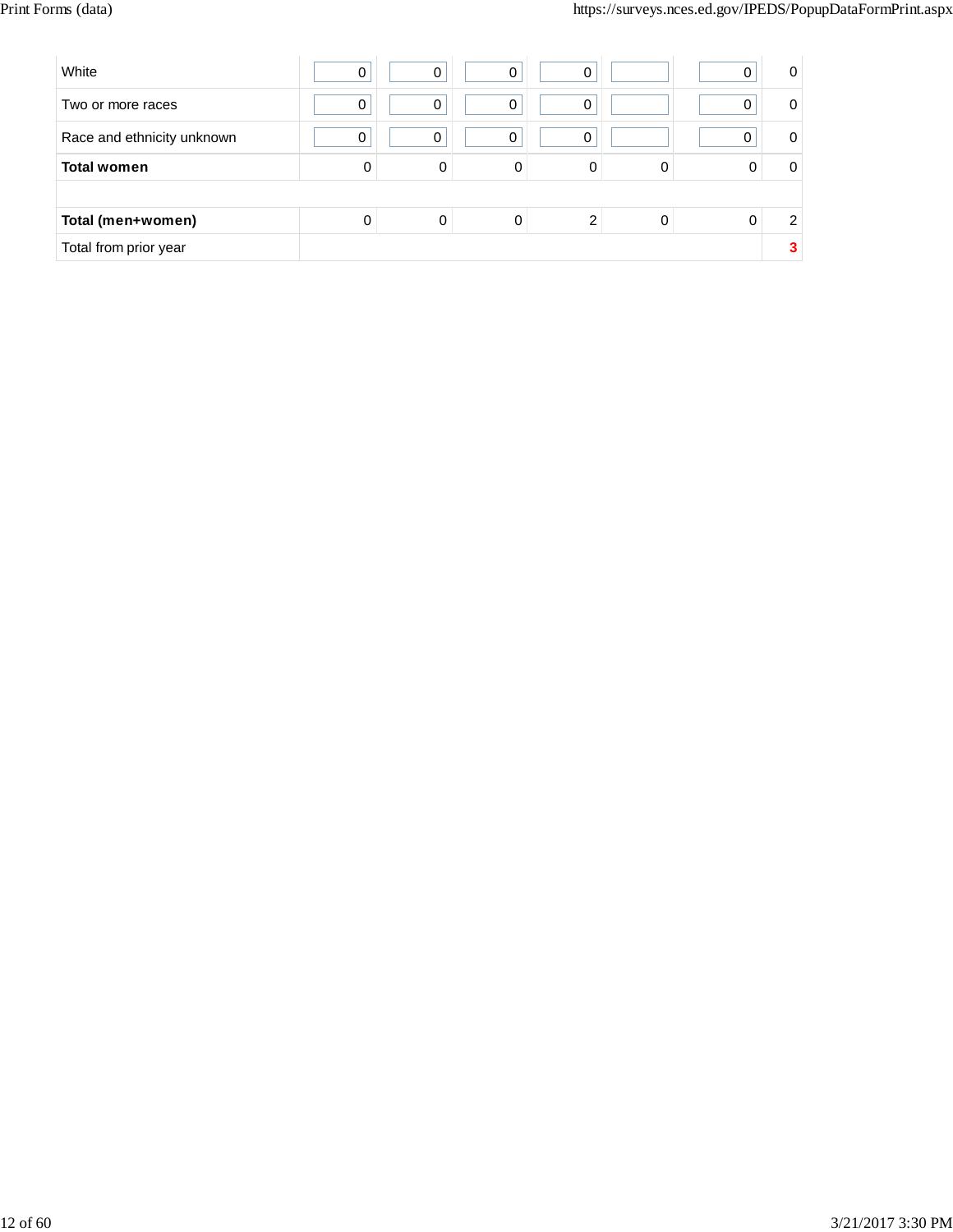| | | | | | | | |
|---|---|---|---|---|---|---|---|
| White | 0 | 0 | 0 | 0 | | 0 | 0 |
| Two or more races | 0 | 0 | 0 | 0 | | 0 | 0 |
| Race and ethnicity unknown | 0 | 0 | 0 | 0 | | 0 | 0 |
| **Total women** | 0 | 0 | 0 | 0 | 0 | 0 | 0 |
| | | | | | | | |
| **Total (men+women)** | 0 | 0 | 0 | 2 | 0 | 0 | 2 |
| Total from prior year | | | | | | | **3** |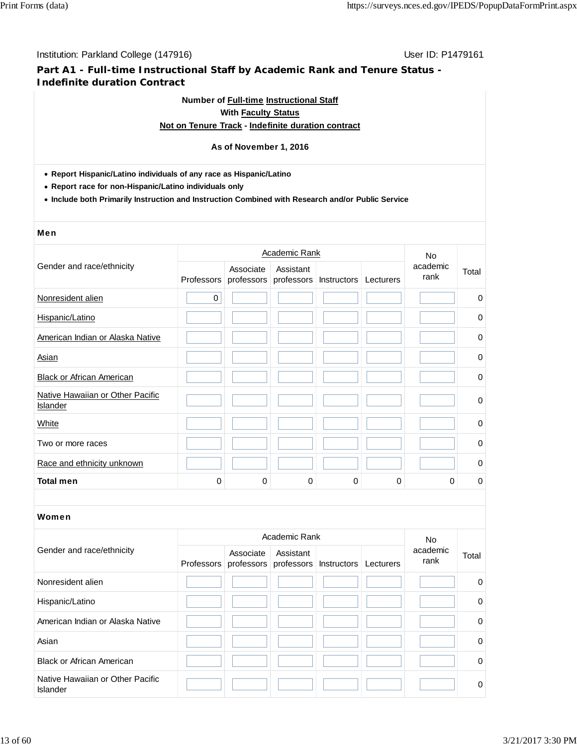Institution: Parkland College (147916)

User ID: P1479161

## Part A1 - Full-time Instructional Staff by Academic Rank and Tenure Status - Indefinite duration Contract

**Number of Full-time Instructional Staff**
**With Faculty Status**
**Not on Tenure Track - Indefinite duration contract**

**As of November 1, 2016**

- **Report Hispanic/Latino individuals of any race as Hispanic/Latino**
- **Report race for non-Hispanic/Latino individuals only**
- **Include both Primarily Instruction and Instruction Combined with Research and/or Public Service**

### Men

| Gender and race/ethnicity | Academic Rank | | | | | No academic rank | Total |
|---|---|---|---|---|---|---|---|
| | Professors | Associate professors | Assistant professors | Instructors | Lecturers | | |
| Nonresident alien | 0 | | | | | | 0 |
| Hispanic/Latino | | | | | | | 0 |
| American Indian or Alaska Native | | | | | | | 0 |
| Asian | | | | | | | 0 |
| Black or African American | | | | | | | 0 |
| Native Hawaiian or Other Pacific Islander | | | | | | | 0 |
| White | | | | | | | 0 |
| Two or more races | | | | | | | 0 |
| Race and ethnicity unknown | | | | | | | 0 |
| **Total men** | 0 | 0 | 0 | 0 | 0 | 0 | 0 |

### Women

| Gender and race/ethnicity | Academic Rank | | | | | No academic rank | Total |
|---|---|---|---|---|---|---|---|
| | Professors | Associate professors | Assistant professors | Instructors | Lecturers | | |
| Nonresident alien | | | | | | | 0 |
| Hispanic/Latino | | | | | | | 0 |
| American Indian or Alaska Native | | | | | | | 0 |
| Asian | | | | | | | 0 |
| Black or African American | | | | | | | 0 |
| Native Hawaiian or Other Pacific Islander | | | | | | | 0 |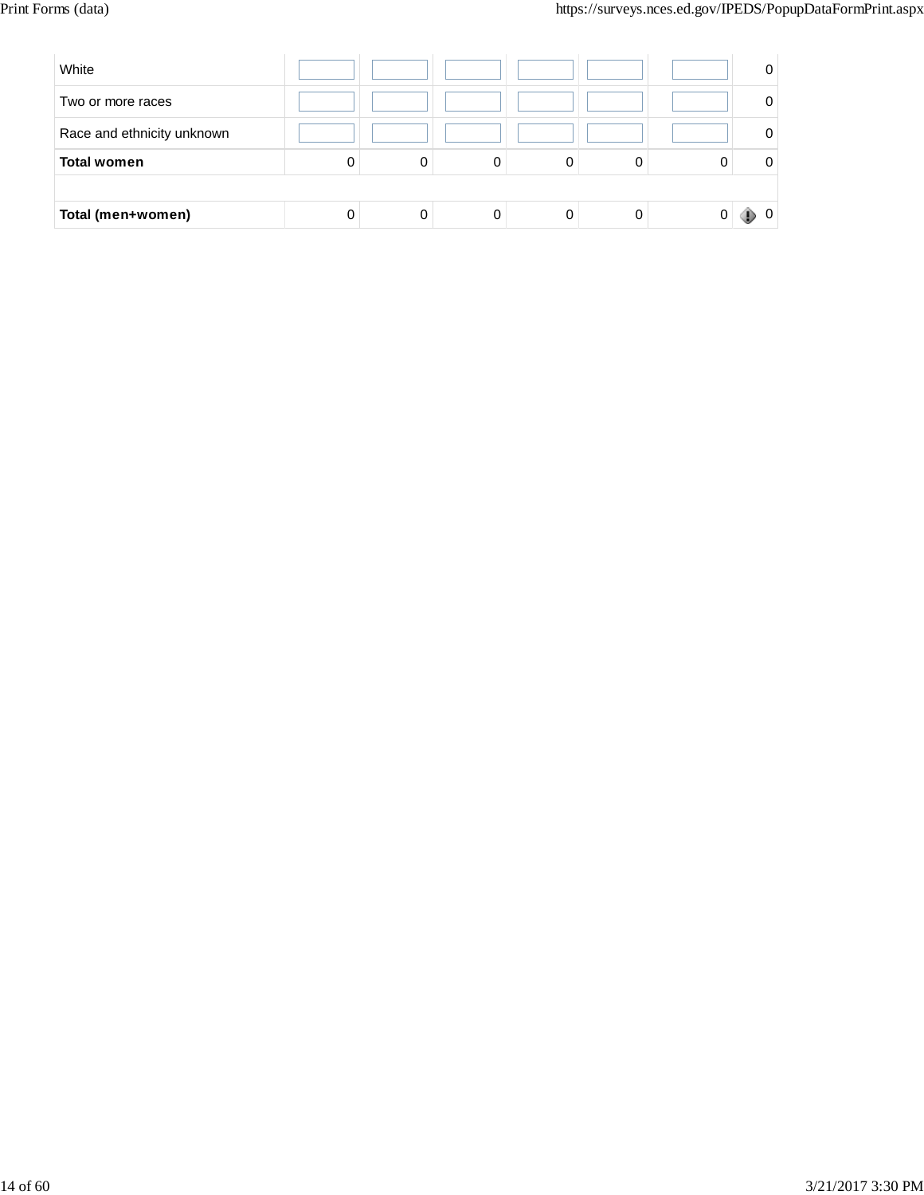| | | | | | | | |
|---|---|---|---|---|---|---|---|
| White | | | | | | | 0 |
| Two or more races | | | | | | | 0 |
| Race and ethnicity unknown | | | | | | | 0 |
| **Total women** | 0 | 0 | 0 | 0 | 0 | 0 | 0 |
| | | | | | | | |
| **Total (men+women)** | 0 | 0 | 0 | 0 | 0 | 0 | 0 |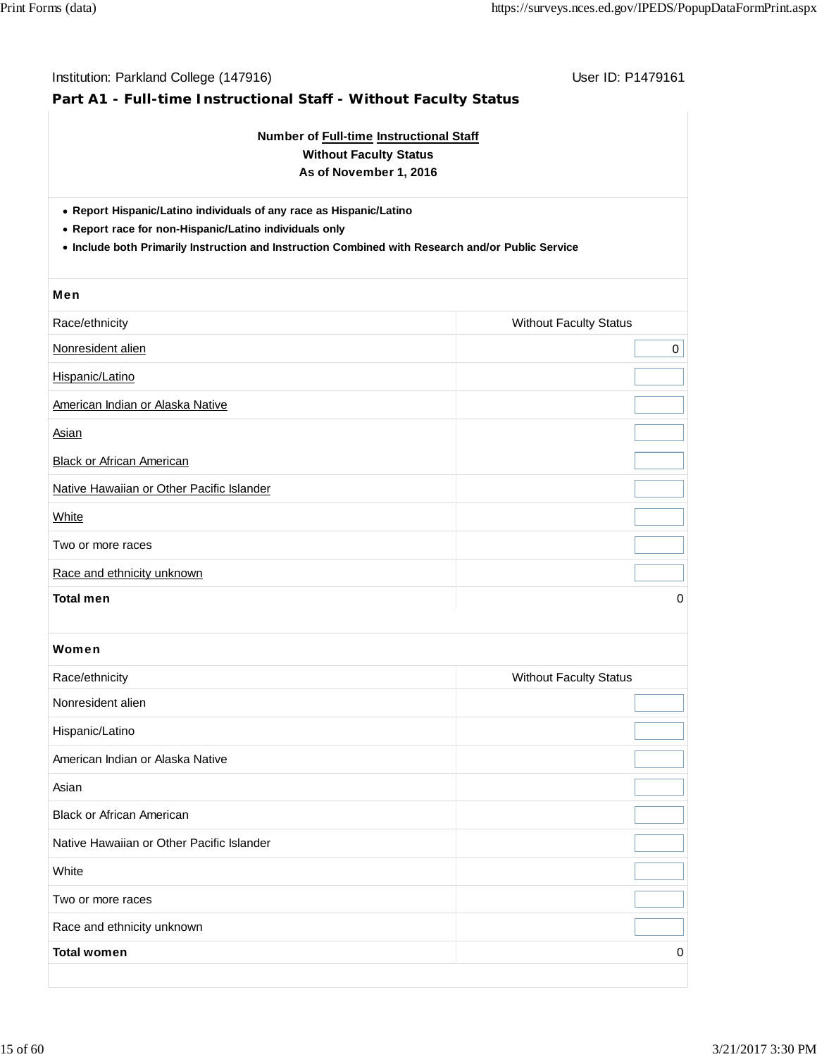Institution: Parkland College (147916)

User ID: P1479161

## Part A1 - Full-time Instructional Staff - Without Faculty Status

**Number of Full-time Instructional Staff**
**Without Faculty Status**
**As of November 1, 2016**

- **Report Hispanic/Latino individuals of any race as Hispanic/Latino**
- **Report race for non-Hispanic/Latino individuals only**
- **Include both Primarily Instruction and Instruction Combined with Research and/or Public Service**

### Men

| Race/ethnicity | Without Faculty Status |
|---|---|
| Nonresident alien | 0 |
| Hispanic/Latino | |
| American Indian or Alaska Native | |
| Asian | |
| Black or African American | |
| Native Hawaiian or Other Pacific Islander | |
| White | |
| Two or more races | |
| Race and ethnicity unknown | |
| **Total men** | 0 |

### Women

| Race/ethnicity | Without Faculty Status |
|---|---|
| Nonresident alien | |
| Hispanic/Latino | |
| American Indian or Alaska Native | |
| Asian | |
| Black or African American | |
| Native Hawaiian or Other Pacific Islander | |
| White | |
| Two or more races | |
| Race and ethnicity unknown | |
| **Total women** | 0 |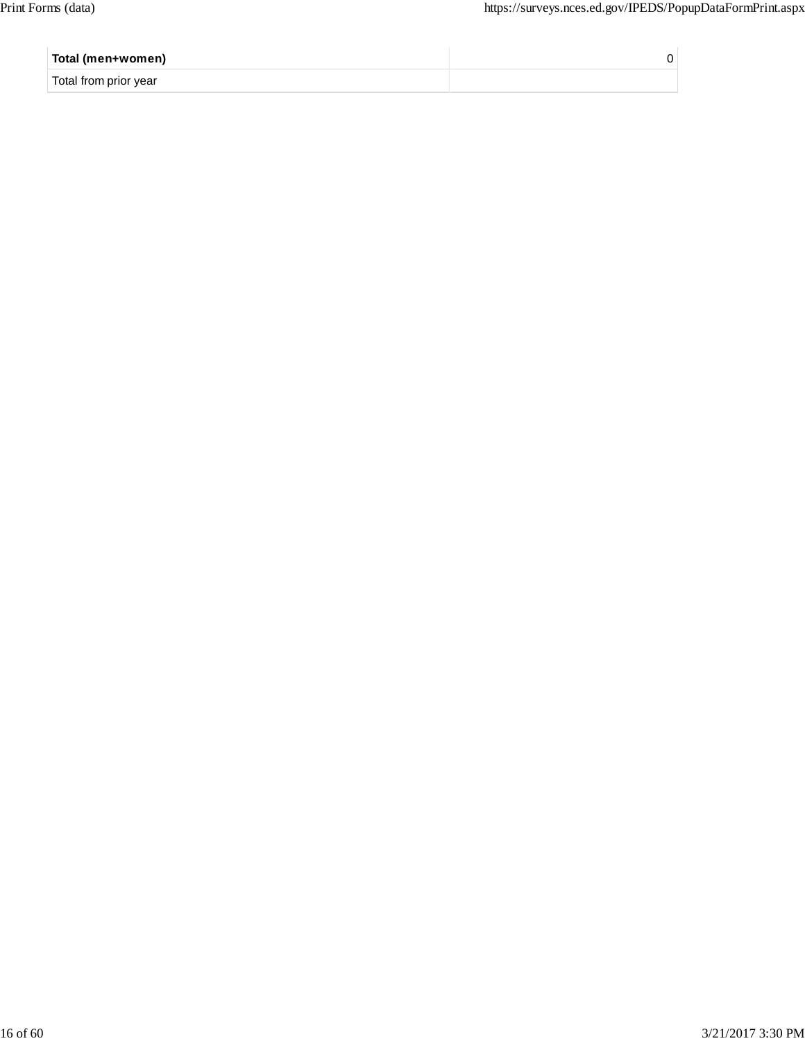| | |
|---|---|
| **Total (men+women)** | 0 |
| Total from prior year | |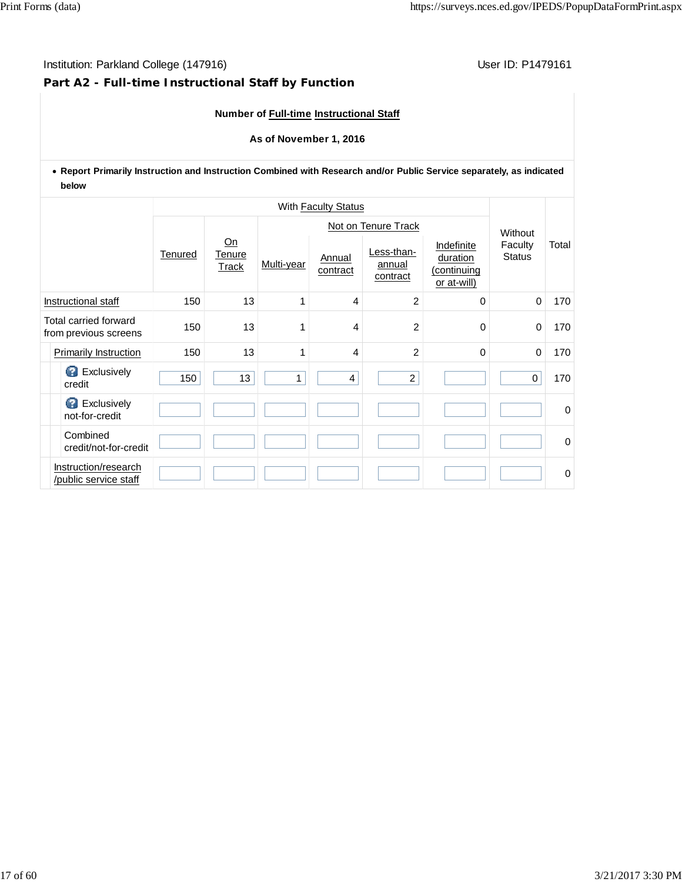Institution: Parkland College (147916)

User ID: P1479161

## Part A2 - Full-time Instructional Staff by Function

**Number of Full-time Instructional Staff**

**As of November 1, 2016**

- **Report Primarily Instruction and Instruction Combined with Research and/or Public Service separately, as indicated below**

| | With Faculty Status | | | | | | Without Faculty Status | Total |
|---|---|---|---|---|---|---|---|---|
| | | | Not on Tenure Track | | | | | |
| | Tenured | On Tenure Track | Multi-year | Annual contract | Less-than-annual contract | Indefinite duration (continuing or at-will) | | |
| Instructional staff | 150 | 13 | 1 | 4 | 2 | 0 | 0 | 170 |
| Total carried forward from previous screens | 150 | 13 | 1 | 4 | 2 | 0 | 0 | 170 |
| Primarily Instruction | 150 | 13 | 1 | 4 | 2 | 0 | 0 | 170 |
| Exclusively credit | 150 | 13 | 1 | 4 | 2 | | 0 | 170 |
| Exclusively not-for-credit | | | | | | | | 0 |
| Combined credit/not-for-credit | | | | | | | | 0 |
| Instruction/research /public service staff | | | | | | | | 0 |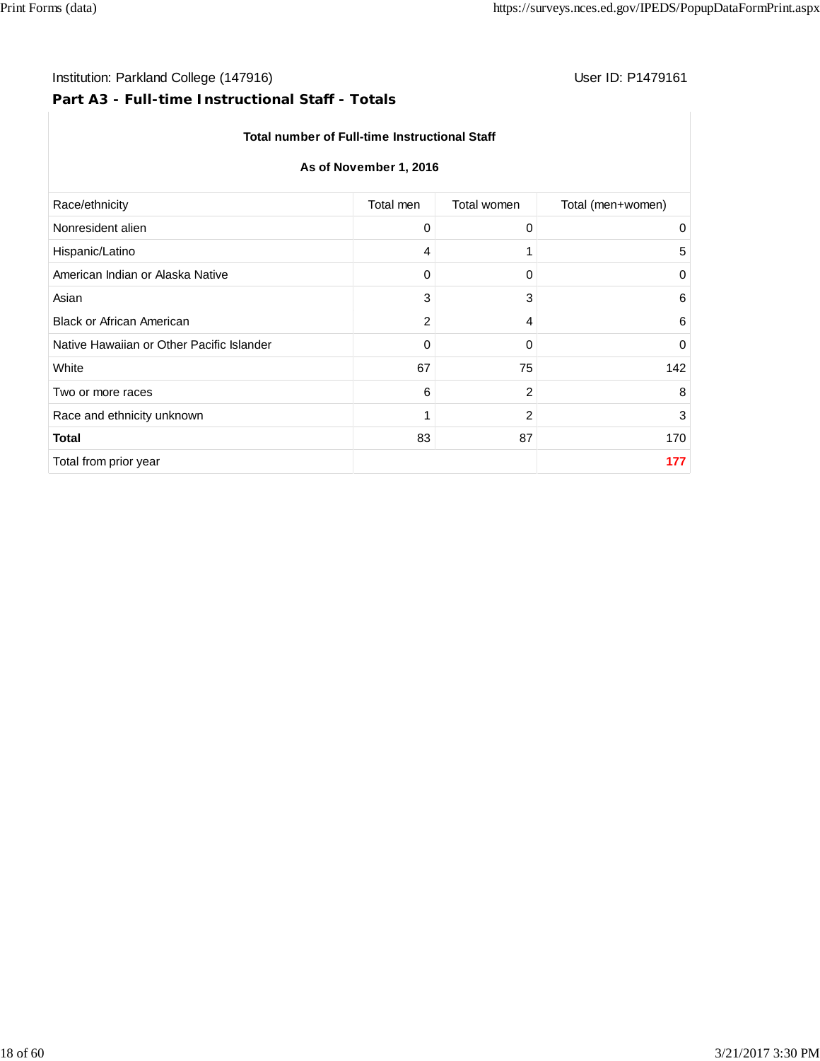Institution: Parkland College (147916)

User ID: P1479161

## Part A3 - Full-time Instructional Staff - Totals

**Total number of Full-time Instructional Staff**

**As of November 1, 2016**

| Race/ethnicity | Total men | Total women | Total (men+women) |
|---|---|---|---|
| Nonresident alien | 0 | 0 | 0 |
| Hispanic/Latino | 4 | 1 | 5 |
| American Indian or Alaska Native | 0 | 0 | 0 |
| Asian | 3 | 3 | 6 |
| Black or African American | 2 | 4 | 6 |
| Native Hawaiian or Other Pacific Islander | 0 | 0 | 0 |
| White | 67 | 75 | 142 |
| Two or more races | 6 | 2 | 8 |
| Race and ethnicity unknown | 1 | 2 | 3 |
| **Total** | 83 | 87 | 170 |
| Total from prior year | | | **177** |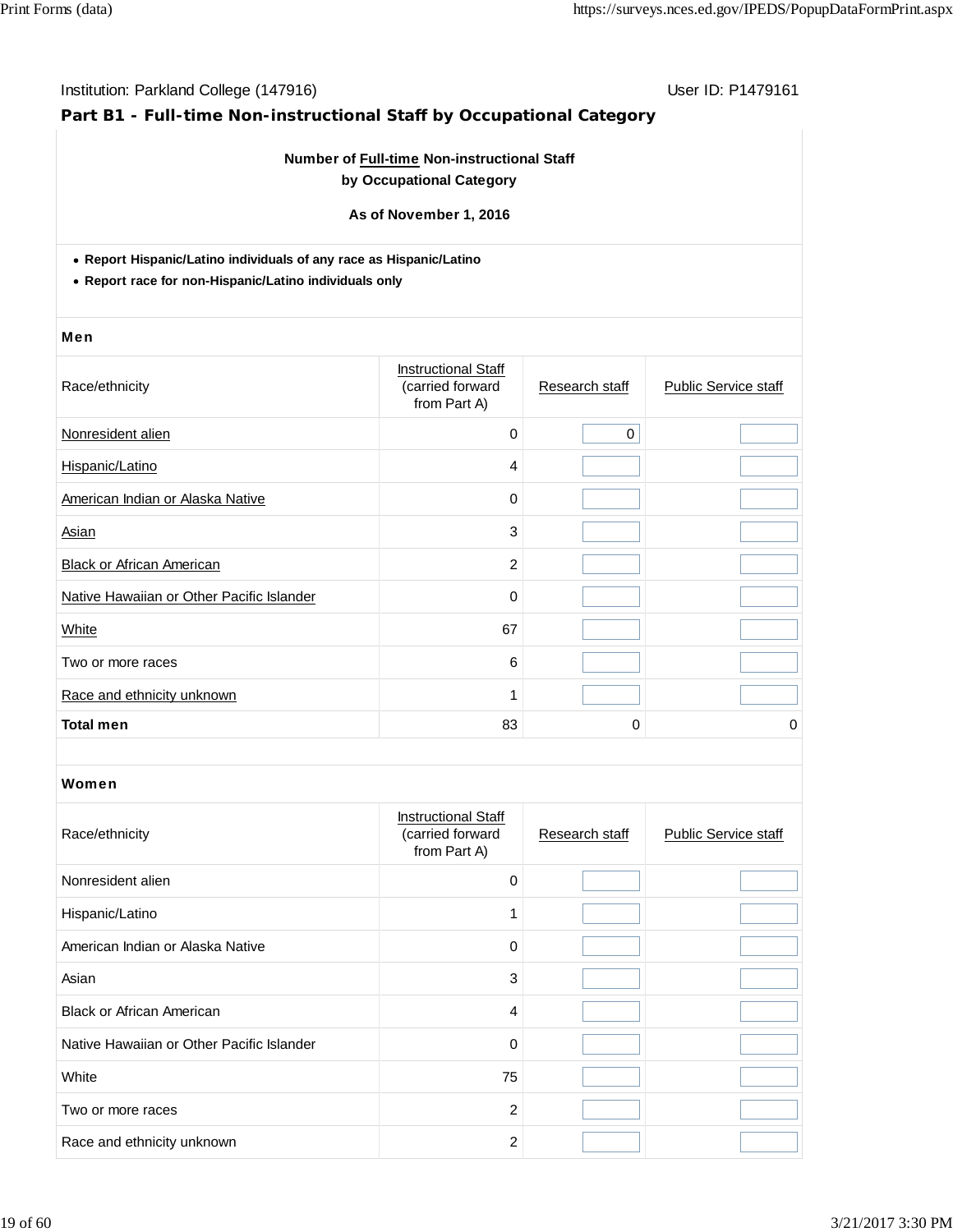Institution: Parkland College (147916) User ID: P1479161

## Part B1 - Full-time Non-instructional Staff by Occupational Category

**Number of Full-time Non-instructional Staff by Occupational Category**

**As of November 1, 2016**

- **Report Hispanic/Latino individuals of any race as Hispanic/Latino**
- **Report race for non-Hispanic/Latino individuals only**

**Men**

| Race/ethnicity | Instructional Staff (carried forward from Part A) | Research staff | Public Service staff |
|---|---|---|---|
| Nonresident alien | 0 | 0 | |
| Hispanic/Latino | 4 | | |
| American Indian or Alaska Native | 0 | | |
| Asian | 3 | | |
| Black or African American | 2 | | |
| Native Hawaiian or Other Pacific Islander | 0 | | |
| White | 67 | | |
| Two or more races | 6 | | |
| Race and ethnicity unknown | 1 | | |
| **Total men** | 83 | 0 | 0 |

**Women**

| Race/ethnicity | Instructional Staff (carried forward from Part A) | Research staff | Public Service staff |
|---|---|---|---|
| Nonresident alien | 0 | | |
| Hispanic/Latino | 1 | | |
| American Indian or Alaska Native | 0 | | |
| Asian | 3 | | |
| Black or African American | 4 | | |
| Native Hawaiian or Other Pacific Islander | 0 | | |
| White | 75 | | |
| Two or more races | 2 | | |
| Race and ethnicity unknown | 2 | | |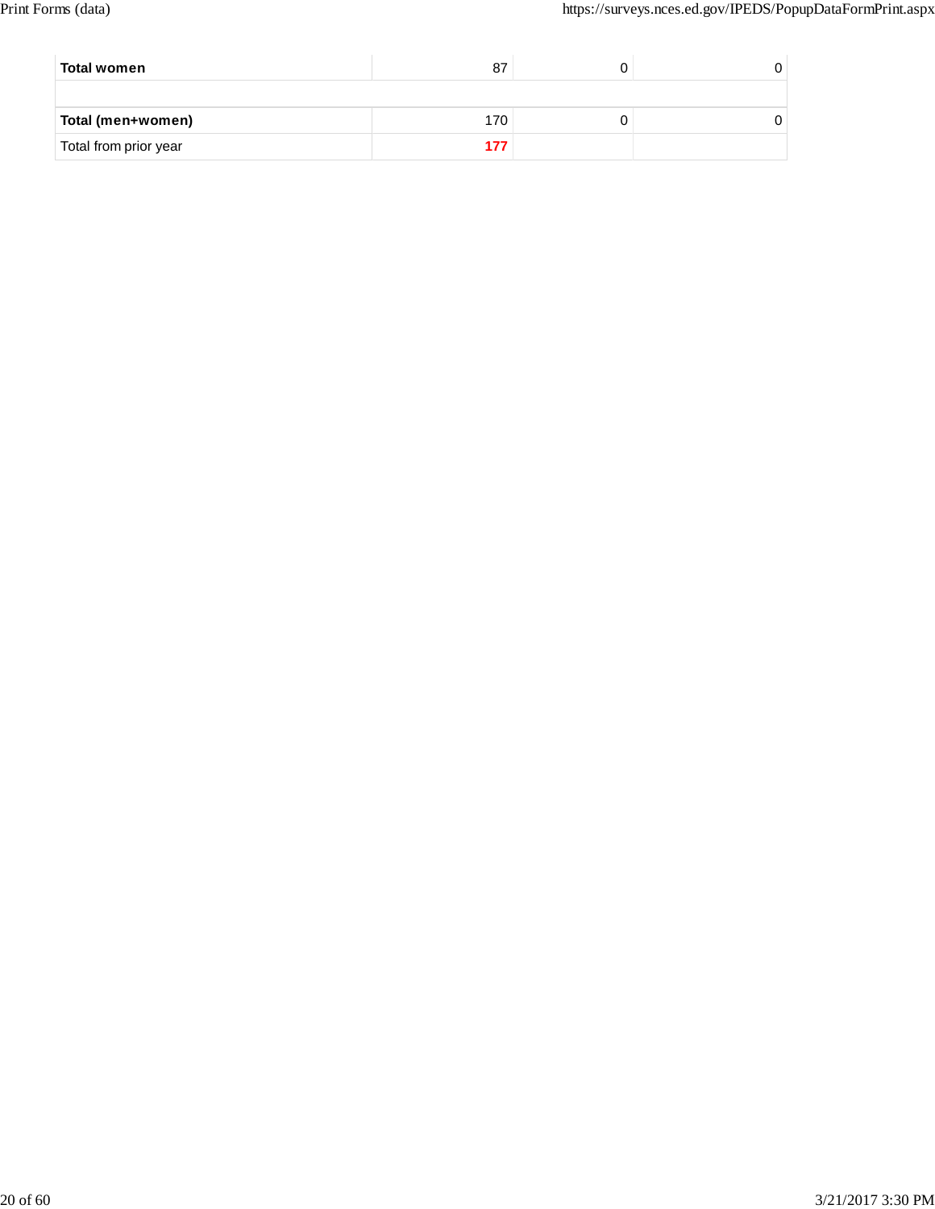| | | | |
|---|---|---|---|
| **Total women** | 87 | 0 | 0 |
| | | | |
| **Total (men+women)** | 170 | 0 | 0 |
| Total from prior year | **177** | | |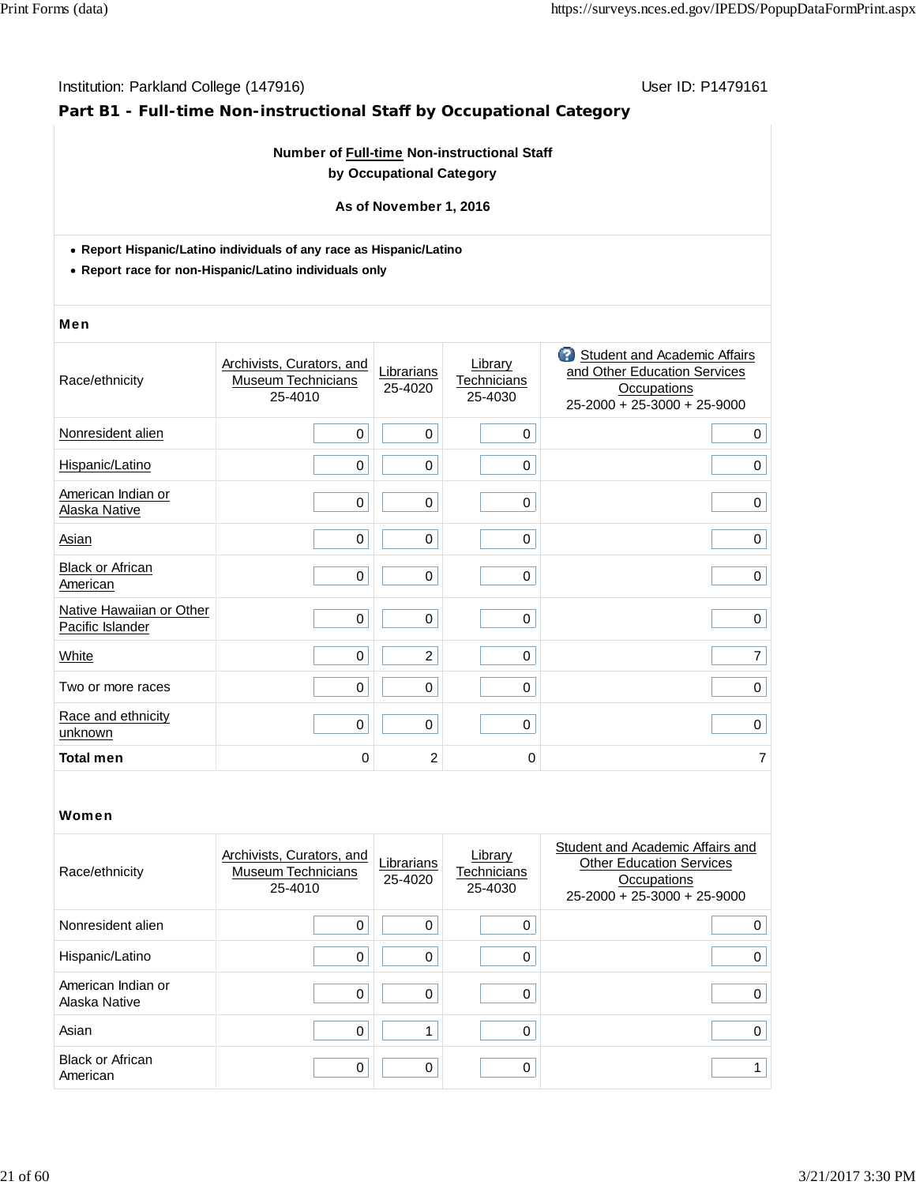Institution: Parkland College (147916)

User ID: P1479161

## Part B1 - Full-time Non-instructional Staff by Occupational Category

**Number of Full-time Non-instructional Staff by Occupational Category**

**As of November 1, 2016**

- **Report Hispanic/Latino individuals of any race as Hispanic/Latino**
- **Report race for non-Hispanic/Latino individuals only**

### Men

| Race/ethnicity | Archivists, Curators, and Museum Technicians 25-4010 | Librarians 25-4020 | Library Technicians 25-4030 | Student and Academic Affairs and Other Education Services Occupations 25-2000 + 25-3000 + 25-9000 |
|---|---|---|---|---|
| Nonresident alien | 0 | 0 | 0 | 0 |
| Hispanic/Latino | 0 | 0 | 0 | 0 |
| American Indian or Alaska Native | 0 | 0 | 0 | 0 |
| Asian | 0 | 0 | 0 | 0 |
| Black or African American | 0 | 0 | 0 | 0 |
| Native Hawaiian or Other Pacific Islander | 0 | 0 | 0 | 0 |
| White | 0 | 2 | 0 | 7 |
| Two or more races | 0 | 0 | 0 | 0 |
| Race and ethnicity unknown | 0 | 0 | 0 | 0 |
| **Total men** | 0 | 2 | 0 | 7 |

### Women

| Race/ethnicity | Archivists, Curators, and Museum Technicians 25-4010 | Librarians 25-4020 | Library Technicians 25-4030 | Student and Academic Affairs and Other Education Services Occupations 25-2000 + 25-3000 + 25-9000 |
|---|---|---|---|---|
| Nonresident alien | 0 | 0 | 0 | 0 |
| Hispanic/Latino | 0 | 0 | 0 | 0 |
| American Indian or Alaska Native | 0 | 0 | 0 | 0 |
| Asian | 0 | 1 | 0 | 0 |
| Black or African American | 0 | 0 | 0 | 1 |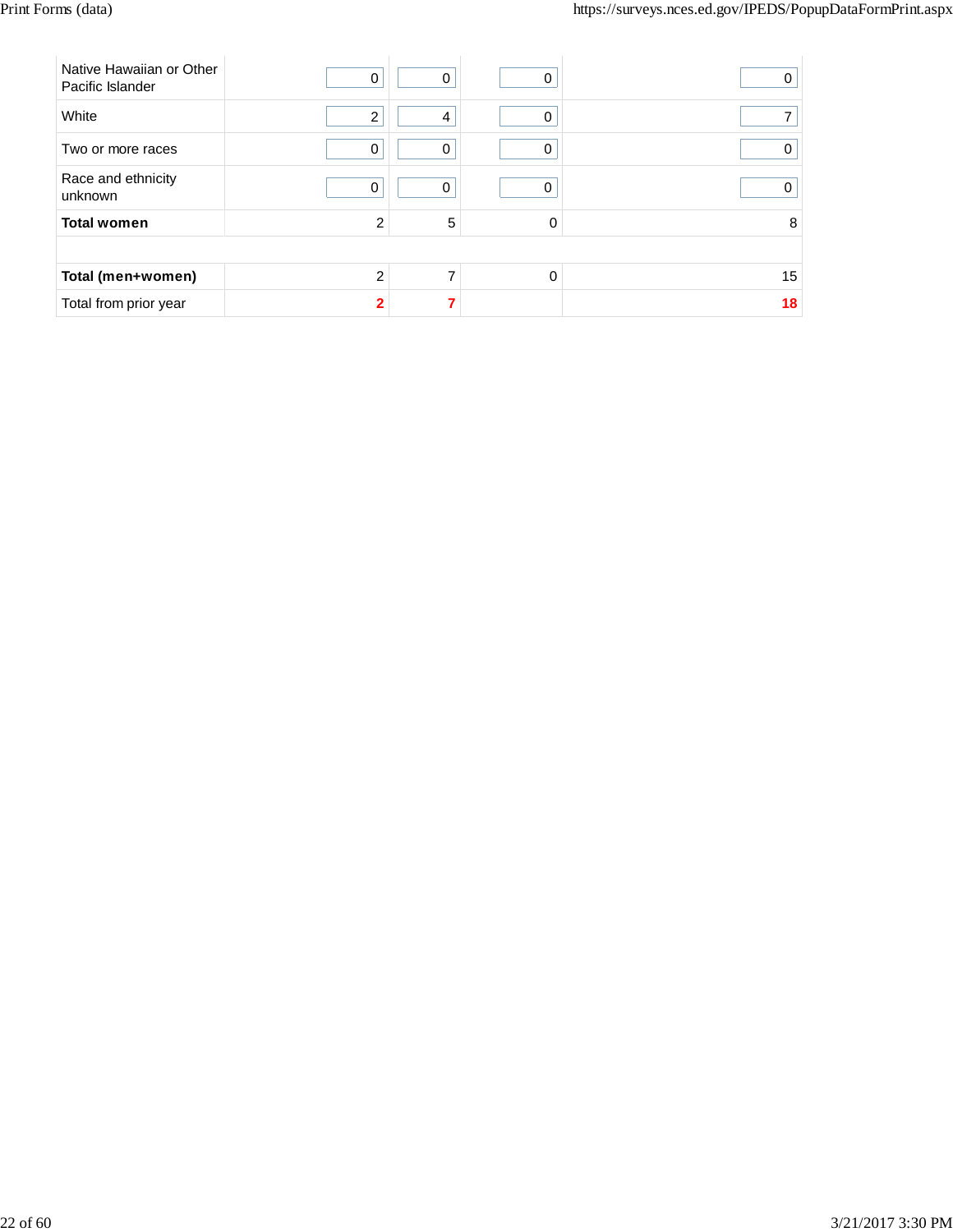|  |  |  |  |  |
|---|---|---|---|---|
| Native Hawaiian or Other Pacific Islander | 0 | 0 | 0 | 0 |
| White | 2 | 4 | 0 | 7 |
| Two or more races | 0 | 0 | 0 | 0 |
| Race and ethnicity unknown | 0 | 0 | 0 | 0 |
| **Total women** | 2 | 5 | 0 | 8 |
|  |  |  |  |  |
| **Total (men+women)** | 2 | 7 | 0 | 15 |
| Total from prior year | **2** | **7** |  | **18** |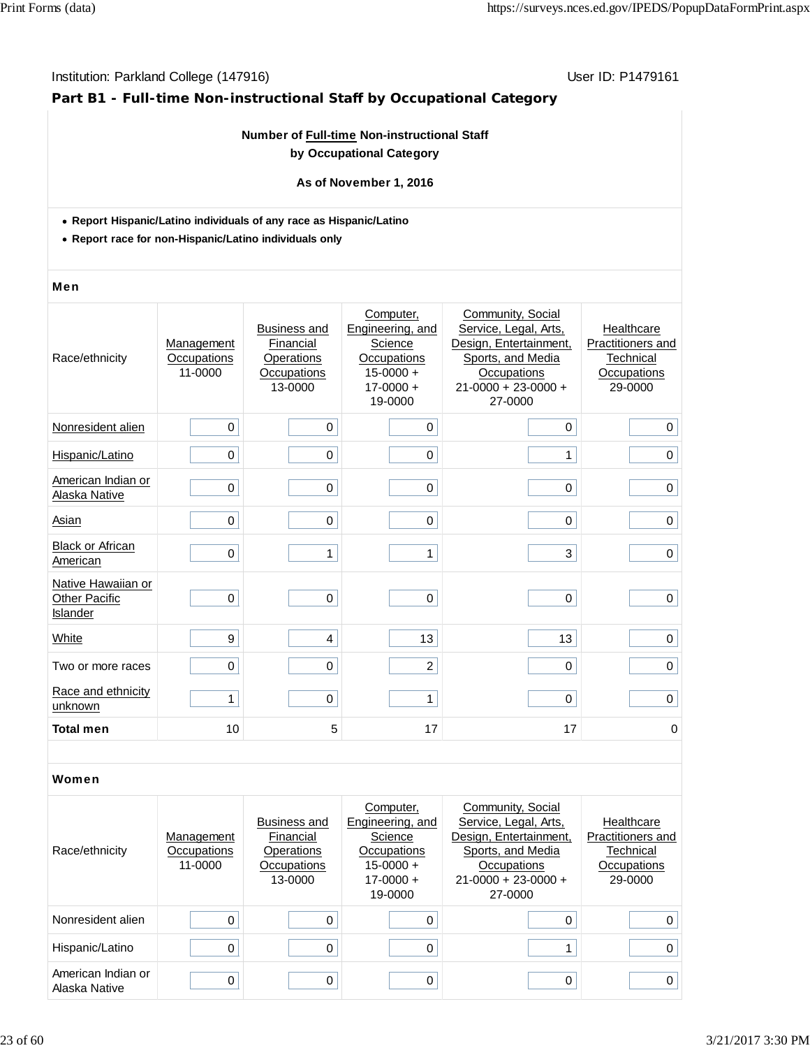Institution: Parkland College (147916) User ID: P1479161

## Part B1 - Full-time Non-instructional Staff by Occupational Category

**Number of Full-time Non-instructional Staff by Occupational Category**

**As of November 1, 2016**

- **Report Hispanic/Latino individuals of any race as Hispanic/Latino**
- **Report race for non-Hispanic/Latino individuals only**

### Men

| Race/ethnicity | Management Occupations 11-0000 | Business and Financial Operations Occupations 13-0000 | Computer, Engineering, and Science Occupations 15-0000 + 17-0000 + 19-0000 | Community, Social Service, Legal, Arts, Design, Entertainment, Sports, and Media Occupations 21-0000 + 23-0000 + 27-0000 | Healthcare Practitioners and Technical Occupations 29-0000 |
|---|---|---|---|---|---|
| Nonresident alien | 0 | 0 | 0 | 0 | 0 |
| Hispanic/Latino | 0 | 0 | 0 | 1 | 0 |
| American Indian or Alaska Native | 0 | 0 | 0 | 0 | 0 |
| Asian | 0 | 0 | 0 | 0 | 0 |
| Black or African American | 0 | 1 | 1 | 3 | 0 |
| Native Hawaiian or Other Pacific Islander | 0 | 0 | 0 | 0 | 0 |
| White | 9 | 4 | 13 | 13 | 0 |
| Two or more races | 0 | 0 | 2 | 0 | 0 |
| Race and ethnicity unknown | 1 | 0 | 1 | 0 | 0 |
| **Total men** | 10 | 5 | 17 | 17 | 0 |

### Women

| Race/ethnicity | Management Occupations 11-0000 | Business and Financial Operations Occupations 13-0000 | Computer, Engineering, and Science Occupations 15-0000 + 17-0000 + 19-0000 | Community, Social Service, Legal, Arts, Design, Entertainment, Sports, and Media Occupations 21-0000 + 23-0000 + 27-0000 | Healthcare Practitioners and Technical Occupations 29-0000 |
|---|---|---|---|---|---|
| Nonresident alien | 0 | 0 | 0 | 0 | 0 |
| Hispanic/Latino | 0 | 0 | 0 | 1 | 0 |
| American Indian or Alaska Native | 0 | 0 | 0 | 0 | 0 |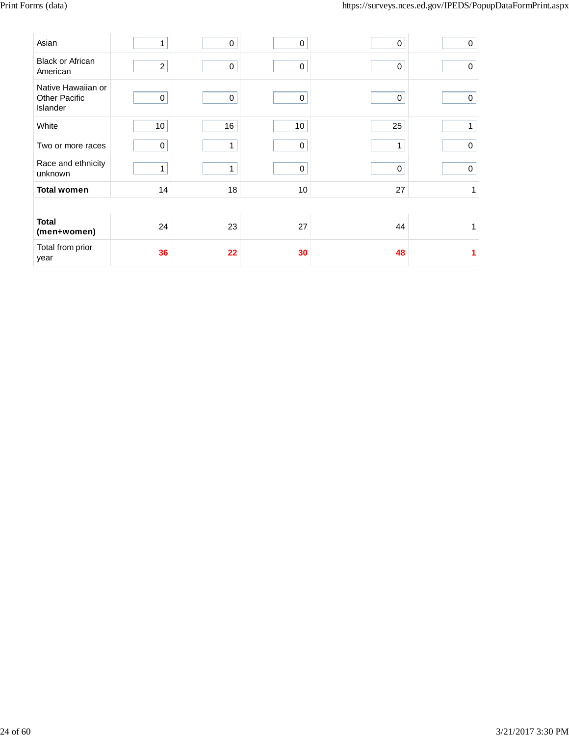| | | | | | |
|---|---|---|---|---|---|
| Asian | 1 | 0 | 0 | 0 | 0 |
| Black or African American | 2 | 0 | 0 | 0 | 0 |
| Native Hawaiian or Other Pacific Islander | 0 | 0 | 0 | 0 | 0 |
| White | 10 | 16 | 10 | 25 | 1 |
| Two or more races | 0 | 1 | 0 | 1 | 0 |
| Race and ethnicity unknown | 1 | 1 | 0 | 0 | 0 |
| **Total women** | 14 | 18 | 10 | 27 | 1 |
| | | | | | |
| **Total (men+women)** | 24 | 23 | 27 | 44 | 1 |
| Total from prior year | **36** | **22** | **30** | **48** | **1** |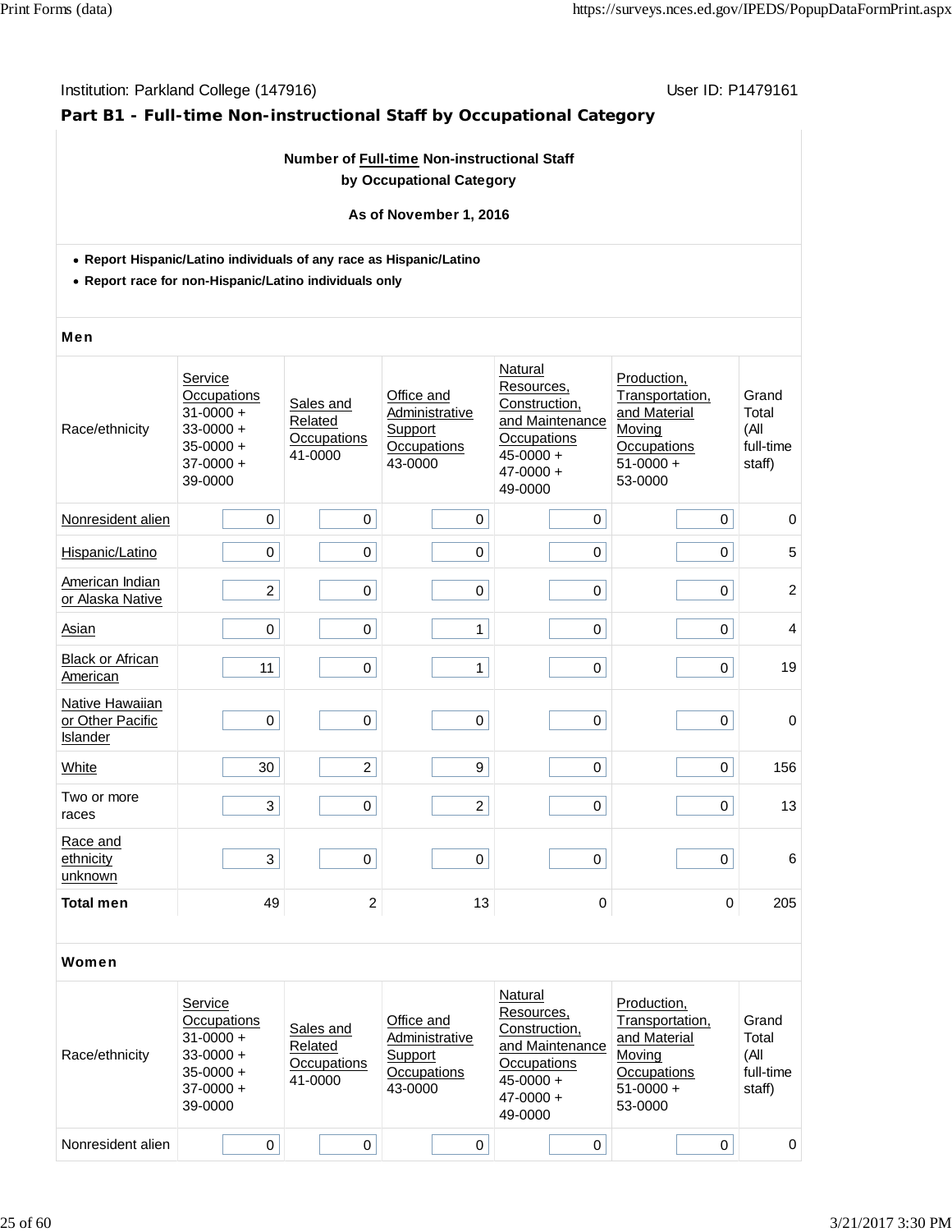Institution: Parkland College (147916) User ID: P1479161

## Part B1 - Full-time Non-instructional Staff by Occupational Category

**Number of Full-time Non-instructional Staff by Occupational Category**

**As of November 1, 2016**

- **Report Hispanic/Latino individuals of any race as Hispanic/Latino**
- **Report race for non-Hispanic/Latino individuals only**

### Men

| Race/ethnicity | Service Occupations 31-0000 + 33-0000 + 35-0000 + 37-0000 + 39-0000 | Sales and Related Occupations 41-0000 | Office and Administrative Support Occupations 43-0000 | Natural Resources, Construction, and Maintenance Occupations 45-0000 + 47-0000 + 49-0000 | Production, Transportation, and Material Moving Occupations 51-0000 + 53-0000 | Grand Total (All full-time staff) |
|---|---|---|---|---|---|---|
| Nonresident alien | 0 | 0 | 0 | 0 | 0 | 0 |
| Hispanic/Latino | 0 | 0 | 0 | 0 | 0 | 5 |
| American Indian or Alaska Native | 2 | 0 | 0 | 0 | 0 | 2 |
| Asian | 0 | 0 | 1 | 0 | 0 | 4 |
| Black or African American | 11 | 0 | 1 | 0 | 0 | 19 |
| Native Hawaiian or Other Pacific Islander | 0 | 0 | 0 | 0 | 0 | 0 |
| White | 30 | 2 | 9 | 0 | 0 | 156 |
| Two or more races | 3 | 0 | 2 | 0 | 0 | 13 |
| Race and ethnicity unknown | 3 | 0 | 0 | 0 | 0 | 6 |
| **Total men** | 49 | 2 | 13 | 0 | 0 | 205 |

### Women

| Race/ethnicity | Service Occupations 31-0000 + 33-0000 + 35-0000 + 37-0000 + 39-0000 | Sales and Related Occupations 41-0000 | Office and Administrative Support Occupations 43-0000 | Natural Resources, Construction, and Maintenance Occupations 45-0000 + 47-0000 + 49-0000 | Production, Transportation, and Material Moving Occupations 51-0000 + 53-0000 | Grand Total (All full-time staff) |
|---|---|---|---|---|---|---|
| Nonresident alien | 0 | 0 | 0 | 0 | 0 | 0 |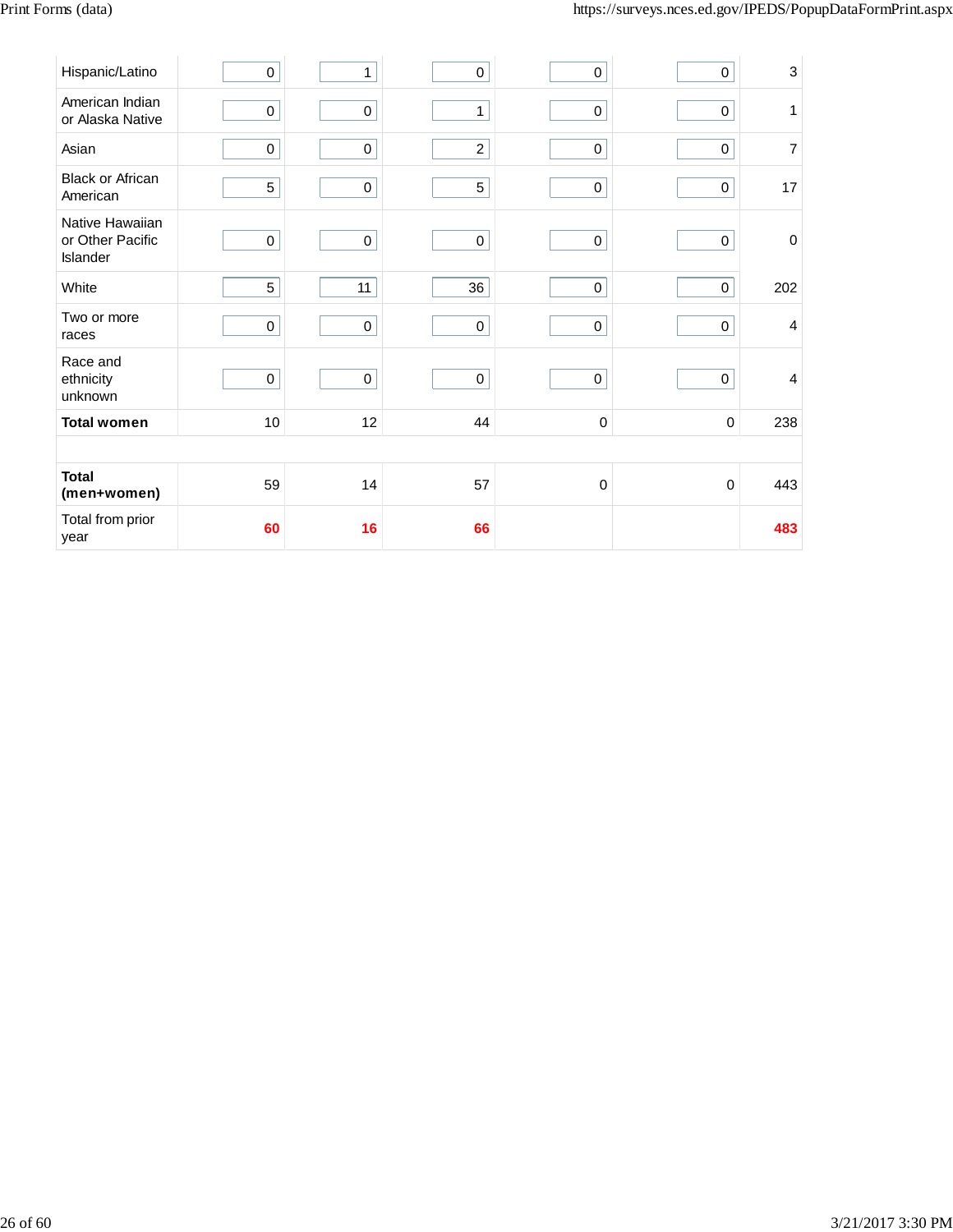| | | | | | | |
|---|---|---|---|---|---|---|
| Hispanic/Latino | 0 | 1 | 0 | 0 | 0 | 3 |
| American Indian or Alaska Native | 0 | 0 | 1 | 0 | 0 | 1 |
| Asian | 0 | 0 | 2 | 0 | 0 | 7 |
| Black or African American | 5 | 0 | 5 | 0 | 0 | 17 |
| Native Hawaiian or Other Pacific Islander | 0 | 0 | 0 | 0 | 0 | 0 |
| White | 5 | 11 | 36 | 0 | 0 | 202 |
| Two or more races | 0 | 0 | 0 | 0 | 0 | 4 |
| Race and ethnicity unknown | 0 | 0 | 0 | 0 | 0 | 4 |
| **Total women** | 10 | 12 | 44 | 0 | 0 | 238 |
| | | | | | | |
| **Total (men+women)** | 59 | 14 | 57 | 0 | 0 | 443 |
| Total from prior year | **60** | **16** | **66** | | | **483** |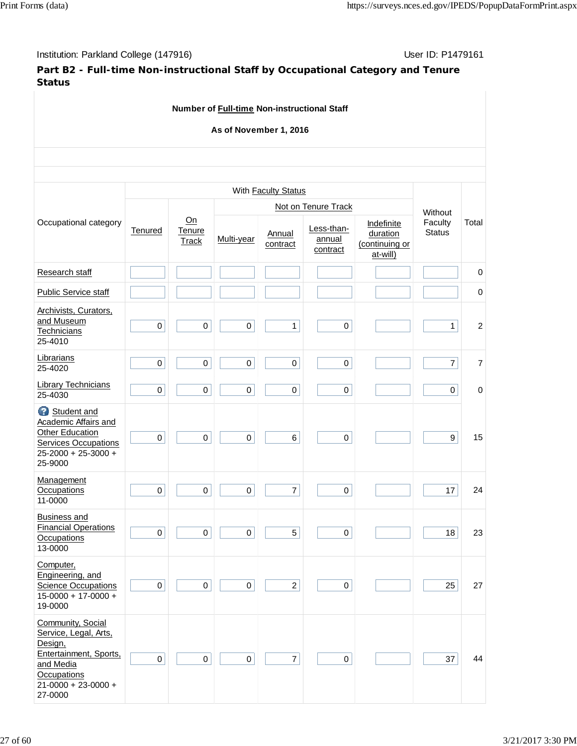Institution: Parkland College (147916) User ID: P1479161

## Part B2 - Full-time Non-instructional Staff by Occupational Category and Tenure Status

**Number of Full-time Non-instructional Staff**

**As of November 1, 2016**

| Occupational category | With Faculty Status | | | | | | Without Faculty Status | Total |
|---|---|---|---|---|---|---|---|---|
| | Tenured | On Tenure Track | Not on Tenure Track | | | | | |
| | | | Multi-year | Annual contract | Less-than-annual contract | Indefinite duration (continuing or at-will) | | |
| Research staff | | | | | | | | 0 |
| Public Service staff | | | | | | | | 0 |
| Archivists, Curators, and Museum Technicians 25-4010 | 0 | 0 | 0 | 1 | 0 | | 1 | 2 |
| Librarians 25-4020 | 0 | 0 | 0 | 0 | 0 | | 7 | 7 |
| Library Technicians 25-4030 | 0 | 0 | 0 | 0 | 0 | | 0 | 0 |
| Student and Academic Affairs and Other Education Services Occupations 25-2000 + 25-3000 + 25-9000 | 0 | 0 | 0 | 6 | 0 | | 9 | 15 |
| Management Occupations 11-0000 | 0 | 0 | 0 | 7 | 0 | | 17 | 24 |
| Business and Financial Operations Occupations 13-0000 | 0 | 0 | 0 | 5 | 0 | | 18 | 23 |
| Computer, Engineering, and Science Occupations 15-0000 + 17-0000 + 19-0000 | 0 | 0 | 0 | 2 | 0 | | 25 | 27 |
| Community, Social Service, Legal, Arts, Design, Entertainment, Sports, and Media Occupations 21-0000 + 23-0000 + 27-0000 | 0 | 0 | 0 | 7 | 0 | | 37 | 44 |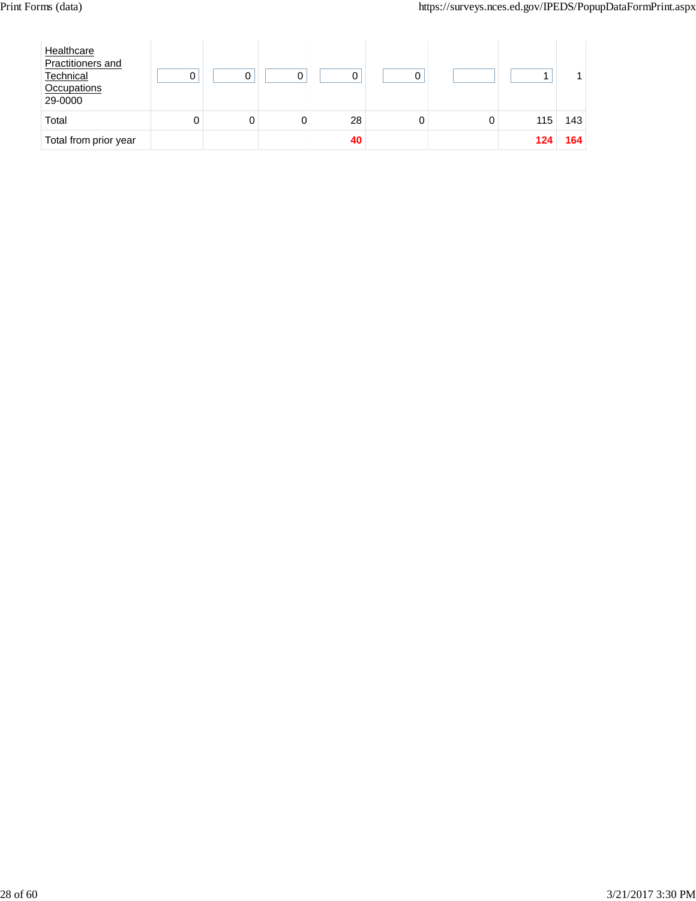| | | | | | | | | |
|---|---|---|---|---|---|---|---|---|
| Healthcare Practitioners and Technical Occupations 29-0000 | 0 | 0 | 0 | 0 | 0 | | 1 | 1 |
| Total | 0 | 0 | 0 | 28 | 0 | 0 | 115 | 143 |
| Total from prior year | | | | **40** | | | **124** | **164** |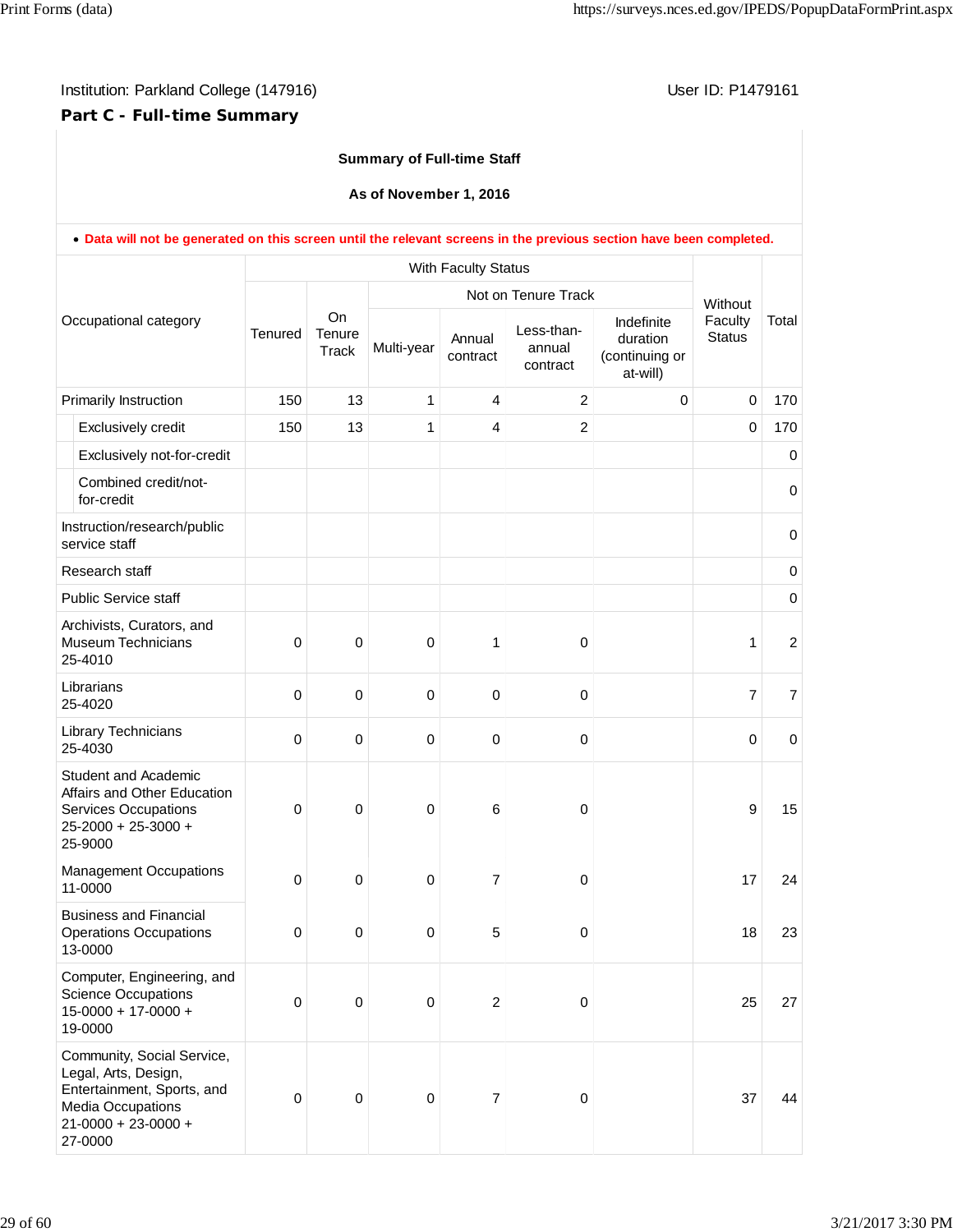Institution: Parkland College (147916)

User ID: P1479161

## Part C - Full-time Summary

**Summary of Full-time Staff**

**As of November 1, 2016**

- **Data will not be generated on this screen until the relevant screens in the previous section have been completed.**

| Occupational category | With Faculty Status | | | | | | Without Faculty Status | Total |
|---|---|---|---|---|---|---|---|---|
| | Tenured | On Tenure Track | Not on Tenure Track | | | | | |
| | | | Multi-year | Annual contract | Less-than-annual contract | Indefinite duration (continuing or at-will) | | |
| Primarily Instruction | 150 | 13 | 1 | 4 | 2 | 0 | 0 | 170 |
| Exclusively credit | 150 | 13 | 1 | 4 | 2 | | 0 | 170 |
| Exclusively not-for-credit | | | | | | | | 0 |
| Combined credit/not-for-credit | | | | | | | | 0 |
| Instruction/research/public service staff | | | | | | | | 0 |
| Research staff | | | | | | | | 0 |
| Public Service staff | | | | | | | | 0 |
| Archivists, Curators, and Museum Technicians 25-4010 | 0 | 0 | 0 | 1 | 0 | | 1 | 2 |
| Librarians 25-4020 | 0 | 0 | 0 | 0 | 0 | | 7 | 7 |
| Library Technicians 25-4030 | 0 | 0 | 0 | 0 | 0 | | 0 | 0 |
| Student and Academic Affairs and Other Education Services Occupations 25-2000 + 25-3000 + 25-9000 | 0 | 0 | 0 | 6 | 0 | | 9 | 15 |
| Management Occupations 11-0000 | 0 | 0 | 0 | 7 | 0 | | 17 | 24 |
| Business and Financial Operations Occupations 13-0000 | 0 | 0 | 0 | 5 | 0 | | 18 | 23 |
| Computer, Engineering, and Science Occupations 15-0000 + 17-0000 + 19-0000 | 0 | 0 | 0 | 2 | 0 | | 25 | 27 |
| Community, Social Service, Legal, Arts, Design, Entertainment, Sports, and Media Occupations 21-0000 + 23-0000 + 27-0000 | 0 | 0 | 0 | 7 | 0 | | 37 | 44 |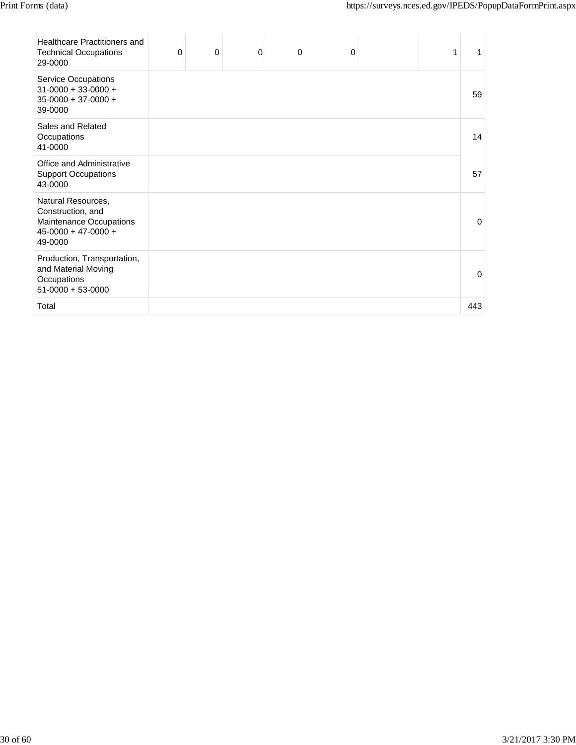| | | | | | | | | |
|---|---|---|---|---|---|---|---|---|
| Healthcare Practitioners and Technical Occupations 29-0000 | 0 | 0 | 0 | 0 | 0 | | 1 | 1 |
| Service Occupations 31-0000 + 33-0000 + 35-0000 + 37-0000 + 39-0000 | | | | | | | | 59 |
| Sales and Related Occupations 41-0000 | | | | | | | | 14 |
| Office and Administrative Support Occupations 43-0000 | | | | | | | | 57 |
| Natural Resources, Construction, and Maintenance Occupations 45-0000 + 47-0000 + 49-0000 | | | | | | | | 0 |
| Production, Transportation, and Material Moving Occupations 51-0000 + 53-0000 | | | | | | | | 0 |
| Total | | | | | | | | 443 |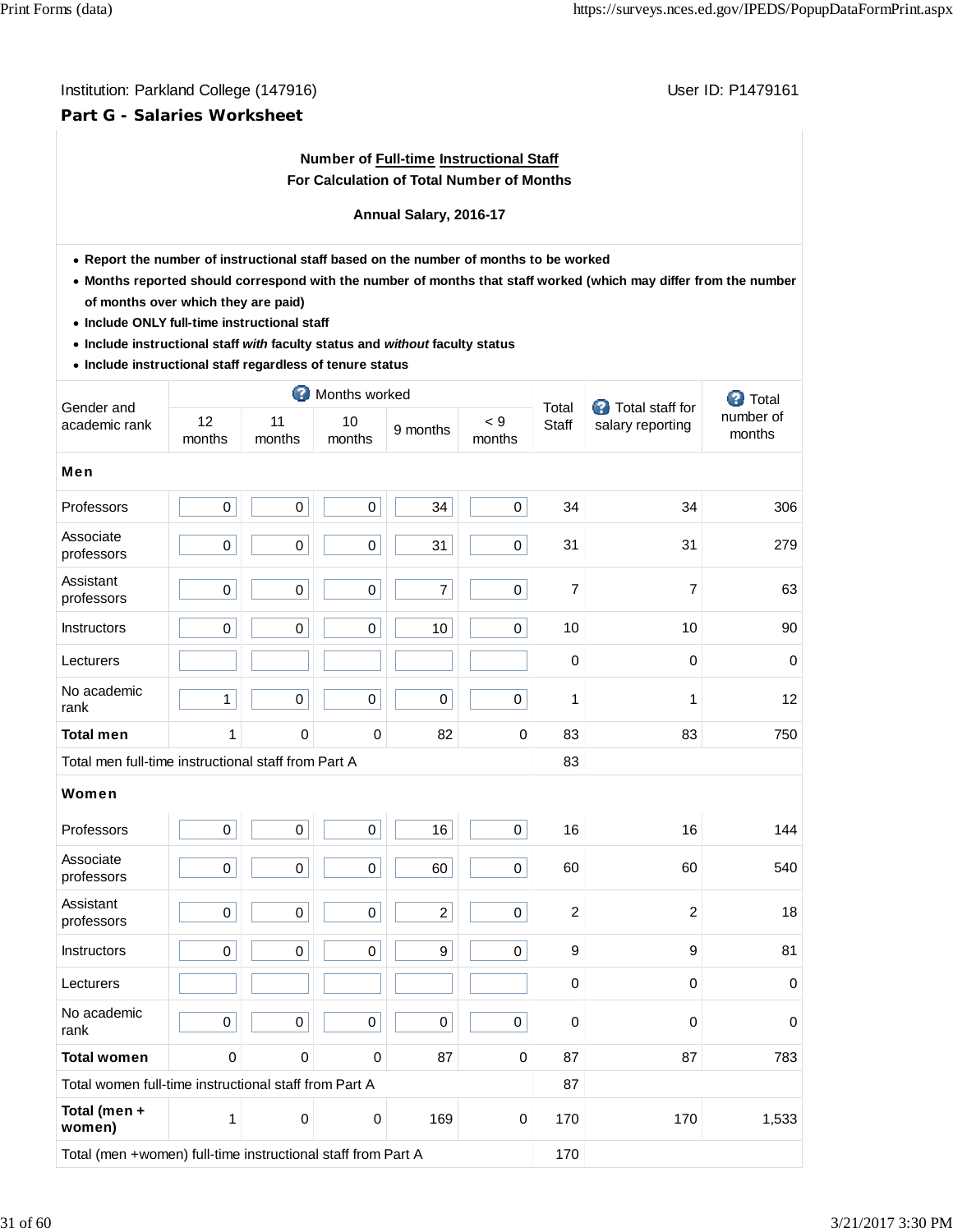Institution: Parkland College (147916)

User ID: P1479161

## Part G - Salaries Worksheet

**Number of Full-time Instructional Staff**
**For Calculation of Total Number of Months**

**Annual Salary, 2016-17**

- **Report the number of instructional staff based on the number of months to be worked**
- **Months reported should correspond with the number of months that staff worked (which may differ from the number of months over which they are paid)**
- **Include ONLY full-time instructional staff**
- **Include instructional staff *with* faculty status and *without* faculty status**
- **Include instructional staff regardless of tenure status**

| Gender and academic rank | Months worked | | | | | Total Staff | Total staff for salary reporting | Total number of months |
|---|---|---|---|---|---|---|---|---|
| | 12 months | 11 months | 10 months | 9 months | < 9 months | | | |
| **Men** | | | | | | | | |
| Professors | 0 | 0 | 0 | 34 | 0 | 34 | 34 | 306 |
| Associate professors | 0 | 0 | 0 | 31 | 0 | 31 | 31 | 279 |
| Assistant professors | 0 | 0 | 0 | 7 | 0 | 7 | 7 | 63 |
| Instructors | 0 | 0 | 0 | 10 | 0 | 10 | 10 | 90 |
| Lecturers | | | | | | 0 | 0 | 0 |
| No academic rank | 1 | 0 | 0 | 0 | 0 | 1 | 1 | 12 |
| **Total men** | 1 | 0 | 0 | 82 | 0 | 83 | 83 | 750 |
| Total men full-time instructional staff from Part A | | | | | | 83 | | |
| **Women** | | | | | | | | |
| Professors | 0 | 0 | 0 | 16 | 0 | 16 | 16 | 144 |
| Associate professors | 0 | 0 | 0 | 60 | 0 | 60 | 60 | 540 |
| Assistant professors | 0 | 0 | 0 | 2 | 0 | 2 | 2 | 18 |
| Instructors | 0 | 0 | 0 | 9 | 0 | 9 | 9 | 81 |
| Lecturers | | | | | | 0 | 0 | 0 |
| No academic rank | 0 | 0 | 0 | 0 | 0 | 0 | 0 | 0 |
| **Total women** | 0 | 0 | 0 | 87 | 0 | 87 | 87 | 783 |
| Total women full-time instructional staff from Part A | | | | | | 87 | | |
| **Total (men + women)** | 1 | 0 | 0 | 169 | 0 | 170 | 170 | 1,533 |
| Total (men +women) full-time instructional staff from Part A | | | | | | 170 | | |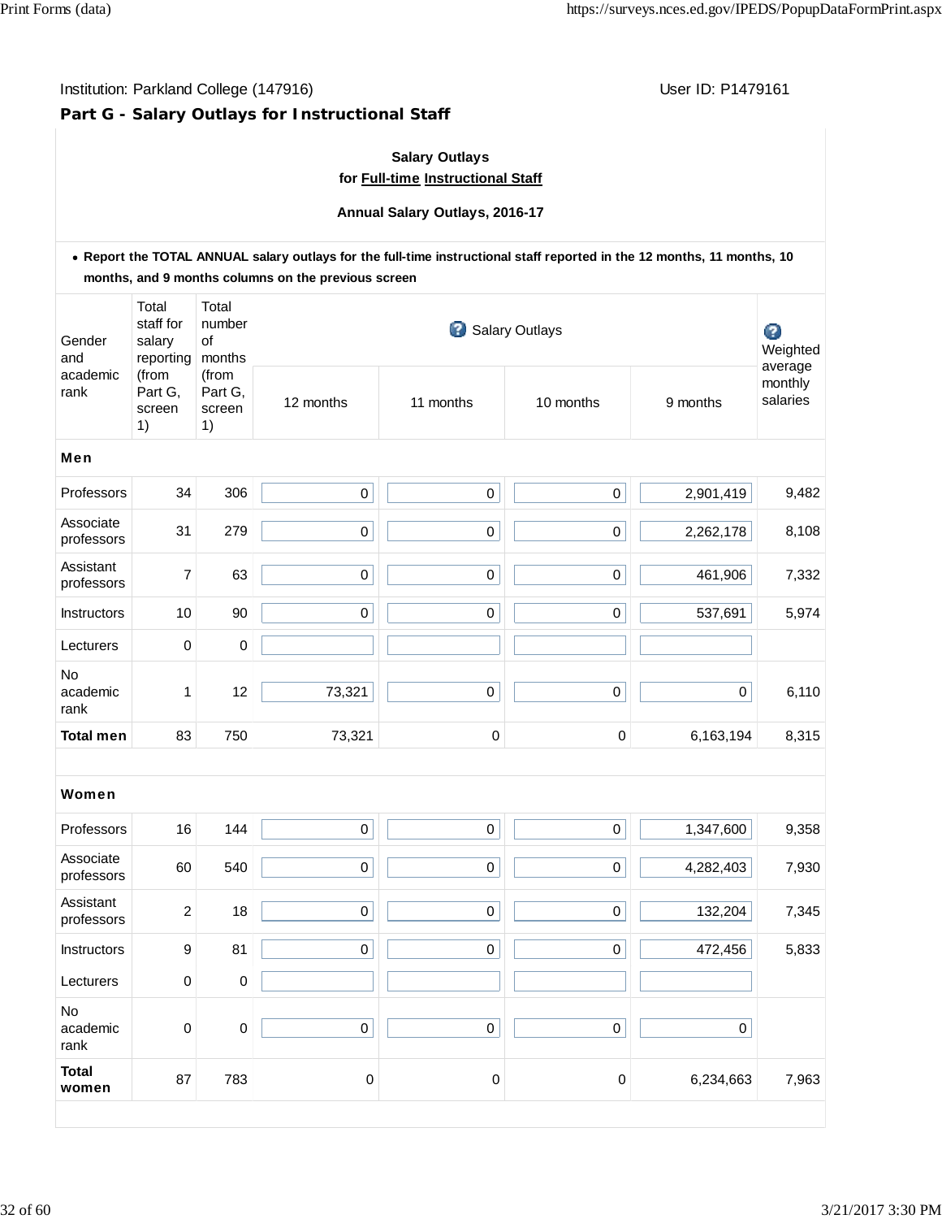Institution: Parkland College (147916) User ID: P1479161

## Part G - Salary Outlays for Instructional Staff

**Salary Outlays**
**for Full-time Instructional Staff**

**Annual Salary Outlays, 2016-17**

- **Report the TOTAL ANNUAL salary outlays for the full-time instructional staff reported in the 12 months, 11 months, 10 months, and 9 months columns on the previous screen**

| Gender and academic rank | Total staff for salary reporting (from Part G, screen 1) | Total number of months (from Part G, screen 1) | Salary Outlays | | | | Weighted average monthly salaries |
|---|---|---|---|---|---|---|---|
| | | | 12 months | 11 months | 10 months | 9 months | |
| **Men** | | | | | | | |
| Professors | 34 | 306 | 0 | 0 | 0 | 2,901,419 | 9,482 |
| Associate professors | 31 | 279 | 0 | 0 | 0 | 2,262,178 | 8,108 |
| Assistant professors | 7 | 63 | 0 | 0 | 0 | 461,906 | 7,332 |
| Instructors | 10 | 90 | 0 | 0 | 0 | 537,691 | 5,974 |
| Lecturers | 0 | 0 | | | | | |
| No academic rank | 1 | 12 | 73,321 | 0 | 0 | 0 | 6,110 |
| **Total men** | 83 | 750 | 73,321 | 0 | 0 | 6,163,194 | 8,315 |
| **Women** | | | | | | | |
| Professors | 16 | 144 | 0 | 0 | 0 | 1,347,600 | 9,358 |
| Associate professors | 60 | 540 | 0 | 0 | 0 | 4,282,403 | 7,930 |
| Assistant professors | 2 | 18 | 0 | 0 | 0 | 132,204 | 7,345 |
| Instructors | 9 | 81 | 0 | 0 | 0 | 472,456 | 5,833 |
| Lecturers | 0 | 0 | | | | | |
| No academic rank | 0 | 0 | 0 | 0 | 0 | 0 | |
| **Total women** | 87 | 783 | 0 | 0 | 0 | 6,234,663 | 7,963 |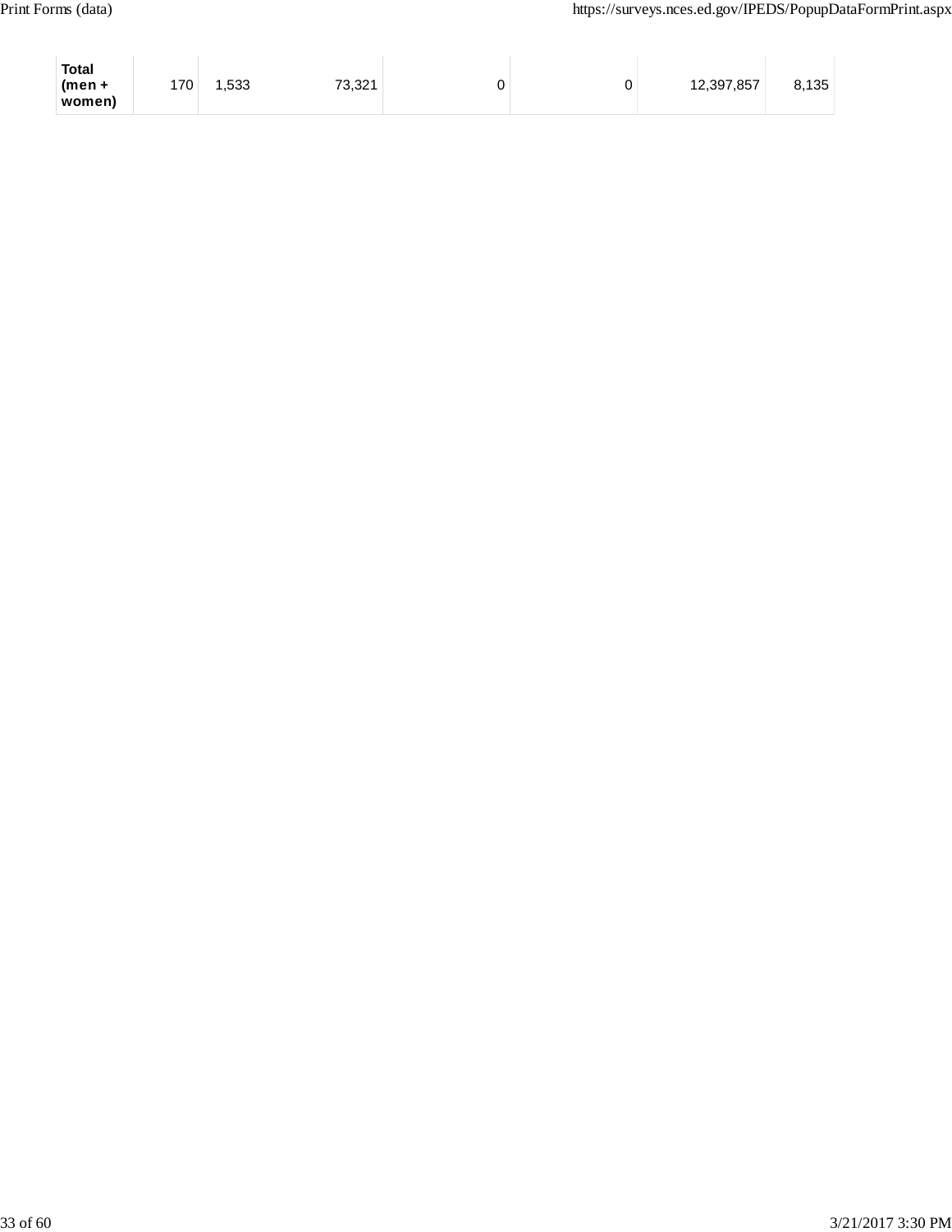| | | | | | | | |
|---|---|---|---|---|---|---|---|
| **Total (men + women)** | 170 | 1,533 | 73,321 | 0 | 0 | 12,397,857 | 8,135 |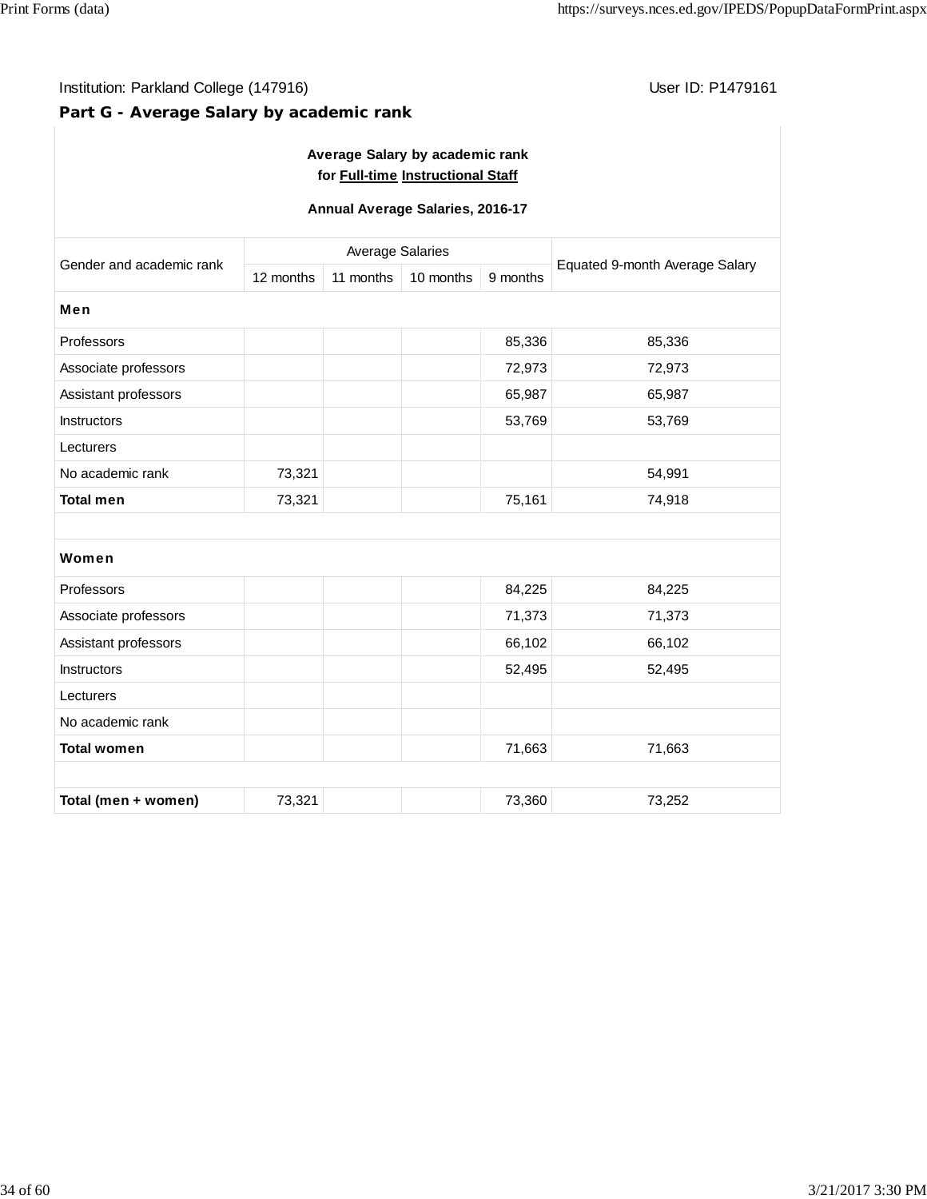Institution: Parkland College (147916)

User ID: P1479161

## Part G - Average Salary by academic rank

**Average Salary by academic rank for Full-time Instructional Staff**

**Annual Average Salaries, 2016-17**

| Gender and academic rank | Average Salaries | | | | Equated 9-month Average Salary |
|---|---|---|---|---|---|
| | 12 months | 11 months | 10 months | 9 months | |
| **Men** | | | | | |
| Professors | | | | 85,336 | 85,336 |
| Associate professors | | | | 72,973 | 72,973 |
| Assistant professors | | | | 65,987 | 65,987 |
| Instructors | | | | 53,769 | 53,769 |
| Lecturers | | | | | |
| No academic rank | 73,321 | | | | 54,991 |
| **Total men** | 73,321 | | | 75,161 | 74,918 |
| | | | | | |
| **Women** | | | | | |
| Professors | | | | 84,225 | 84,225 |
| Associate professors | | | | 71,373 | 71,373 |
| Assistant professors | | | | 66,102 | 66,102 |
| Instructors | | | | 52,495 | 52,495 |
| Lecturers | | | | | |
| No academic rank | | | | | |
| **Total women** | | | | 71,663 | 71,663 |
| | | | | | |
| **Total (men + women)** | 73,321 | | | 73,360 | 73,252 |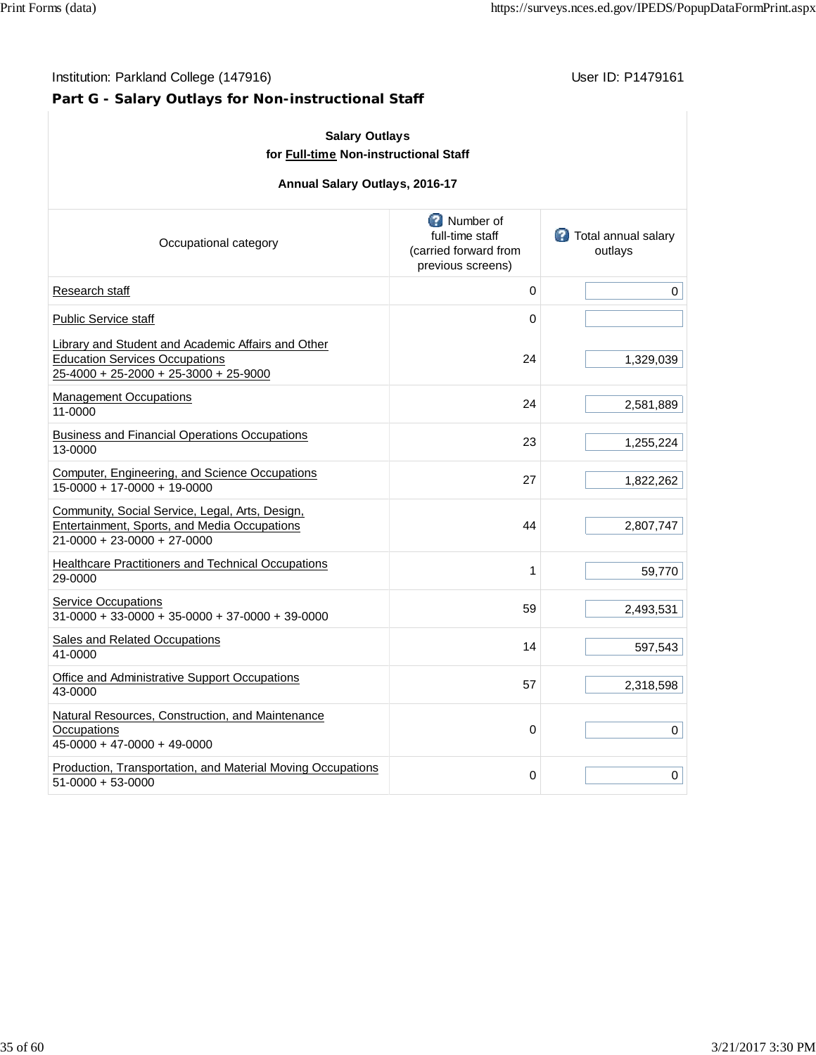Institution: Parkland College (147916)

User ID: P1479161

## Part G - Salary Outlays for Non-instructional Staff

**Salary Outlays**

**for Full-time Non-instructional Staff**

**Annual Salary Outlays, 2016-17**

| Occupational category | Number of full-time staff (carried forward from previous screens) | Total annual salary outlays |
|---|---|---|
| Research staff | 0 | 0 |
| Public Service staff | 0 | |
| Library and Student and Academic Affairs and Other Education Services Occupations 25-4000 + 25-2000 + 25-3000 + 25-9000 | 24 | 1,329,039 |
| Management Occupations 11-0000 | 24 | 2,581,889 |
| Business and Financial Operations Occupations 13-0000 | 23 | 1,255,224 |
| Computer, Engineering, and Science Occupations 15-0000 + 17-0000 + 19-0000 | 27 | 1,822,262 |
| Community, Social Service, Legal, Arts, Design, Entertainment, Sports, and Media Occupations 21-0000 + 23-0000 + 27-0000 | 44 | 2,807,747 |
| Healthcare Practitioners and Technical Occupations 29-0000 | 1 | 59,770 |
| Service Occupations 31-0000 + 33-0000 + 35-0000 + 37-0000 + 39-0000 | 59 | 2,493,531 |
| Sales and Related Occupations 41-0000 | 14 | 597,543 |
| Office and Administrative Support Occupations 43-0000 | 57 | 2,318,598 |
| Natural Resources, Construction, and Maintenance Occupations 45-0000 + 47-0000 + 49-0000 | 0 | 0 |
| Production, Transportation, and Material Moving Occupations 51-0000 + 53-0000 | 0 | 0 |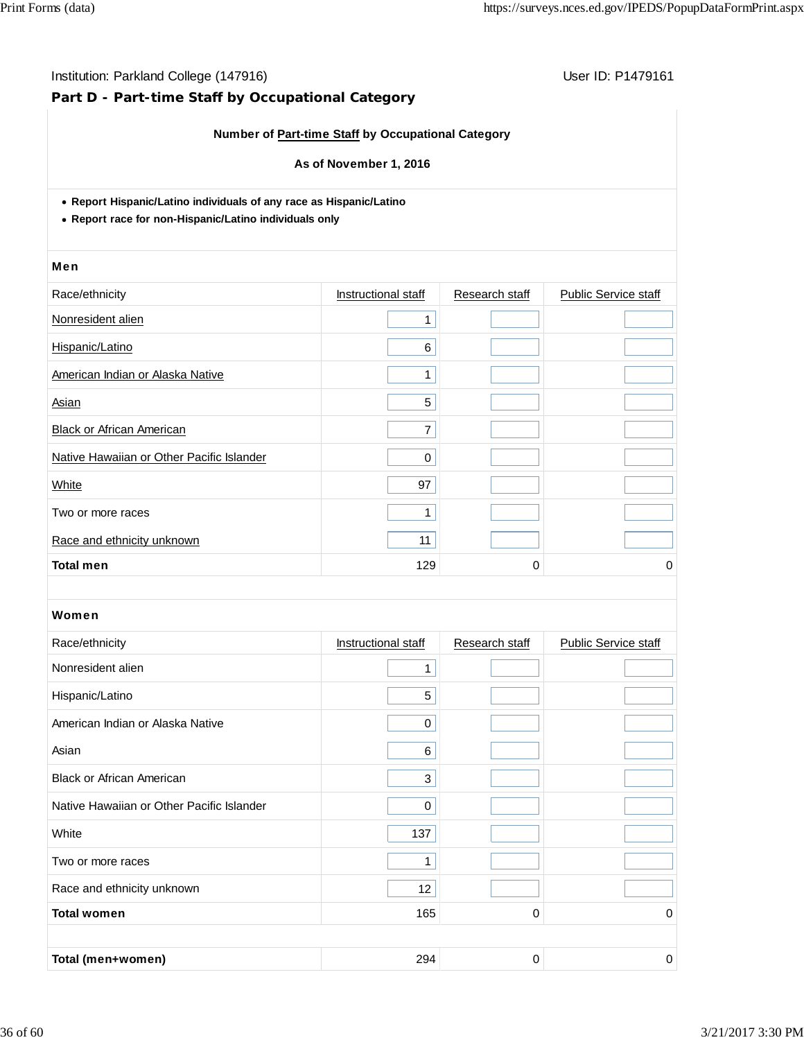Institution: Parkland College (147916) User ID: P1479161

## Part D - Part-time Staff by Occupational Category

**Number of Part-time Staff by Occupational Category**

**As of November 1, 2016**

- **Report Hispanic/Latino individuals of any race as Hispanic/Latino**
- **Report race for non-Hispanic/Latino individuals only**

**Men**

| Race/ethnicity | Instructional staff | Research staff | Public Service staff |
|---|---|---|---|
| Nonresident alien | 1 | | |
| Hispanic/Latino | 6 | | |
| American Indian or Alaska Native | 1 | | |
| Asian | 5 | | |
| Black or African American | 7 | | |
| Native Hawaiian or Other Pacific Islander | 0 | | |
| White | 97 | | |
| Two or more races | 1 | | |
| Race and ethnicity unknown | 11 | | |
| **Total men** | 129 | 0 | 0 |

**Women**

| Race/ethnicity | Instructional staff | Research staff | Public Service staff |
|---|---|---|---|
| Nonresident alien | 1 | | |
| Hispanic/Latino | 5 | | |
| American Indian or Alaska Native | 0 | | |
| Asian | 6 | | |
| Black or African American | 3 | | |
| Native Hawaiian or Other Pacific Islander | 0 | | |
| White | 137 | | |
| Two or more races | 1 | | |
| Race and ethnicity unknown | 12 | | |
| **Total women** | 165 | 0 | 0 |
| | | | |
| **Total (men+women)** | 294 | 0 | 0 |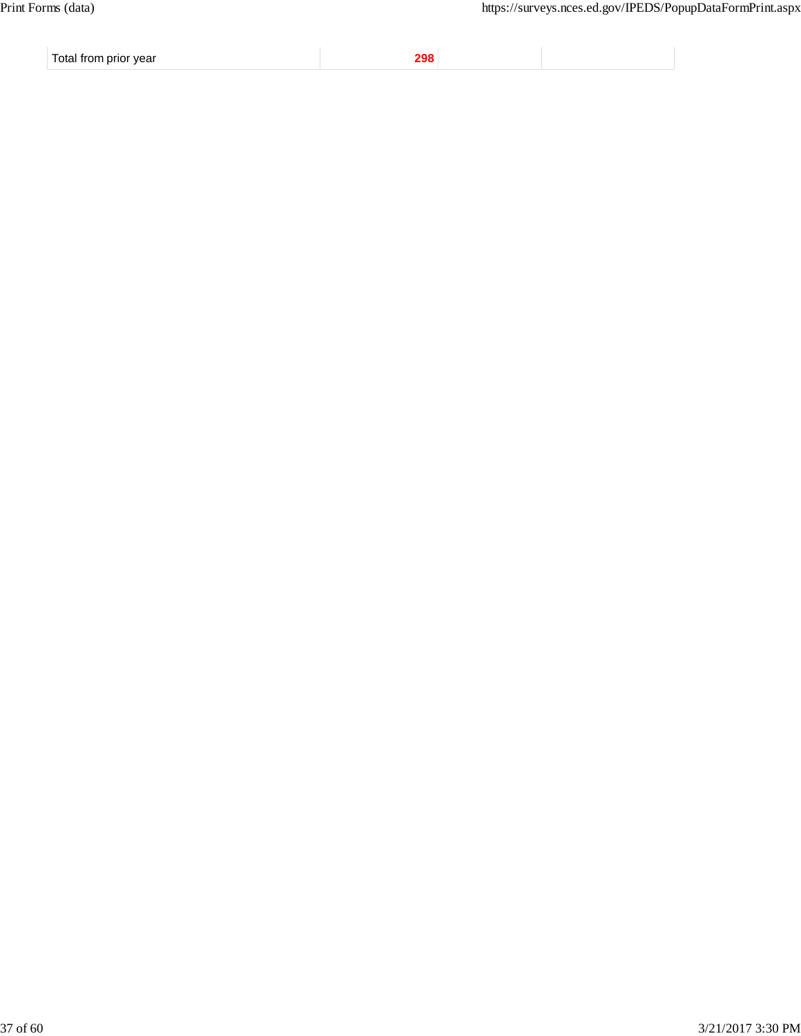| Total from prior year | 298 | | |
|---|---|---|---|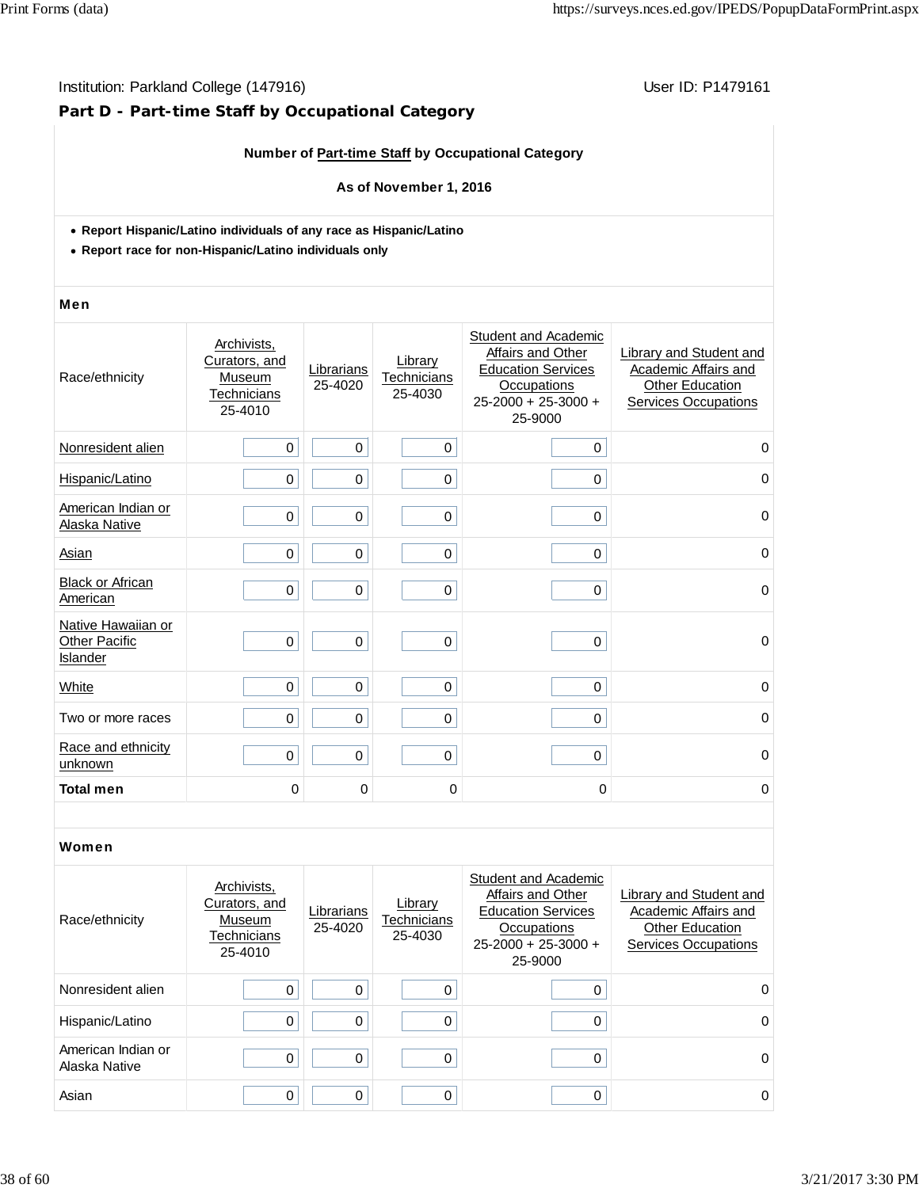Institution: Parkland College (147916)

User ID: P1479161

## Part D - Part-time Staff by Occupational Category

**Number of Part-time Staff by Occupational Category**

**As of November 1, 2016**

- **Report Hispanic/Latino individuals of any race as Hispanic/Latino**
- **Report race for non-Hispanic/Latino individuals only**

### Men

| Race/ethnicity | Archivists, Curators, and Museum Technicians 25-4010 | Librarians 25-4020 | Library Technicians 25-4030 | Student and Academic Affairs and Other Education Services Occupations 25-2000 + 25-3000 + 25-9000 | Library and Student and Academic Affairs and Other Education Services Occupations |
|---|---|---|---|---|---|
| Nonresident alien | 0 | 0 | 0 | 0 | 0 |
| Hispanic/Latino | 0 | 0 | 0 | 0 | 0 |
| American Indian or Alaska Native | 0 | 0 | 0 | 0 | 0 |
| Asian | 0 | 0 | 0 | 0 | 0 |
| Black or African American | 0 | 0 | 0 | 0 | 0 |
| Native Hawaiian or Other Pacific Islander | 0 | 0 | 0 | 0 | 0 |
| White | 0 | 0 | 0 | 0 | 0 |
| Two or more races | 0 | 0 | 0 | 0 | 0 |
| Race and ethnicity unknown | 0 | 0 | 0 | 0 | 0 |
| **Total men** | 0 | 0 | 0 | 0 | 0 |

### Women

| Race/ethnicity | Archivists, Curators, and Museum Technicians 25-4010 | Librarians 25-4020 | Library Technicians 25-4030 | Student and Academic Affairs and Other Education Services Occupations 25-2000 + 25-3000 + 25-9000 | Library and Student and Academic Affairs and Other Education Services Occupations |
|---|---|---|---|---|---|
| Nonresident alien | 0 | 0 | 0 | 0 | 0 |
| Hispanic/Latino | 0 | 0 | 0 | 0 | 0 |
| American Indian or Alaska Native | 0 | 0 | 0 | 0 | 0 |
| Asian | 0 | 0 | 0 | 0 | 0 |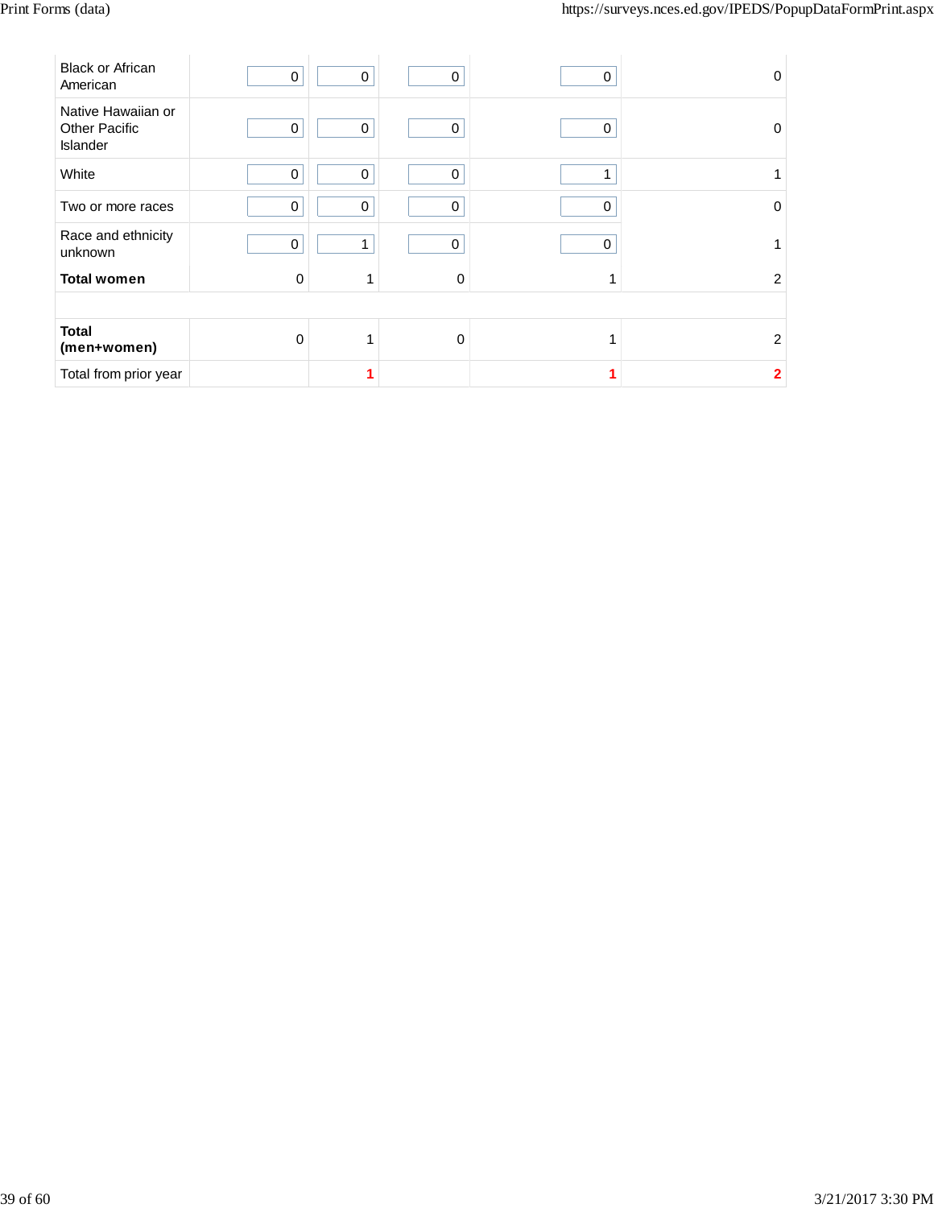| | | | | | |
|---|---|---|---|---|---|
| Black or African American | 0 | 0 | 0 | 0 | 0 |
| Native Hawaiian or Other Pacific Islander | 0 | 0 | 0 | 0 | 0 |
| White | 0 | 0 | 0 | 1 | 1 |
| Two or more races | 0 | 0 | 0 | 0 | 0 |
| Race and ethnicity unknown | 0 | 1 | 0 | 0 | 1 |
| **Total women** | 0 | 1 | 0 | 1 | 2 |
| | | | | | |
| **Total (men+women)** | 0 | 1 | 0 | 1 | 2 |
| Total from prior year | | **1** | | **1** | **2** |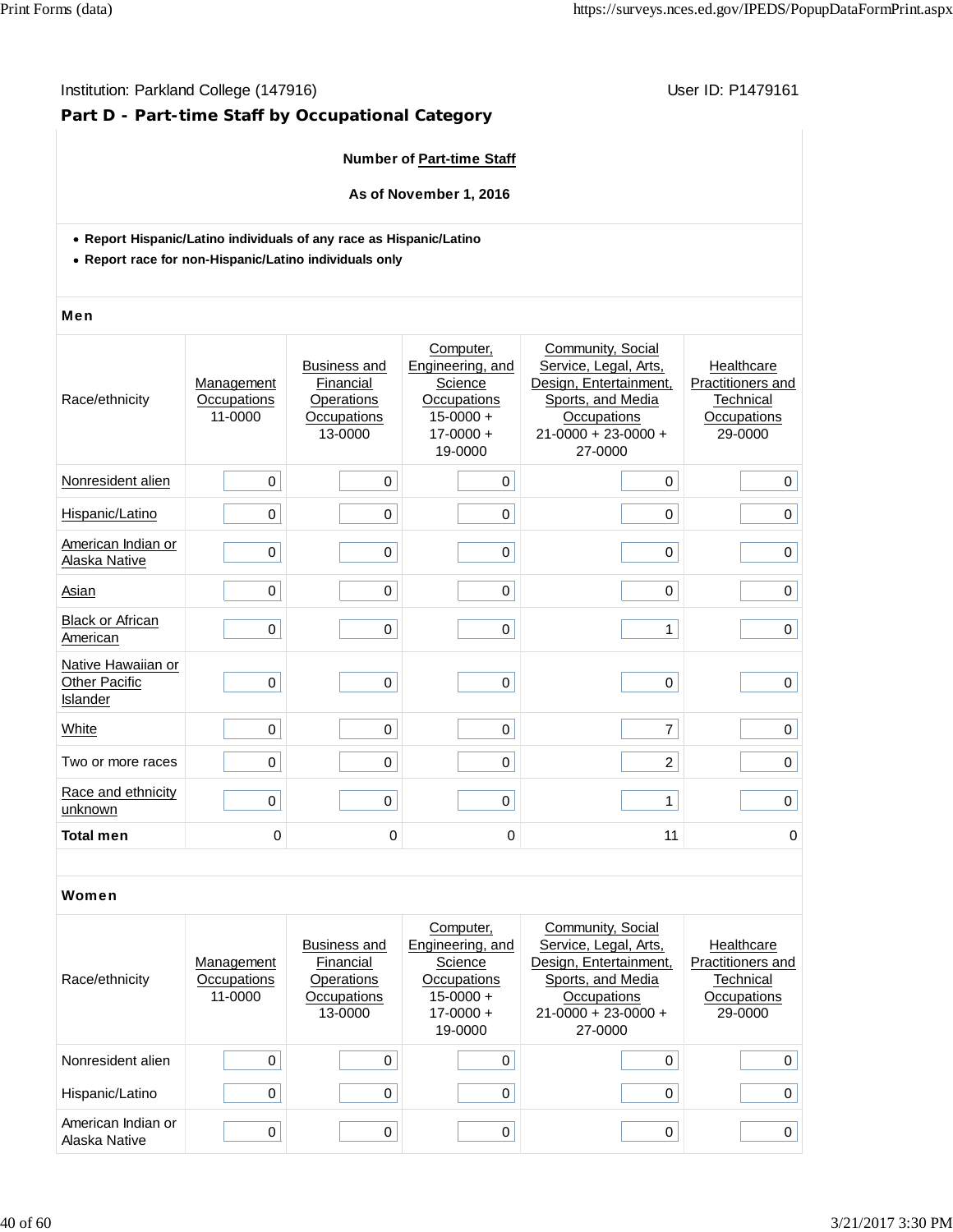Institution: Parkland College (147916)

User ID: P1479161

## Part D - Part-time Staff by Occupational Category

**Number of Part-time Staff**

**As of November 1, 2016**

- **Report Hispanic/Latino individuals of any race as Hispanic/Latino**
- **Report race for non-Hispanic/Latino individuals only**

**Men**

| Race/ethnicity | Management Occupations 11-0000 | Business and Financial Operations Occupations 13-0000 | Computer, Engineering, and Science Occupations 15-0000 + 17-0000 + 19-0000 | Community, Social Service, Legal, Arts, Design, Entertainment, Sports, and Media Occupations 21-0000 + 23-0000 + 27-0000 | Healthcare Practitioners and Technical Occupations 29-0000 |
|---|---|---|---|---|---|
| Nonresident alien | 0 | 0 | 0 | 0 | 0 |
| Hispanic/Latino | 0 | 0 | 0 | 0 | 0 |
| American Indian or Alaska Native | 0 | 0 | 0 | 0 | 0 |
| Asian | 0 | 0 | 0 | 0 | 0 |
| Black or African American | 0 | 0 | 0 | 1 | 0 |
| Native Hawaiian or Other Pacific Islander | 0 | 0 | 0 | 0 | 0 |
| White | 0 | 0 | 0 | 7 | 0 |
| Two or more races | 0 | 0 | 0 | 2 | 0 |
| Race and ethnicity unknown | 0 | 0 | 0 | 1 | 0 |
| **Total men** | 0 | 0 | 0 | 11 | 0 |

**Women**

| Race/ethnicity | Management Occupations 11-0000 | Business and Financial Operations Occupations 13-0000 | Computer, Engineering, and Science Occupations 15-0000 + 17-0000 + 19-0000 | Community, Social Service, Legal, Arts, Design, Entertainment, Sports, and Media Occupations 21-0000 + 23-0000 + 27-0000 | Healthcare Practitioners and Technical Occupations 29-0000 |
|---|---|---|---|---|---|
| Nonresident alien | 0 | 0 | 0 | 0 | 0 |
| Hispanic/Latino | 0 | 0 | 0 | 0 | 0 |
| American Indian or Alaska Native | 0 | 0 | 0 | 0 | 0 |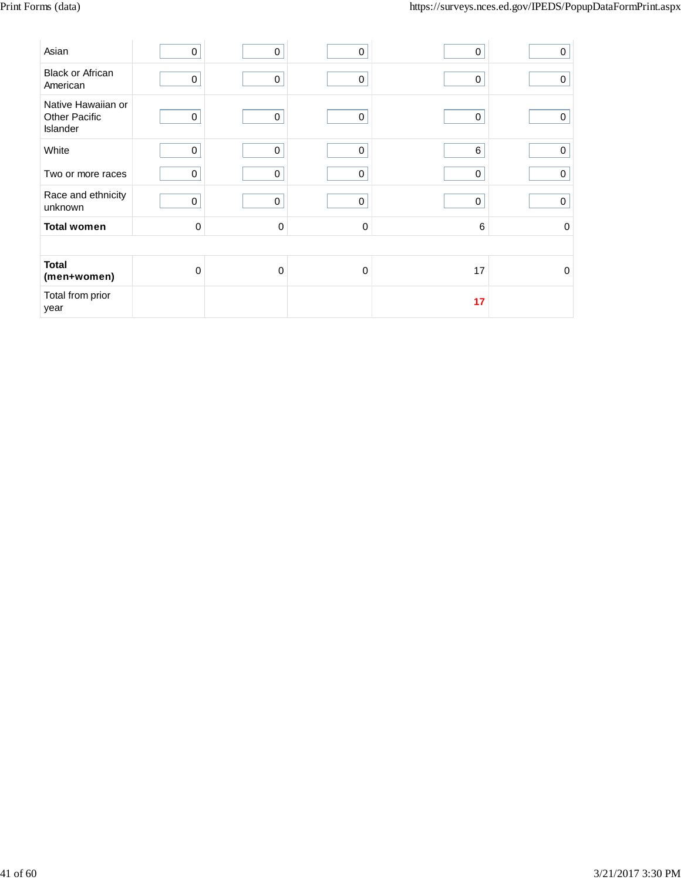| | | | | | |
|---|---|---|---|---|---|
| Asian | 0 | 0 | 0 | 0 | 0 |
| Black or African American | 0 | 0 | 0 | 0 | 0 |
| Native Hawaiian or Other Pacific Islander | 0 | 0 | 0 | 0 | 0 |
| White | 0 | 0 | 0 | 6 | 0 |
| Two or more races | 0 | 0 | 0 | 0 | 0 |
| Race and ethnicity unknown | 0 | 0 | 0 | 0 | 0 |
| **Total women** | 0 | 0 | 0 | 6 | 0 |
| | | | | | |
| **Total (men+women)** | 0 | 0 | 0 | 17 | 0 |
| Total from prior year | | | | **17** | |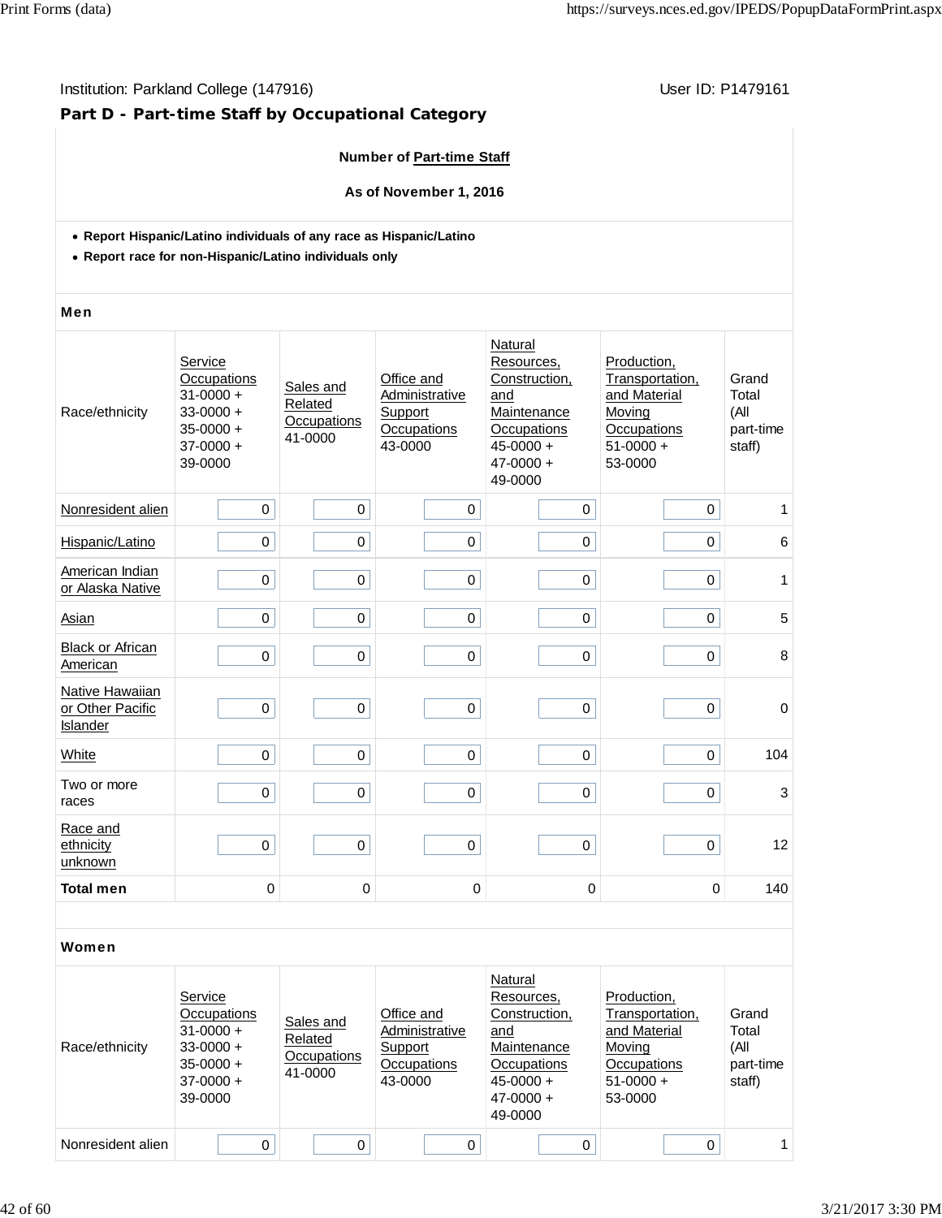Institution: Parkland College (147916)

User ID: P1479161

## Part D - Part-time Staff by Occupational Category

**Number of Part-time Staff**

**As of November 1, 2016**

- **Report Hispanic/Latino individuals of any race as Hispanic/Latino**
- **Report race for non-Hispanic/Latino individuals only**

### Men

| Race/ethnicity | Service Occupations 31-0000 + 33-0000 + 35-0000 + 37-0000 + 39-0000 | Sales and Related Occupations 41-0000 | Office and Administrative Support Occupations 43-0000 | Natural Resources, Construction, and Maintenance Occupations 45-0000 + 47-0000 + 49-0000 | Production, Transportation, and Material Moving Occupations 51-0000 + 53-0000 | Grand Total (All part-time staff) |
|---|---|---|---|---|---|---|
| Nonresident alien | 0 | 0 | 0 | 0 | 0 | 1 |
| Hispanic/Latino | 0 | 0 | 0 | 0 | 0 | 6 |
| American Indian or Alaska Native | 0 | 0 | 0 | 0 | 0 | 1 |
| Asian | 0 | 0 | 0 | 0 | 0 | 5 |
| Black or African American | 0 | 0 | 0 | 0 | 0 | 8 |
| Native Hawaiian or Other Pacific Islander | 0 | 0 | 0 | 0 | 0 | 0 |
| White | 0 | 0 | 0 | 0 | 0 | 104 |
| Two or more races | 0 | 0 | 0 | 0 | 0 | 3 |
| Race and ethnicity unknown | 0 | 0 | 0 | 0 | 0 | 12 |
| **Total men** | 0 | 0 | 0 | 0 | 0 | 140 |

### Women

| Race/ethnicity | Service Occupations 31-0000 + 33-0000 + 35-0000 + 37-0000 + 39-0000 | Sales and Related Occupations 41-0000 | Office and Administrative Support Occupations 43-0000 | Natural Resources, Construction, and Maintenance Occupations 45-0000 + 47-0000 + 49-0000 | Production, Transportation, and Material Moving Occupations 51-0000 + 53-0000 | Grand Total (All part-time staff) |
|---|---|---|---|---|---|---|
| Nonresident alien | 0 | 0 | 0 | 0 | 0 | 1 |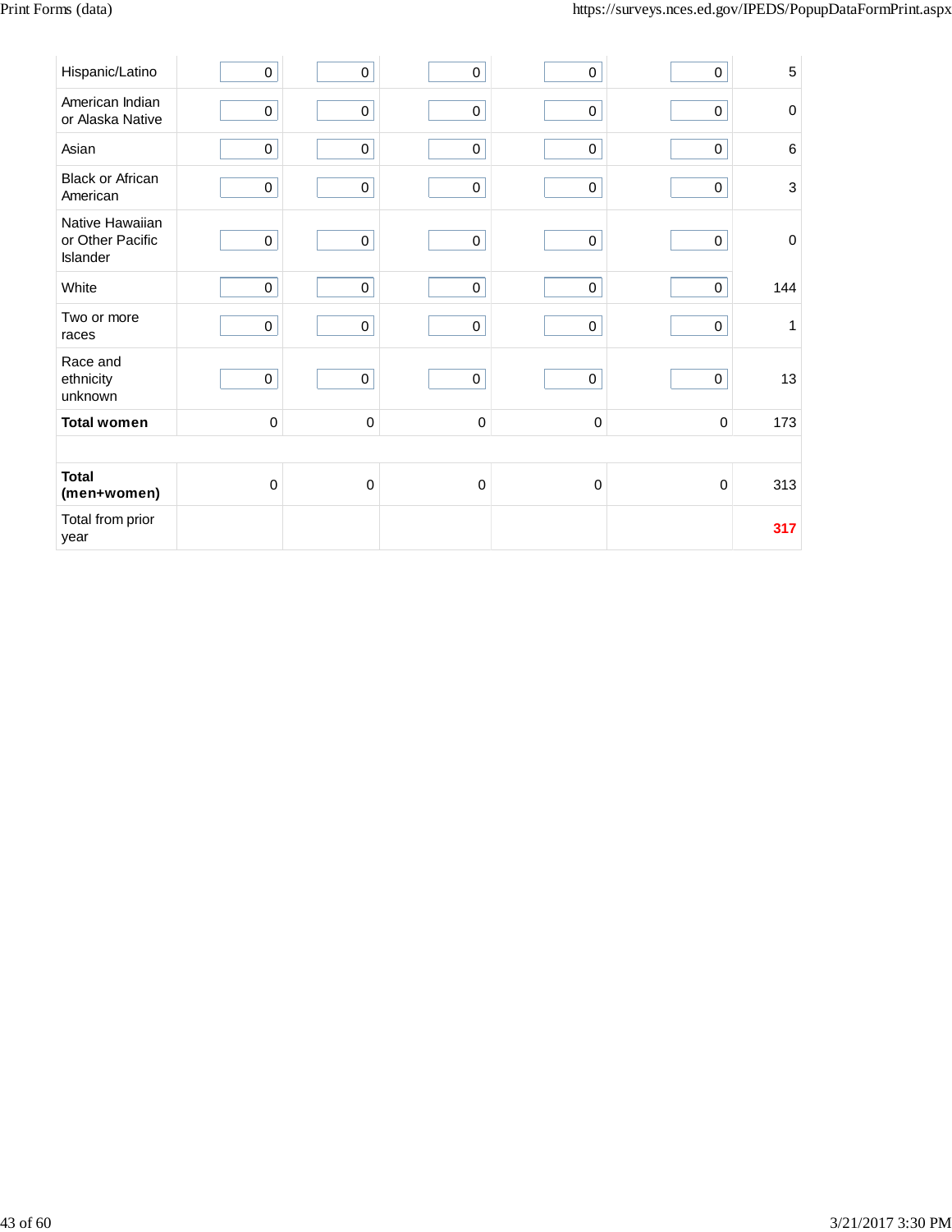| | | | | | | |
|---|---|---|---|---|---|---|
| Hispanic/Latino | 0 | 0 | 0 | 0 | 0 | 5 |
| American Indian or Alaska Native | 0 | 0 | 0 | 0 | 0 | 0 |
| Asian | 0 | 0 | 0 | 0 | 0 | 6 |
| Black or African American | 0 | 0 | 0 | 0 | 0 | 3 |
| Native Hawaiian or Other Pacific Islander | 0 | 0 | 0 | 0 | 0 | 0 |
| White | 0 | 0 | 0 | 0 | 0 | 144 |
| Two or more races | 0 | 0 | 0 | 0 | 0 | 1 |
| Race and ethnicity unknown | 0 | 0 | 0 | 0 | 0 | 13 |
| **Total women** | 0 | 0 | 0 | 0 | 0 | 173 |
| | | | | | | |
| **Total (men+women)** | 0 | 0 | 0 | 0 | 0 | 313 |
| Total from prior year | | | | | | 317 |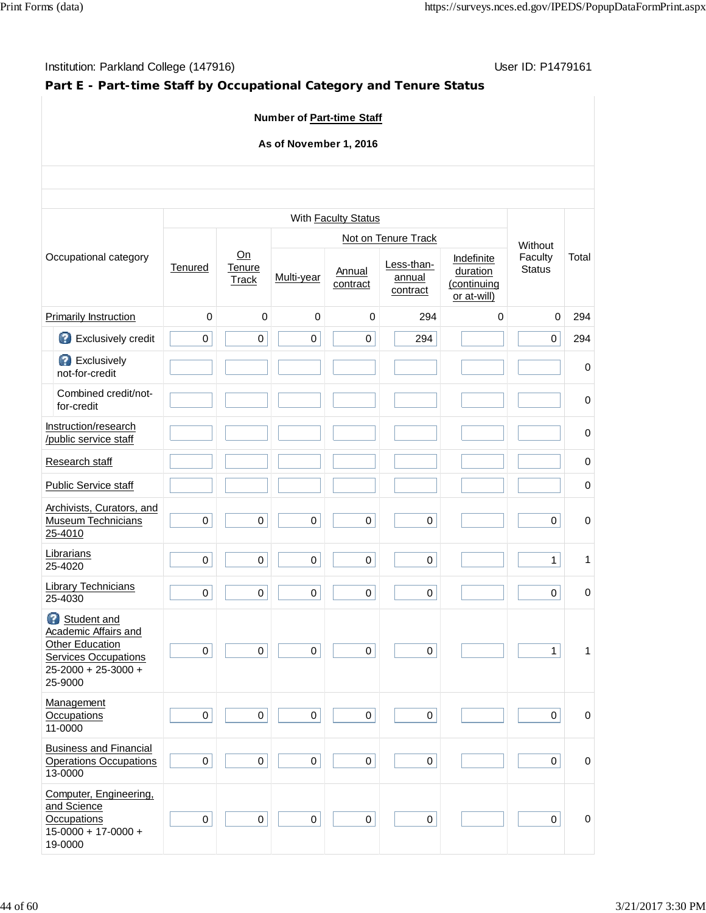Institution: Parkland College (147916)

User ID: P1479161

## Part E - Part-time Staff by Occupational Category and Tenure Status

**Number of Part-time Staff**

**As of November 1, 2016**

| Occupational category | With Faculty Status | | | | | | Without Faculty Status | Total |
|---|---|---|---|---|---|---|---|---|
| | | | Not on Tenure Track | | | | | |
| | Tenured | On Tenure Track | Multi-year | Annual contract | Less-than-annual contract | Indefinite duration (continuing or at-will) | | |
| Primarily Instruction | 0 | 0 | 0 | 0 | 294 | 0 | 0 | 294 |
| Exclusively credit | 0 | 0 | 0 | 0 | 294 | | 0 | 294 |
| Exclusively not-for-credit | | | | | | | | 0 |
| Combined credit/not-for-credit | | | | | | | | 0 |
| Instruction/research /public service staff | | | | | | | | 0 |
| Research staff | | | | | | | | 0 |
| Public Service staff | | | | | | | | 0 |
| Archivists, Curators, and Museum Technicians 25-4010 | 0 | 0 | 0 | 0 | 0 | | 0 | 0 |
| Librarians 25-4020 | 0 | 0 | 0 | 0 | 0 | | 1 | 1 |
| Library Technicians 25-4030 | 0 | 0 | 0 | 0 | 0 | | 0 | 0 |
| Student and Academic Affairs and Other Education Services Occupations 25-2000 + 25-3000 + 25-9000 | 0 | 0 | 0 | 0 | 0 | | 1 | 1 |
| Management Occupations 11-0000 | 0 | 0 | 0 | 0 | 0 | | 0 | 0 |
| Business and Financial Operations Occupations 13-0000 | 0 | 0 | 0 | 0 | 0 | | 0 | 0 |
| Computer, Engineering, and Science Occupations 15-0000 + 17-0000 + 19-0000 | 0 | 0 | 0 | 0 | 0 | | 0 | 0 |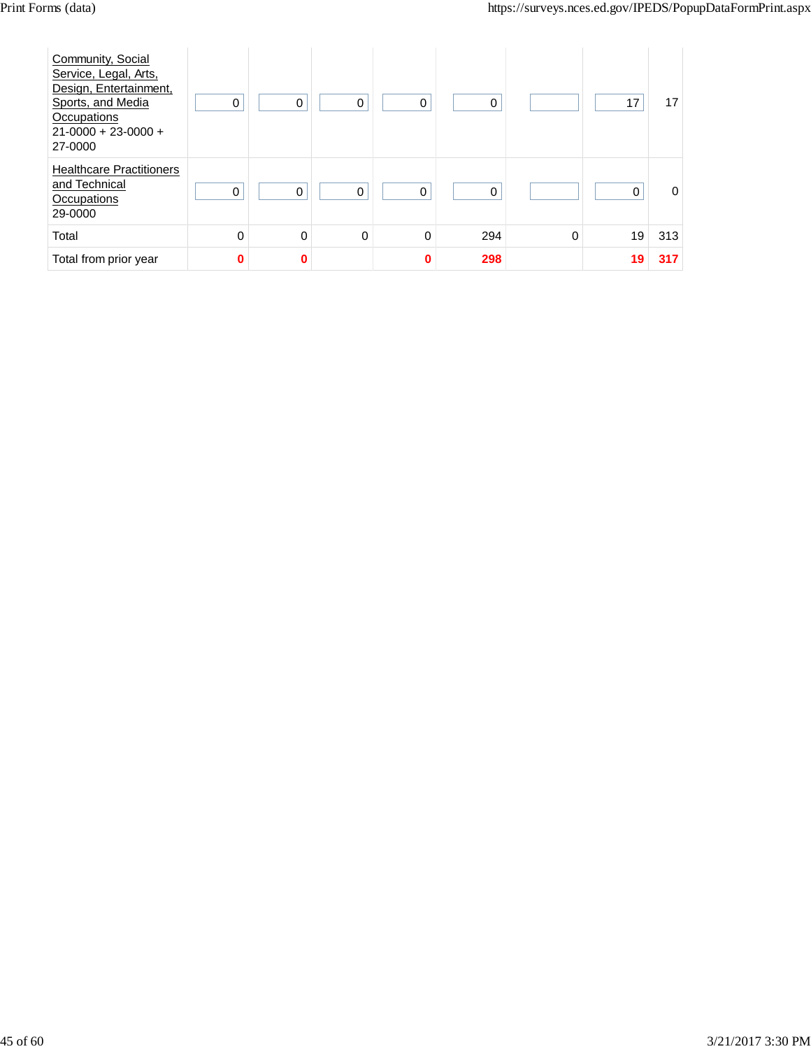| | | | | | | | | |
|---|---|---|---|---|---|---|---|---|
| Community, Social Service, Legal, Arts, Design, Entertainment, Sports, and Media Occupations 21-0000 + 23-0000 + 27-0000 | 0 | 0 | 0 | 0 | 0 | | 17 | 17 |
| Healthcare Practitioners and Technical Occupations 29-0000 | 0 | 0 | 0 | 0 | 0 | | 0 | 0 |
| Total | 0 | 0 | 0 | 0 | 294 | 0 | 19 | 313 |
| Total from prior year | **0** | **0** | | **0** | **298** | | **19** | **317** |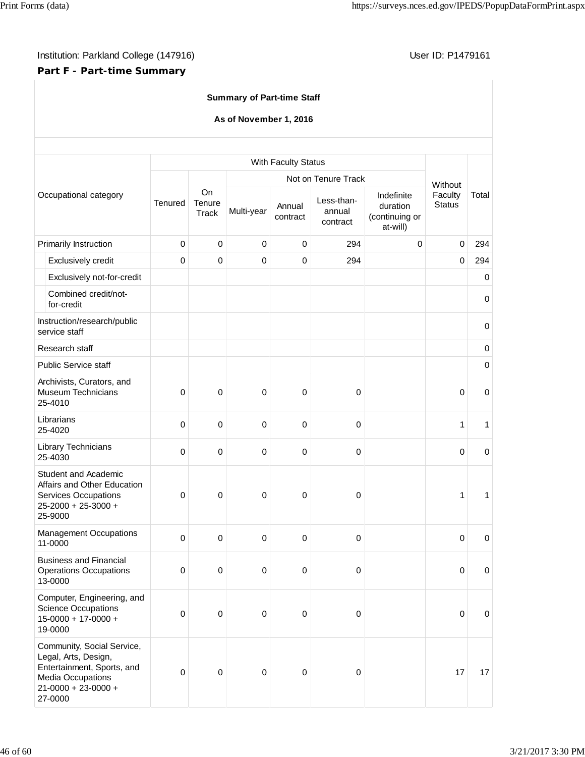Institution: Parkland College (147916)

User ID: P1479161

**Part F - Part-time Summary**

**Summary of Part-time Staff**

**As of November 1, 2016**

| Occupational category | With Faculty Status | | | | | | Without Faculty Status | Total |
|---|---|---|---|---|---|---|---|---|
| | Tenured | On Tenure Track | Not on Tenure Track | | | | | |
| | | | Multi-year | Annual contract | Less-than-annual contract | Indefinite duration (continuing or at-will) | | |
| Primarily Instruction | 0 | 0 | 0 | 0 | 294 | 0 | 0 | 294 |
| Exclusively credit | 0 | 0 | 0 | 0 | 294 | | 0 | 294 |
| Exclusively not-for-credit | | | | | | | | 0 |
| Combined credit/not-for-credit | | | | | | | | 0 |
| Instruction/research/public service staff | | | | | | | | 0 |
| Research staff | | | | | | | | 0 |
| Public Service staff | | | | | | | | 0 |
| Archivists, Curators, and Museum Technicians 25-4010 | 0 | 0 | 0 | 0 | 0 | | 0 | 0 |
| Librarians 25-4020 | 0 | 0 | 0 | 0 | 0 | | 1 | 1 |
| Library Technicians 25-4030 | 0 | 0 | 0 | 0 | 0 | | 0 | 0 |
| Student and Academic Affairs and Other Education Services Occupations 25-2000 + 25-3000 + 25-9000 | 0 | 0 | 0 | 0 | 0 | | 1 | 1 |
| Management Occupations 11-0000 | 0 | 0 | 0 | 0 | 0 | | 0 | 0 |
| Business and Financial Operations Occupations 13-0000 | 0 | 0 | 0 | 0 | 0 | | 0 | 0 |
| Computer, Engineering, and Science Occupations 15-0000 + 17-0000 + 19-0000 | 0 | 0 | 0 | 0 | 0 | | 0 | 0 |
| Community, Social Service, Legal, Arts, Design, Entertainment, Sports, and Media Occupations 21-0000 + 23-0000 + 27-0000 | 0 | 0 | 0 | 0 | 0 | | 17 | 17 |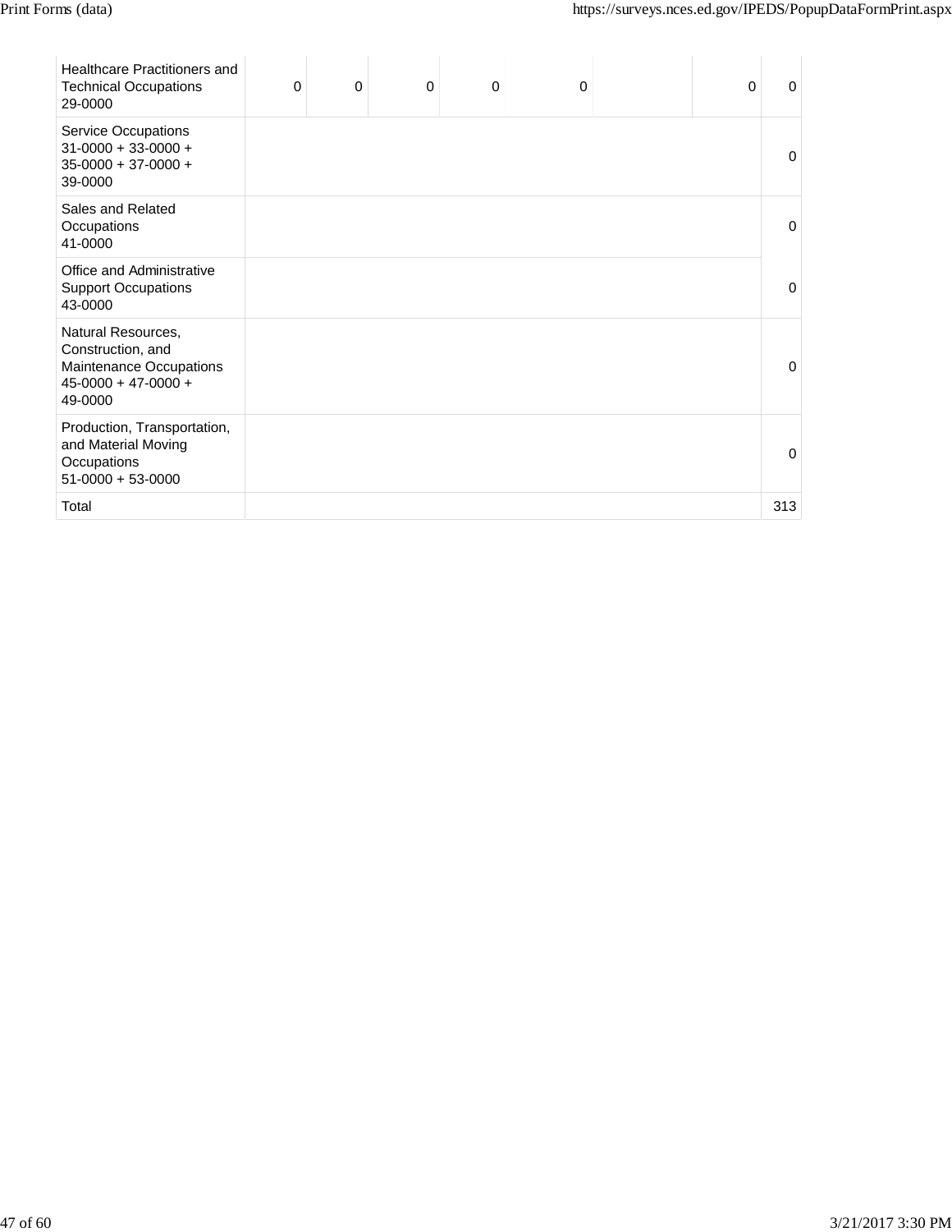| | | | | | | | | |
|---|---|---|---|---|---|---|---|---|
| Healthcare Practitioners and Technical Occupations 29-0000 | 0 | 0 | 0 | 0 | 0 | | 0 | 0 |
| Service Occupations 31-0000 + 33-0000 + 35-0000 + 37-0000 + 39-0000 | | | | | | | | 0 |
| Sales and Related Occupations 41-0000 | | | | | | | | 0 |
| Office and Administrative Support Occupations 43-0000 | | | | | | | | 0 |
| Natural Resources, Construction, and Maintenance Occupations 45-0000 + 47-0000 + 49-0000 | | | | | | | | 0 |
| Production, Transportation, and Material Moving Occupations 51-0000 + 53-0000 | | | | | | | | 0 |
| Total | | | | | | | | 313 |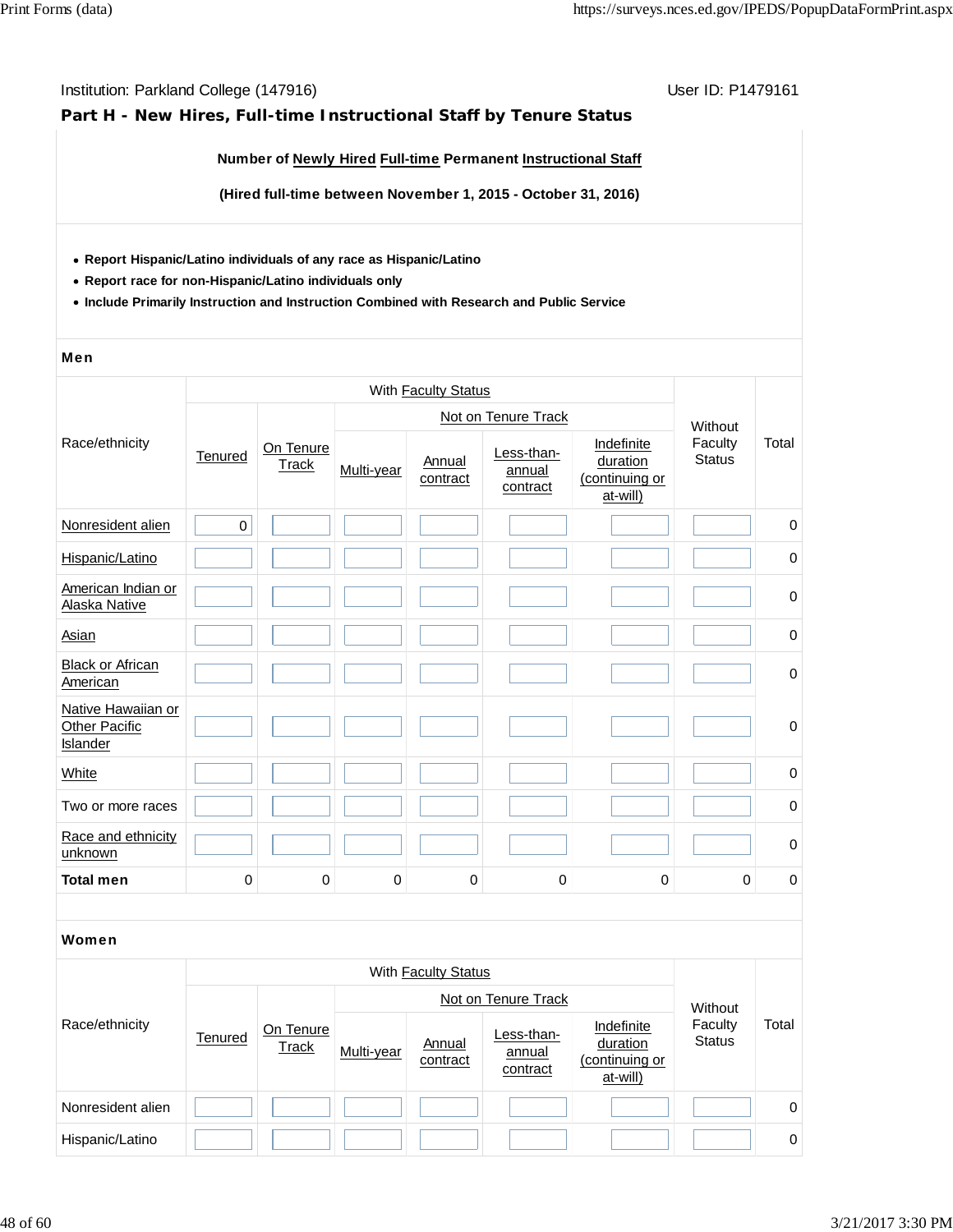Institution: Parkland College (147916)

User ID: P1479161

## Part H - New Hires, Full-time Instructional Staff by Tenure Status

**Number of Newly Hired Full-time Permanent Instructional Staff**

**(Hired full-time between November 1, 2015 - October 31, 2016)**

- **Report Hispanic/Latino individuals of any race as Hispanic/Latino**
- **Report race for non-Hispanic/Latino individuals only**
- **Include Primarily Instruction and Instruction Combined with Research and Public Service**

**Men**

| Race/ethnicity | With Faculty Status | | | | | | Without Faculty Status | Total |
|---|---|---|---|---|---|---|---|---|
| | | | Not on Tenure Track | | | | | |
| | Tenured | On Tenure Track | Multi-year | Annual contract | Less-than-annual contract | Indefinite duration (continuing or at-will) | | |
| Nonresident alien | 0 | | | | | | | 0 |
| Hispanic/Latino | | | | | | | | 0 |
| American Indian or Alaska Native | | | | | | | | 0 |
| Asian | | | | | | | | 0 |
| Black or African American | | | | | | | | 0 |
| Native Hawaiian or Other Pacific Islander | | | | | | | | 0 |
| White | | | | | | | | 0 |
| Two or more races | | | | | | | | 0 |
| Race and ethnicity unknown | | | | | | | | 0 |
| **Total men** | 0 | 0 | 0 | 0 | 0 | 0 | 0 | 0 |

**Women**

| Race/ethnicity | With Faculty Status | | | | | | Without Faculty Status | Total |
|---|---|---|---|---|---|---|---|---|
| | | | Not on Tenure Track | | | | | |
| | Tenured | On Tenure Track | Multi-year | Annual contract | Less-than-annual contract | Indefinite duration (continuing or at-will) | | |
| Nonresident alien | | | | | | | | 0 |
| Hispanic/Latino | | | | | | | | 0 |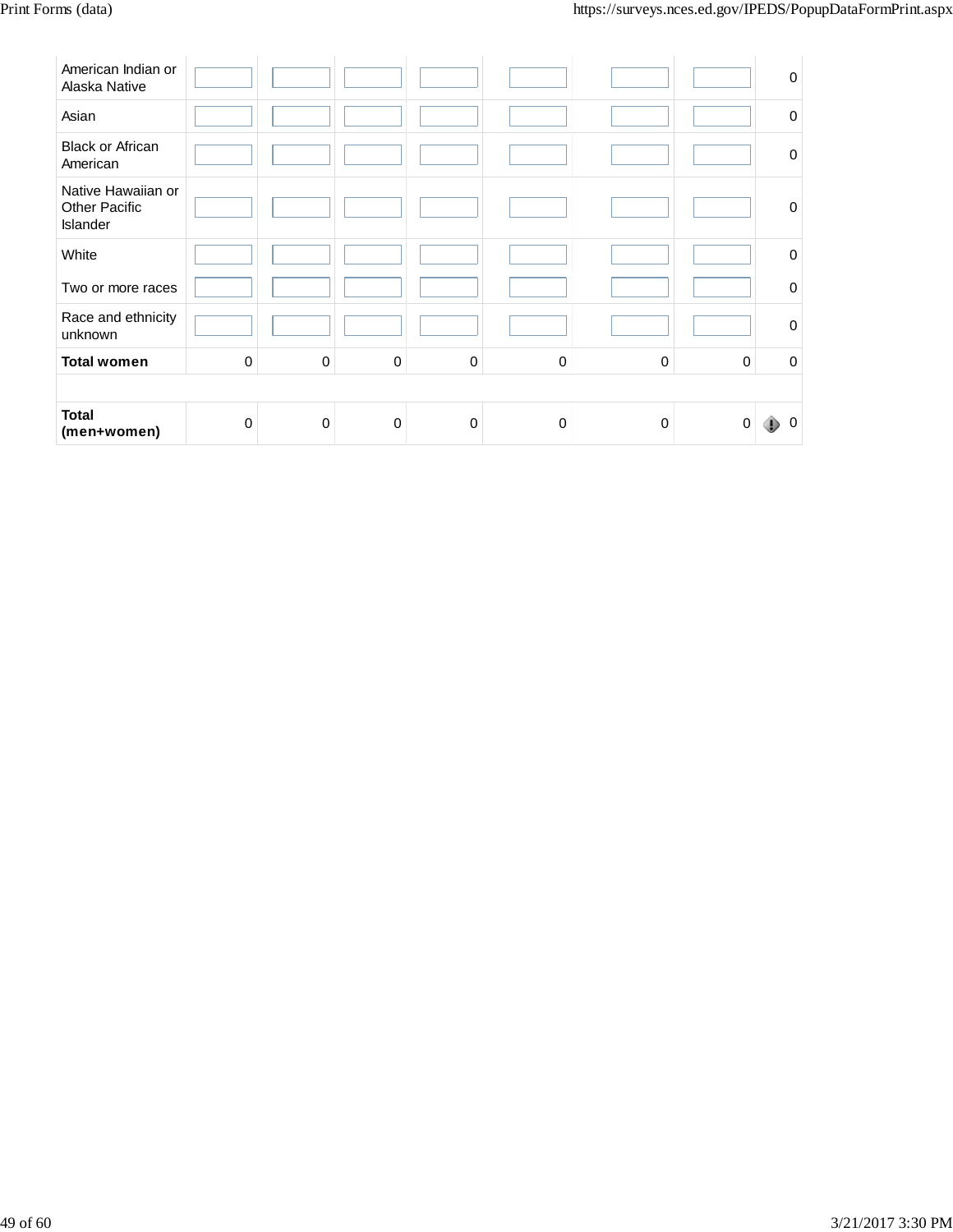| | | | | | | | | |
|---|---|---|---|---|---|---|---|---|
| American Indian or Alaska Native | | | | | | | | 0 |
| Asian | | | | | | | | 0 |
| Black or African American | | | | | | | | 0 |
| Native Hawaiian or Other Pacific Islander | | | | | | | | 0 |
| White | | | | | | | | 0 |
| Two or more races | | | | | | | | 0 |
| Race and ethnicity unknown | | | | | | | | 0 |
| **Total women** | 0 | 0 | 0 | 0 | 0 | 0 | 0 | 0 |
| | | | | | | | | |
| **Total (men+women)** | 0 | 0 | 0 | 0 | 0 | 0 | 0 | 0 |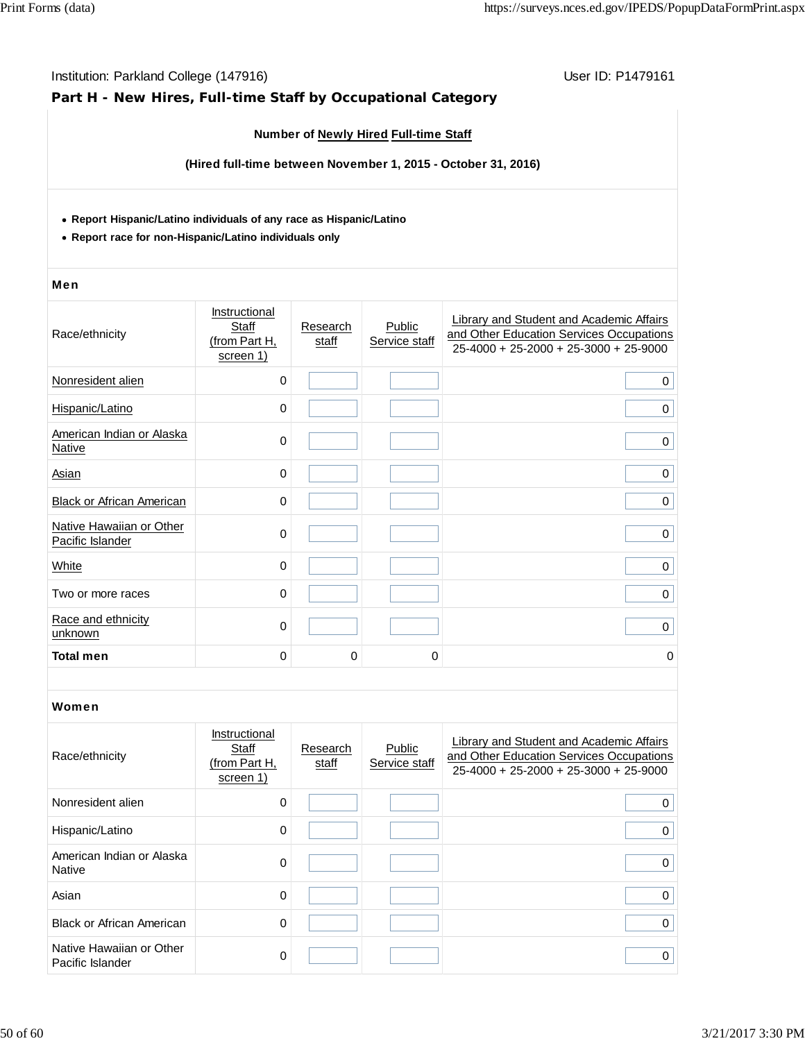Institution: Parkland College (147916)

User ID: P1479161

## Part H - New Hires, Full-time Staff by Occupational Category

**Number of Newly Hired Full-time Staff**

**(Hired full-time between November 1, 2015 - October 31, 2016)**

- **Report Hispanic/Latino individuals of any race as Hispanic/Latino**
- **Report race for non-Hispanic/Latino individuals only**

### Men

| Race/ethnicity | Instructional Staff (from Part H, screen 1) | Research staff | Public Service staff | Library and Student and Academic Affairs and Other Education Services Occupations 25-4000 + 25-2000 + 25-3000 + 25-9000 |
|---|---|---|---|---|
| Nonresident alien | 0 | | | 0 |
| Hispanic/Latino | 0 | | | 0 |
| American Indian or Alaska Native | 0 | | | 0 |
| Asian | 0 | | | 0 |
| Black or African American | 0 | | | 0 |
| Native Hawaiian or Other Pacific Islander | 0 | | | 0 |
| White | 0 | | | 0 |
| Two or more races | 0 | | | 0 |
| Race and ethnicity unknown | 0 | | | 0 |
| **Total men** | 0 | 0 | 0 | 0 |

### Women

| Race/ethnicity | Instructional Staff (from Part H, screen 1) | Research staff | Public Service staff | Library and Student and Academic Affairs and Other Education Services Occupations 25-4000 + 25-2000 + 25-3000 + 25-9000 |
|---|---|---|---|---|
| Nonresident alien | 0 | | | 0 |
| Hispanic/Latino | 0 | | | 0 |
| American Indian or Alaska Native | 0 | | | 0 |
| Asian | 0 | | | 0 |
| Black or African American | 0 | | | 0 |
| Native Hawaiian or Other Pacific Islander | 0 | | | 0 |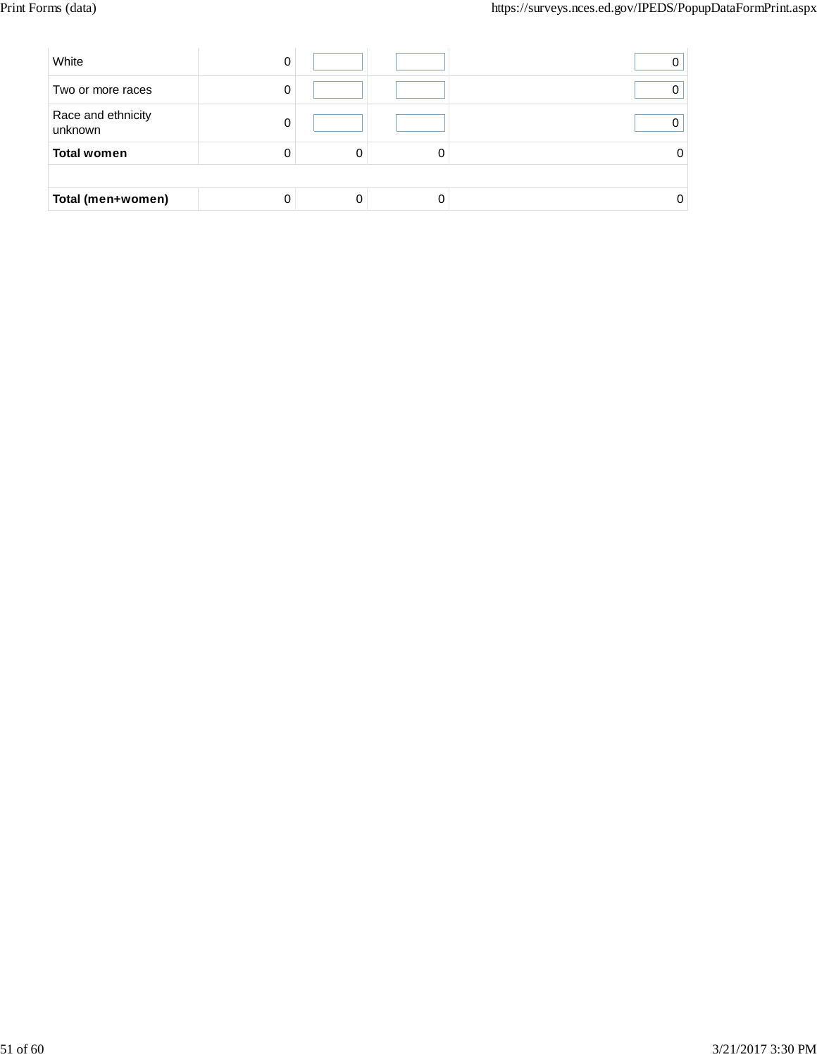| | | | | |
|---|---|---|---|---|
| White | 0 | | | 0 |
| Two or more races | 0 | | | 0 |
| Race and ethnicity unknown | 0 | | | 0 |
| **Total women** | 0 | 0 | 0 | 0 |
| | | | | |
| **Total (men+women)** | 0 | 0 | 0 | 0 |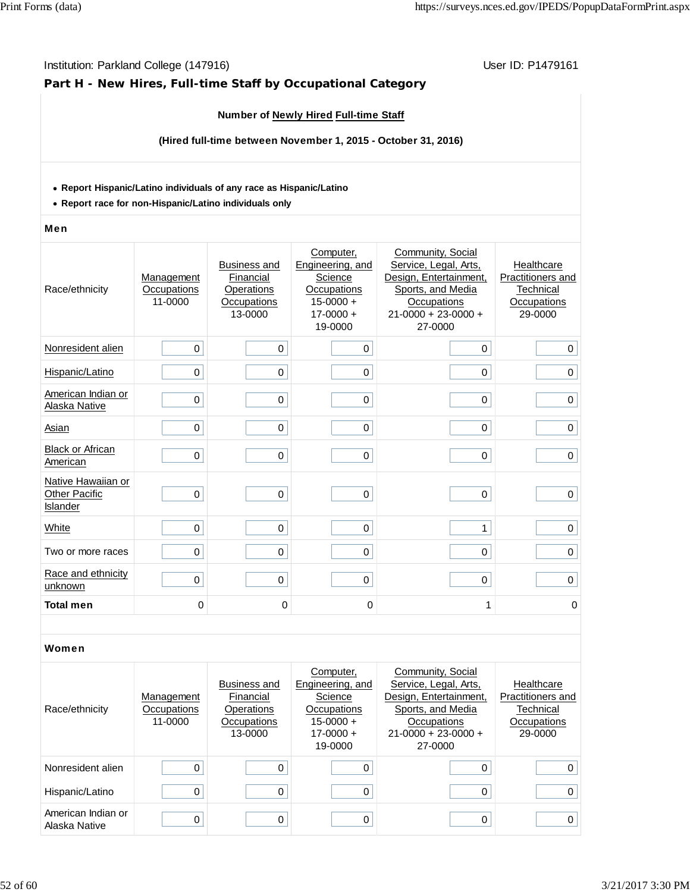Institution: Parkland College (147916)

User ID: P1479161

## Part H - New Hires, Full-time Staff by Occupational Category

**Number of Newly Hired Full-time Staff**

**(Hired full-time between November 1, 2015 - October 31, 2016)**

- **Report Hispanic/Latino individuals of any race as Hispanic/Latino**
- **Report race for non-Hispanic/Latino individuals only**

### Men

| Race/ethnicity | Management Occupations 11-0000 | Business and Financial Operations Occupations 13-0000 | Computer, Engineering, and Science Occupations 15-0000 + 17-0000 + 19-0000 | Community, Social Service, Legal, Arts, Design, Entertainment, Sports, and Media Occupations 21-0000 + 23-0000 + 27-0000 | Healthcare Practitioners and Technical Occupations 29-0000 |
|---|---|---|---|---|---|
| Nonresident alien | 0 | 0 | 0 | 0 | 0 |
| Hispanic/Latino | 0 | 0 | 0 | 0 | 0 |
| American Indian or Alaska Native | 0 | 0 | 0 | 0 | 0 |
| Asian | 0 | 0 | 0 | 0 | 0 |
| Black or African American | 0 | 0 | 0 | 0 | 0 |
| Native Hawaiian or Other Pacific Islander | 0 | 0 | 0 | 0 | 0 |
| White | 0 | 0 | 0 | 1 | 0 |
| Two or more races | 0 | 0 | 0 | 0 | 0 |
| Race and ethnicity unknown | 0 | 0 | 0 | 0 | 0 |
| **Total men** | 0 | 0 | 0 | 1 | 0 |

### Women

| Race/ethnicity | Management Occupations 11-0000 | Business and Financial Operations Occupations 13-0000 | Computer, Engineering, and Science Occupations 15-0000 + 17-0000 + 19-0000 | Community, Social Service, Legal, Arts, Design, Entertainment, Sports, and Media Occupations 21-0000 + 23-0000 + 27-0000 | Healthcare Practitioners and Technical Occupations 29-0000 |
|---|---|---|---|---|---|
| Nonresident alien | 0 | 0 | 0 | 0 | 0 |
| Hispanic/Latino | 0 | 0 | 0 | 0 | 0 |
| American Indian or Alaska Native | 0 | 0 | 0 | 0 | 0 |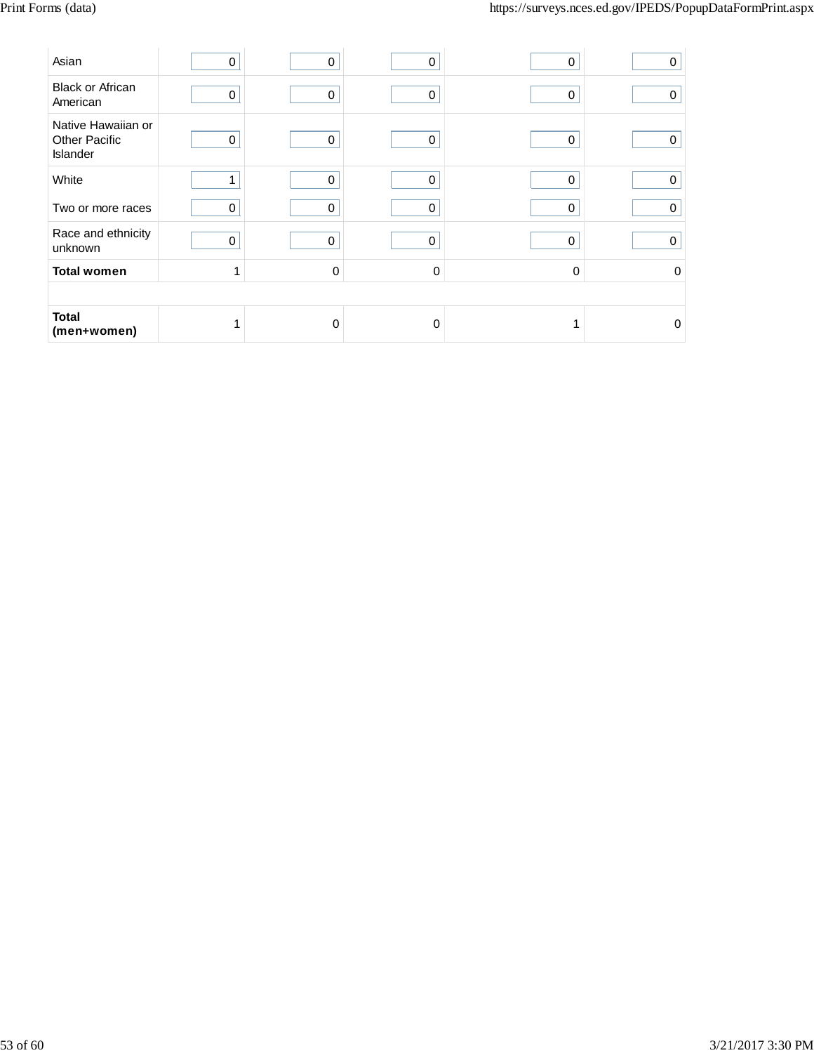| | | | | | |
|---|---|---|---|---|---|
| Asian | 0 | 0 | 0 | 0 | 0 |
| Black or African American | 0 | 0 | 0 | 0 | 0 |
| Native Hawaiian or Other Pacific Islander | 0 | 0 | 0 | 0 | 0 |
| White | 1 | 0 | 0 | 0 | 0 |
| Two or more races | 0 | 0 | 0 | 0 | 0 |
| Race and ethnicity unknown | 0 | 0 | 0 | 0 | 0 |
| **Total women** | 1 | 0 | 0 | 0 | 0 |
| | | | | | |
| **Total (men+women)** | 1 | 0 | 0 | 1 | 0 |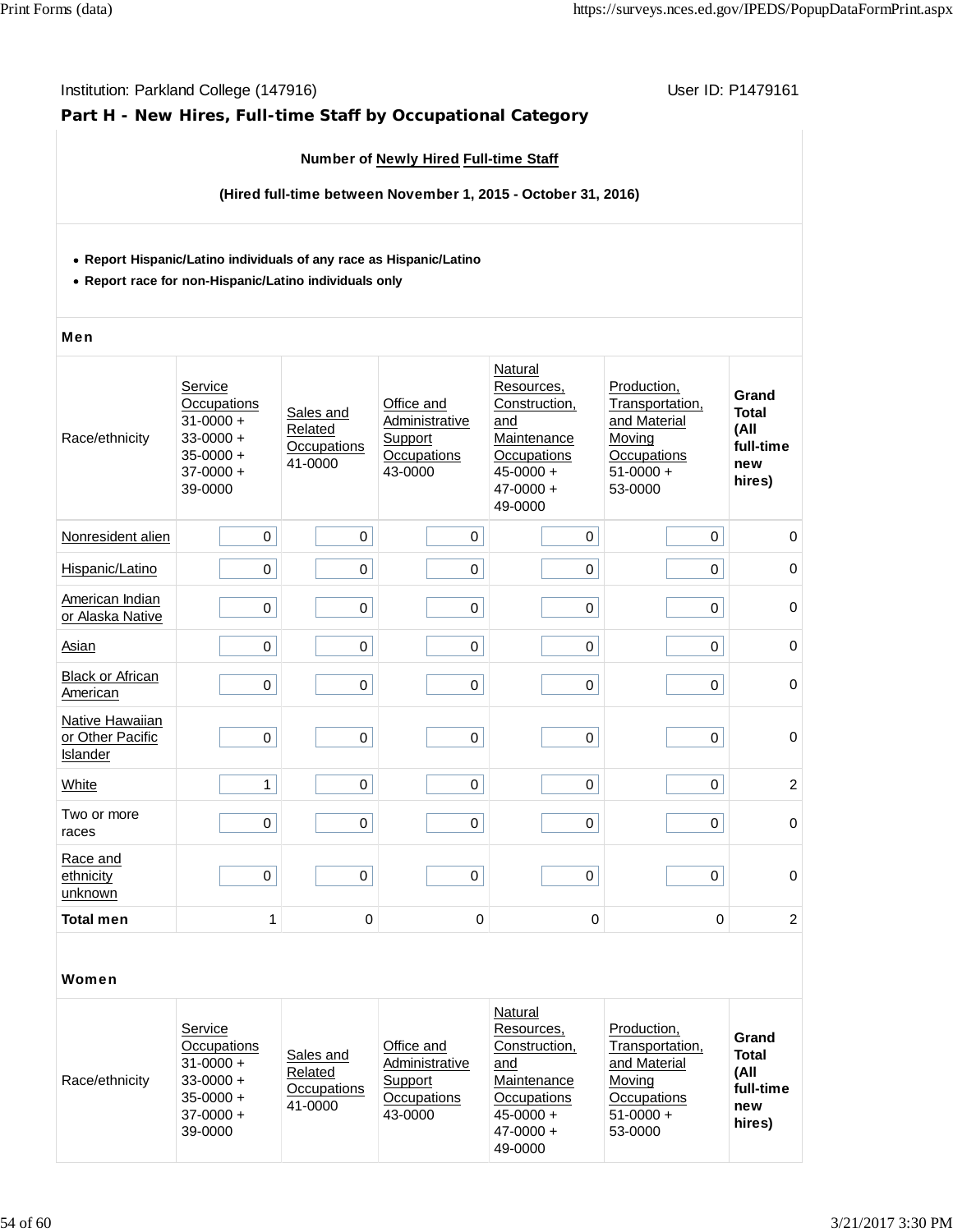Institution: Parkland College (147916)

User ID: P1479161

## Part H - New Hires, Full-time Staff by Occupational Category

**Number of Newly Hired Full-time Staff**

**(Hired full-time between November 1, 2015 - October 31, 2016)**

- **Report Hispanic/Latino individuals of any race as Hispanic/Latino**
- **Report race for non-Hispanic/Latino individuals only**

**Men**

| Race/ethnicity | Service Occupations 31-0000 + 33-0000 + 35-0000 + 37-0000 + 39-0000 | Sales and Related Occupations 41-0000 | Office and Administrative Support Occupations 43-0000 | Natural Resources, Construction, and Maintenance Occupations 45-0000 + 47-0000 + 49-0000 | Production, Transportation, and Material Moving Occupations 51-0000 + 53-0000 | Grand Total (All full-time new hires) |
|---|---|---|---|---|---|---|
| Nonresident alien | 0 | 0 | 0 | 0 | 0 | 0 |
| Hispanic/Latino | 0 | 0 | 0 | 0 | 0 | 0 |
| American Indian or Alaska Native | 0 | 0 | 0 | 0 | 0 | 0 |
| Asian | 0 | 0 | 0 | 0 | 0 | 0 |
| Black or African American | 0 | 0 | 0 | 0 | 0 | 0 |
| Native Hawaiian or Other Pacific Islander | 0 | 0 | 0 | 0 | 0 | 0 |
| White | 1 | 0 | 0 | 0 | 0 | 2 |
| Two or more races | 0 | 0 | 0 | 0 | 0 | 0 |
| Race and ethnicity unknown | 0 | 0 | 0 | 0 | 0 | 0 |
| **Total men** | 1 | 0 | 0 | 0 | 0 | 2 |

**Women**

| Race/ethnicity | Service Occupations 31-0000 + 33-0000 + 35-0000 + 37-0000 + 39-0000 | Sales and Related Occupations 41-0000 | Office and Administrative Support Occupations 43-0000 | Natural Resources, Construction, and Maintenance Occupations 45-0000 + 47-0000 + 49-0000 | Production, Transportation, and Material Moving Occupations 51-0000 + 53-0000 | Grand Total (All full-time new hires) |
|---|---|---|---|---|---|---|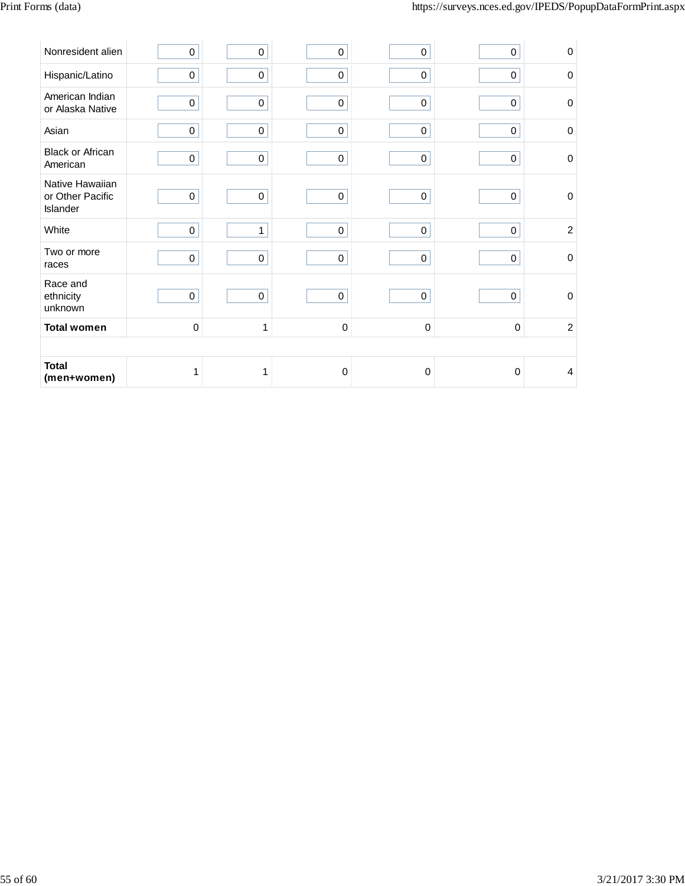| | | | | | | |
|---|---|---|---|---|---|---|
| Nonresident alien | 0 | 0 | 0 | 0 | 0 | 0 |
| Hispanic/Latino | 0 | 0 | 0 | 0 | 0 | 0 |
| American Indian or Alaska Native | 0 | 0 | 0 | 0 | 0 | 0 |
| Asian | 0 | 0 | 0 | 0 | 0 | 0 |
| Black or African American | 0 | 0 | 0 | 0 | 0 | 0 |
| Native Hawaiian or Other Pacific Islander | 0 | 0 | 0 | 0 | 0 | 0 |
| White | 0 | 1 | 0 | 0 | 0 | 2 |
| Two or more races | 0 | 0 | 0 | 0 | 0 | 0 |
| Race and ethnicity unknown | 0 | 0 | 0 | 0 | 0 | 0 |
| **Total women** | 0 | 1 | 0 | 0 | 0 | 2 |
| | | | | | | |
| **Total (men+women)** | 1 | 1 | 0 | 0 | 0 | 4 |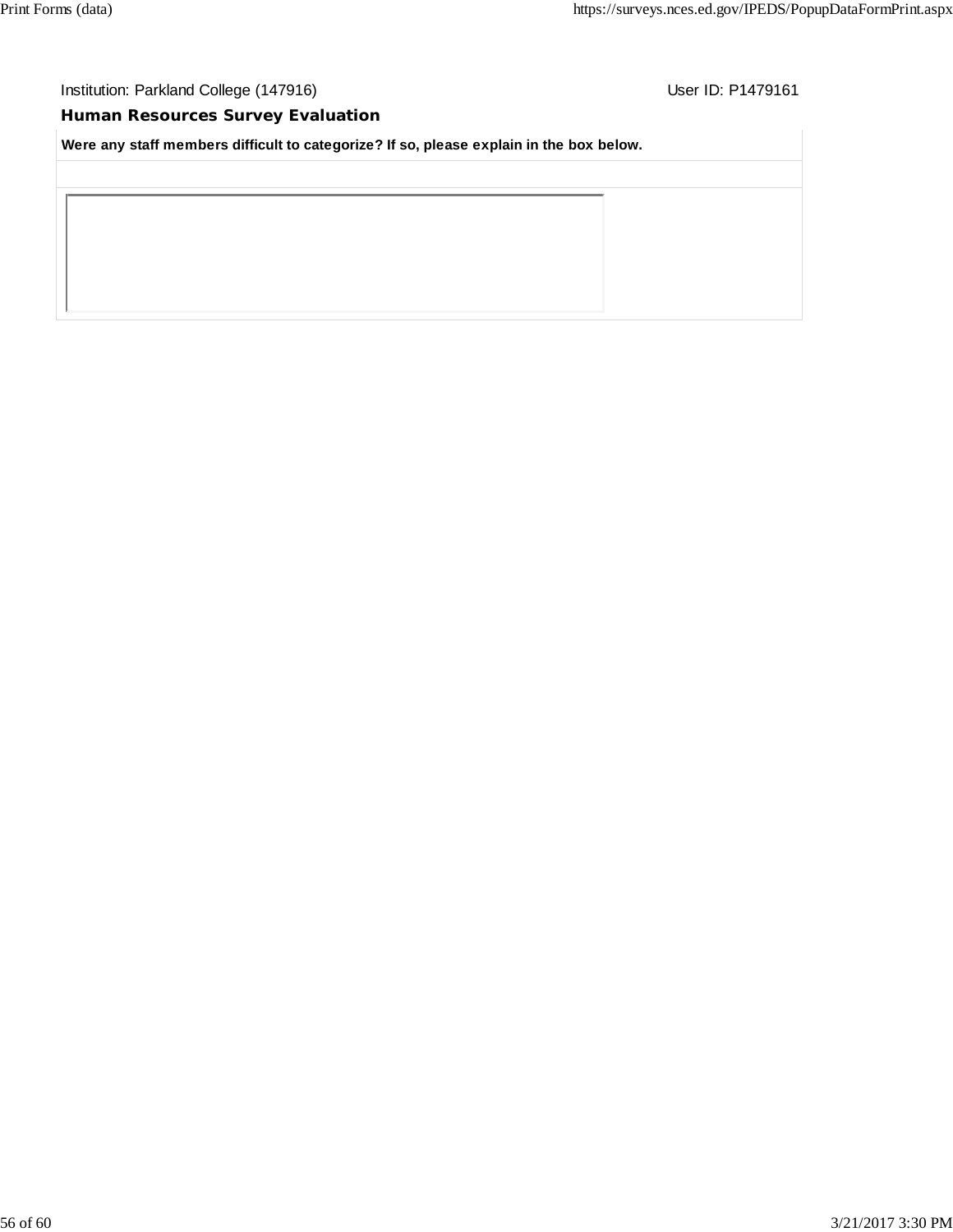Institution: Parkland College (147916) User ID: P1479161

## Human Resources Survey Evaluation

**Were any staff members difficult to categorize? If so, please explain in the box below.**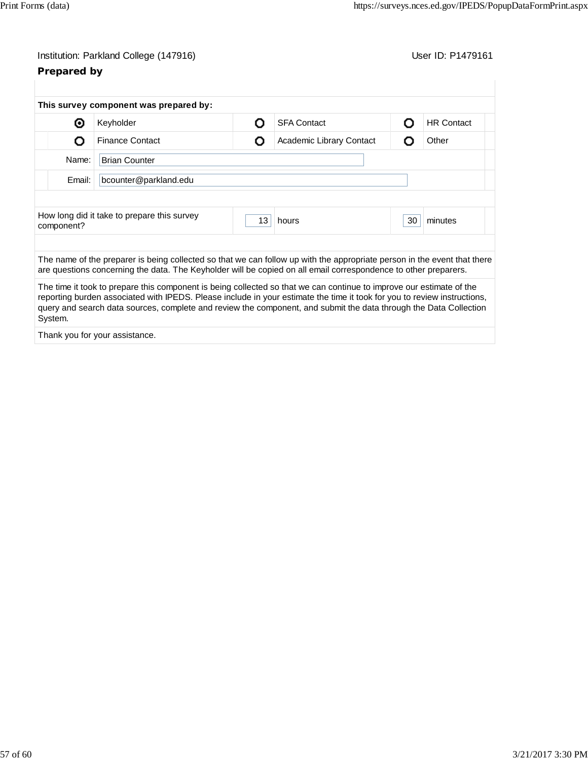Institution: Parkland College (147916) User ID: P1479161

## Prepared by

**This survey component was prepared by:**

| | | | | | |
|---|---|---|---|---|---|
| ◉ | Keyholder | ○ | SFA Contact | ○ | HR Contact |
| ○ | Finance Contact | ○ | Academic Library Contact | ○ | Other |

Name: Brian Counter

Email: bcounter@parkland.edu

| How long did it take to prepare this survey component? | 13 | hours | 30 | minutes |
|---|---|---|---|---|

The name of the preparer is being collected so that we can follow up with the appropriate person in the event that there are questions concerning the data. The Keyholder will be copied on all email correspondence to other preparers.

The time it took to prepare this component is being collected so that we can continue to improve our estimate of the reporting burden associated with IPEDS. Please include in your estimate the time it took for you to review instructions, query and search data sources, complete and review the component, and submit the data through the Data Collection System.

Thank you for your assistance.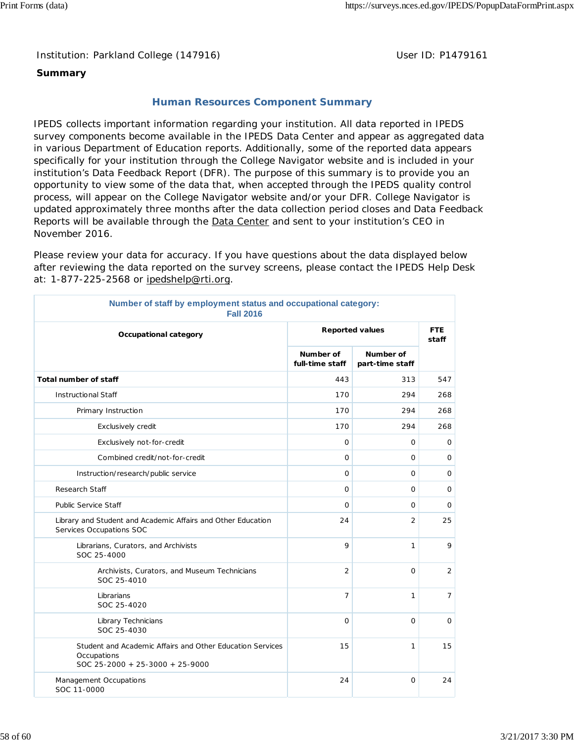Institution: Parkland College (147916) | User ID: P1479161

**Summary**

## Human Resources Component Summary

IPEDS collects important information regarding your institution. All data reported in IPEDS survey components become available in the IPEDS Data Center and appear as aggregated data in various Department of Education reports. Additionally, some of the reported data appears specifically for your institution through the College Navigator website and is included in your institution's Data Feedback Report (DFR). The purpose of this summary is to provide you an opportunity to view some of the data that, when accepted through the IPEDS quality control process, will appear on the College Navigator website and/or your DFR. College Navigator is updated approximately three months after the data collection period closes and Data Feedback Reports will be available through the Data Center and sent to your institution's CEO in November 2016.

Please review your data for accuracy. If you have questions about the data displayed below after reviewing the data reported on the survey screens, please contact the IPEDS Help Desk at: 1-877-225-2568 or ipedshelp@rti.org.

**Number of staff by employment status and occupational category: Fall 2016**

| Occupational category | Reported values | | FTE staff |
|---|---|---|---|
| | Number of full-time staff | Number of part-time staff | |
| **Total number of staff** | 443 | 313 | 547 |
| Instructional Staff | 170 | 294 | 268 |
| Primary Instruction | 170 | 294 | 268 |
| Exclusively credit | 170 | 294 | 268 |
| Exclusively not-for-credit | 0 | 0 | 0 |
| Combined credit/not-for-credit | 0 | 0 | 0 |
| Instruction/research/public service | 0 | 0 | 0 |
| Research Staff | 0 | 0 | 0 |
| Public Service Staff | 0 | 0 | 0 |
| Library and Student and Academic Affairs and Other Education Services Occupations SOC | 24 | 2 | 25 |
| Librarians, Curators, and Archivists SOC 25-4000 | 9 | 1 | 9 |
| Archivists, Curators, and Museum Technicians SOC 25-4010 | 2 | 0 | 2 |
| Librarians SOC 25-4020 | 7 | 1 | 7 |
| Library Technicians SOC 25-4030 | 0 | 0 | 0 |
| Student and Academic Affairs and Other Education Services Occupations SOC 25-2000 + 25-3000 + 25-9000 | 15 | 1 | 15 |
| Management Occupations SOC 11-0000 | 24 | 0 | 24 |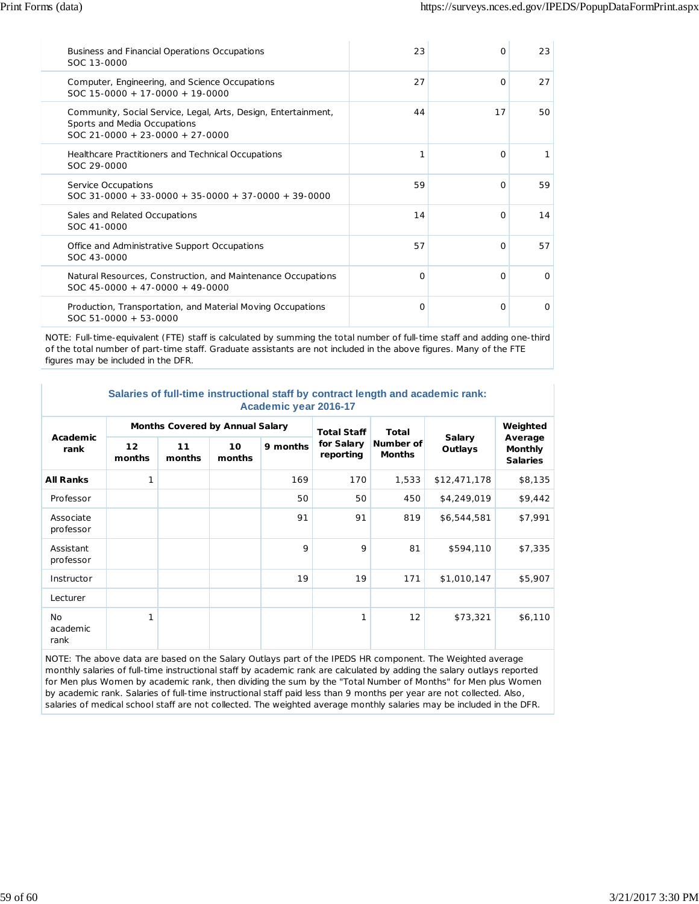| | | | |
|---|---|---|---|
| Business and Financial Operations Occupations<br>SOC 13-0000 | 23 | 0 | 23 |
| Computer, Engineering, and Science Occupations<br>SOC 15-0000 + 17-0000 + 19-0000 | 27 | 0 | 27 |
| Community, Social Service, Legal, Arts, Design, Entertainment, Sports and Media Occupations<br>SOC 21-0000 + 23-0000 + 27-0000 | 44 | 17 | 50 |
| Healthcare Practitioners and Technical Occupations<br>SOC 29-0000 | 1 | 0 | 1 |
| Service Occupations<br>SOC 31-0000 + 33-0000 + 35-0000 + 37-0000 + 39-0000 | 59 | 0 | 59 |
| Sales and Related Occupations<br>SOC 41-0000 | 14 | 0 | 14 |
| Office and Administrative Support Occupations<br>SOC 43-0000 | 57 | 0 | 57 |
| Natural Resources, Construction, and Maintenance Occupations<br>SOC 45-0000 + 47-0000 + 49-0000 | 0 | 0 | 0 |
| Production, Transportation, and Material Moving Occupations<br>SOC 51-0000 + 53-0000 | 0 | 0 | 0 |

NOTE: Full-time-equivalent (FTE) staff is calculated by summing the total number of full-time staff and adding one-third of the total number of part-time staff. Graduate assistants are not included in the above figures. Many of the FTE figures may be included in the DFR.

## Salaries of full-time instructional staff by contract length and academic rank: Academic year 2016-17

| Academic rank | Months Covered by Annual Salary | | | | Total Staff for Salary reporting | Total Number of Months | Salary Outlays | Weighted Average Monthly Salaries |
|---|---|---|---|---|---|---|---|---|
| | 12 months | 11 months | 10 months | 9 months | | | | |
| **All Ranks** | 1 | | | 169 | 170 | 1,533 | $12,471,178 | $8,135 |
| Professor | | | | 50 | 50 | 450 | $4,249,019 | $9,442 |
| Associate professor | | | | 91 | 91 | 819 | $6,544,581 | $7,991 |
| Assistant professor | | | | 9 | 9 | 81 | $594,110 | $7,335 |
| Instructor | | | | 19 | 19 | 171 | $1,010,147 | $5,907 |
| Lecturer | | | | | | | | |
| No academic rank | 1 | | | | 1 | 12 | $73,321 | $6,110 |

NOTE: The above data are based on the Salary Outlays part of the IPEDS HR component. The Weighted average monthly salaries of full-time instructional staff by academic rank are calculated by adding the salary outlays reported for Men plus Women by academic rank, then dividing the sum by the "Total Number of Months" for Men plus Women by academic rank. Salaries of full-time instructional staff paid less than 9 months per year are not collected. Also, salaries of medical school staff are not collected. The weighted average monthly salaries may be included in the DFR.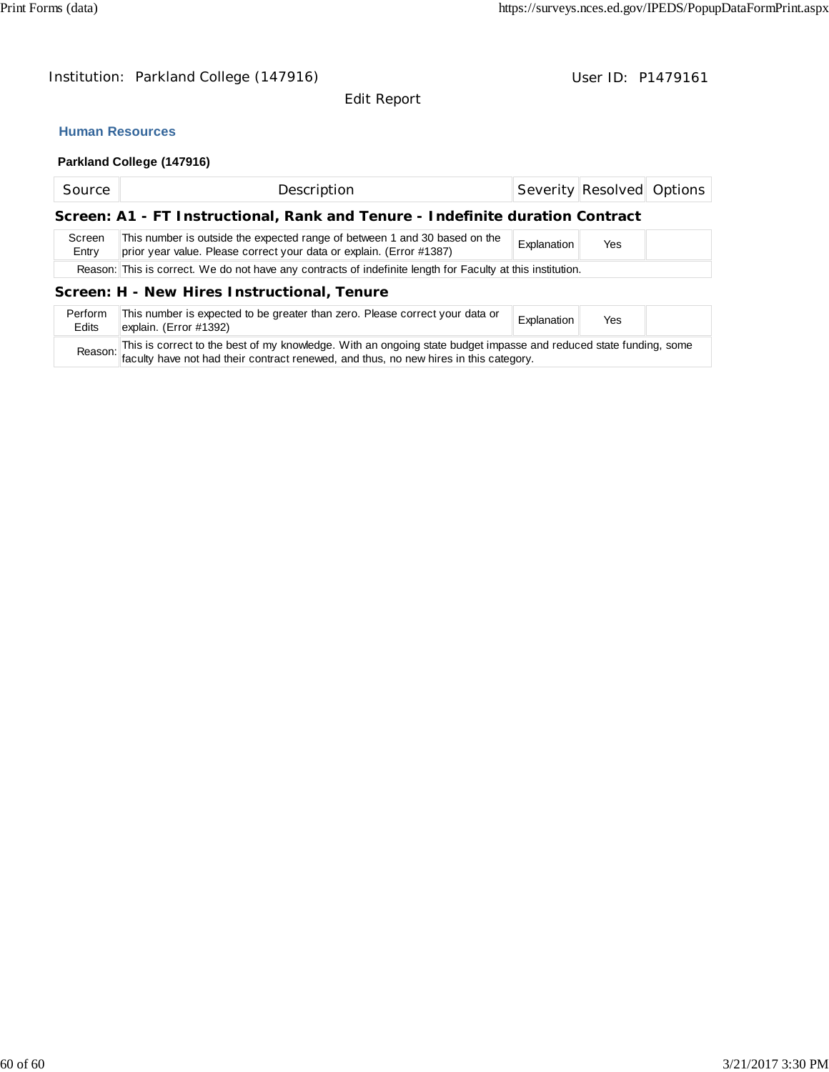Institution: Parkland College (147916) User ID: P1479161

Edit Report

### Human Resources

**Parkland College (147916)**

| Source | Description | Severity | Resolved | Options |
|---|---|---|---|---|
| **Screen: A1 - FT Instructional, Rank and Tenure - Indefinite duration Contract** | | | | |
| Screen Entry | This number is outside the expected range of between 1 and 30 based on the prior year value. Please correct your data or explain. (Error #1387) | Explanation | Yes | |
| Reason: | This is correct. We do not have any contracts of indefinite length for Faculty at this institution. | | | |
| **Screen: H - New Hires Instructional, Tenure** | | | | |
| Perform Edits | This number is expected to be greater than zero. Please correct your data or explain. (Error #1392) | Explanation | Yes | |
| Reason: | This is correct to the best of my knowledge. With an ongoing state budget impasse and reduced state funding, some faculty have not had their contract renewed, and thus, no new hires in this category. | | | |